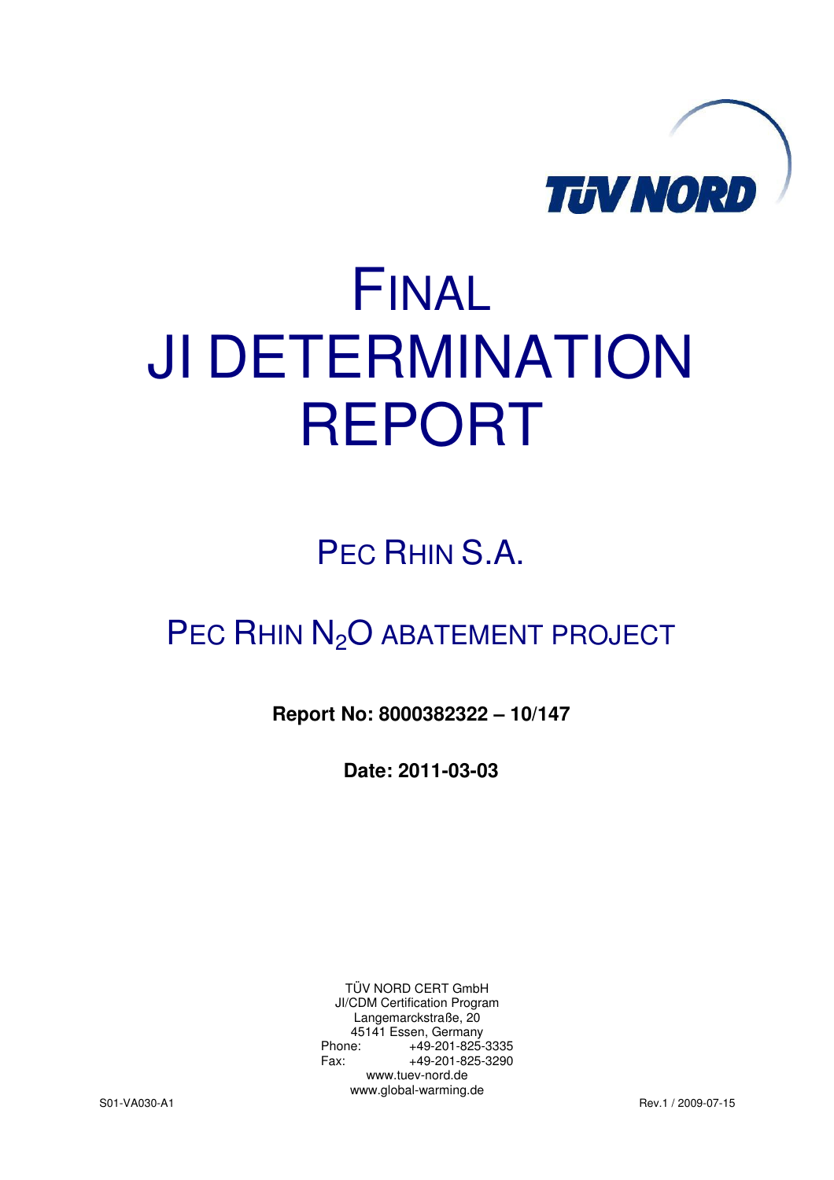TÜV NORD

# FINAL JI DETERMINATION REPORT

## PEC RHIN S.A.

## PEC RHIN $N_2O$ ABATEMENT PROJECT

**Report No: 8000382322 – 10/147**

**Date: 2011-03-03**

TÜV NORD CERT GmbH
JI/CDM Certification Program
Langemarckstraße, 20
45141 Essen, Germany
Phone: +49-201-825-3335
Fax: +49-201-825-3290
www.tuev-nord.de
www.global-warming.de

S01-VA030-A1 Rev.1 / 2009-07-15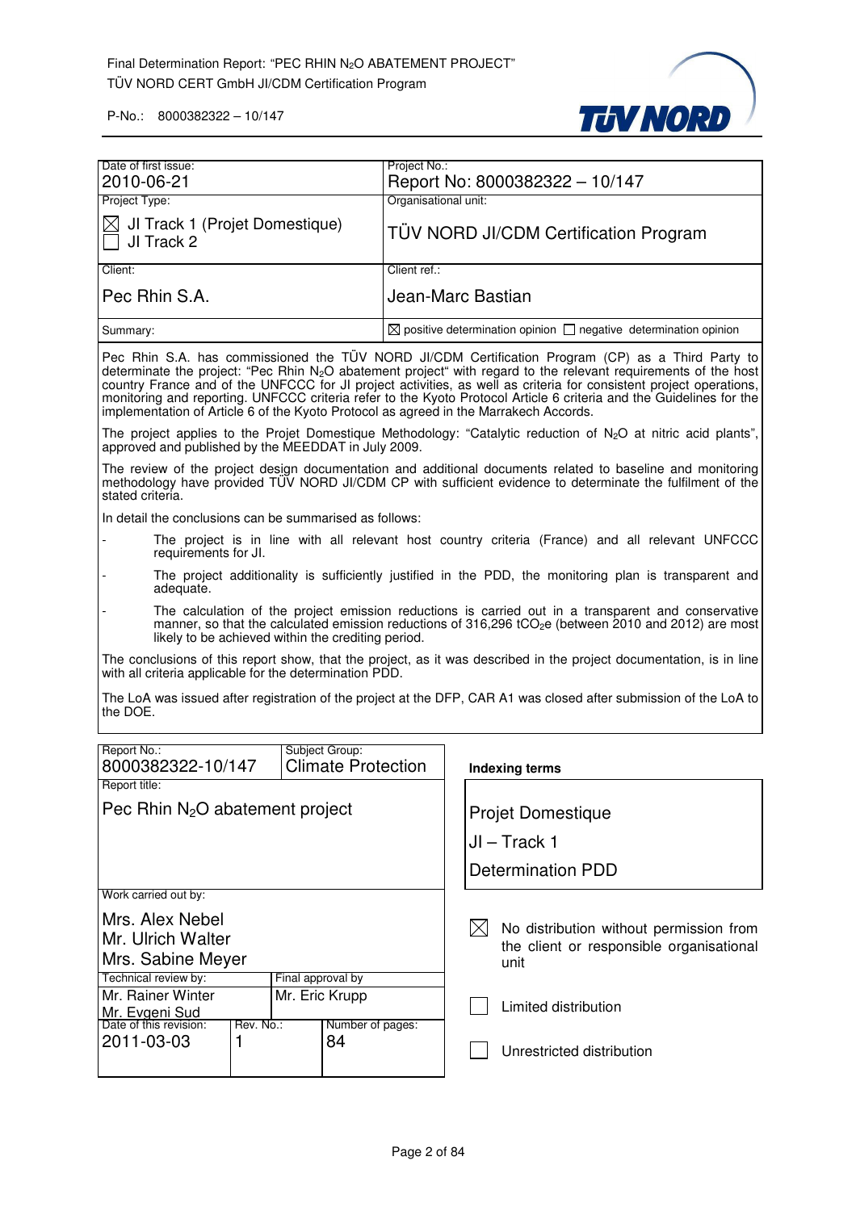| Date of first issue: 2010-06-21 | Project No.: Report No: 8000382322 – 10/147 |
|---|---|
| Project Type: ☒ JI Track 1 (Projet Domestique) ☐ JI Track 2 | Organisational unit: TÜV NORD JI/CDM Certification Program |
| Client: Pec Rhin S.A. | Client ref.: Jean-Marc Bastian |
| Summary: | ☒ positive determination opinion ☐ negative determination opinion |

Pec Rhin S.A. has commissioned the TÜV NORD JI/CDM Certification Program (CP) as a Third Party to determinate the project: "Pec Rhin $N_2O$ abatement project" with regard to the relevant requirements of the host country France and of the UNFCCC for JI project activities, as well as criteria for consistent project operations, monitoring and reporting. UNFCCC criteria refer to the Kyoto Protocol Article 6 criteria and the Guidelines for the implementation of Article 6 of the Kyoto Protocol as agreed in the Marrakech Accords.

The project applies to the Projet Domestique Methodology: "Catalytic reduction of $N_2O$ at nitric acid plants", approved and published by the MEEDDAT in July 2009.

The review of the project design documentation and additional documents related to baseline and monitoring methodology have provided TÜV NORD JI/CDM CP with sufficient evidence to determinate the fulfilment of the stated criteria.

In detail the conclusions can be summarised as follows:

- The project is in line with all relevant host country criteria (France) and all relevant UNFCCC requirements for JI.
- The project additionality is sufficiently justified in the PDD, the monitoring plan is transparent and adequate.
- The calculation of the project emission reductions is carried out in a transparent and conservative manner, so that the calculated emission reductions of 316,296 $tCO_2e$ (between 2010 and 2012) are most likely to be achieved within the crediting period.

The conclusions of this report show, that the project, as it was described in the project documentation, is in line with all criteria applicable for the determination PDD.

The LoA was issued after registration of the project at the DFP, CAR A1 was closed after submission of the LoA to the DOE.

| Report No.: 8000382322-10/147 | Subject Group: Climate Protection | | **Indexing terms** |
|---|---|---|---|
| Report title: Pec Rhin $N_2O$ abatement project | | | Projet Domestique<br>JI – Track 1<br>Determination PDD |
| Work carried out by: Mrs. Alex Nebel, Mr. Ulrich Walter, Mrs. Sabine Meyer | | | ☒ No distribution without permission from the client or responsible organisational unit |
| Technical review by: Mr. Rainer Winter, Mr. Evgeni Sud | Final approval by: Mr. Eric Krupp | | ☐ Limited distribution |
| Date of this revision: 2011-03-03 | Rev. No.: 1 | Number of pages: 84 | ☐ Unrestricted distribution |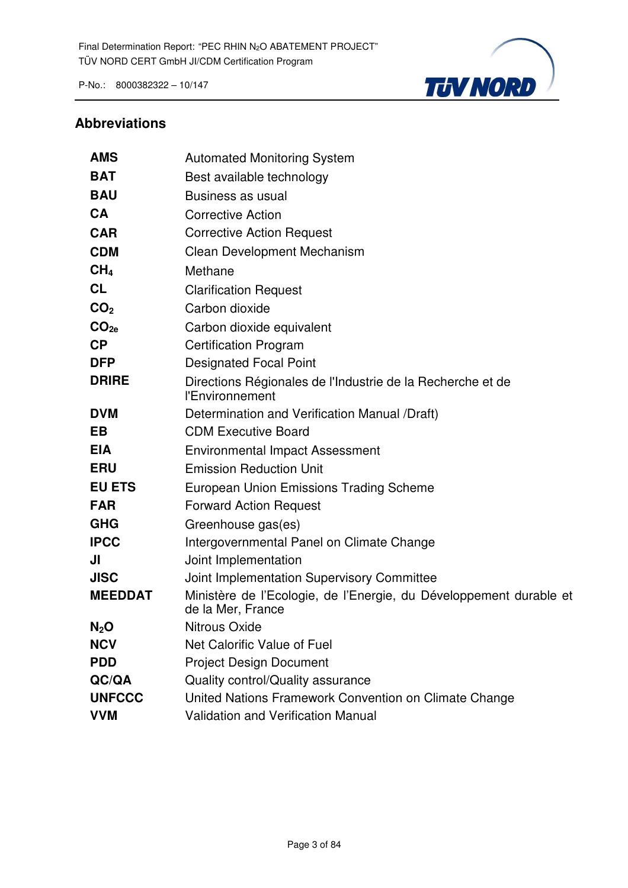## Abbreviations

| | |
|---|---|
| **AMS** | Automated Monitoring System |
| **BAT** | Best available technology |
| **BAU** | Business as usual |
| **CA** | Corrective Action |
| **CAR** | Corrective Action Request |
| **CDM** | Clean Development Mechanism |
| **$CH_4$** | Methane |
| **CL** | Clarification Request |
| **$CO_2$** | Carbon dioxide |
| **$CO_{2e}$** | Carbon dioxide equivalent |
| **CP** | Certification Program |
| **DFP** | Designated Focal Point |
| **DRIRE** | Directions Régionales de l'Industrie de la Recherche et de l'Environnement |
| **DVM** | Determination and Verification Manual /Draft) |
| **EB** | CDM Executive Board |
| **EIA** | Environmental Impact Assessment |
| **ERU** | Emission Reduction Unit |
| **EU ETS** | European Union Emissions Trading Scheme |
| **FAR** | Forward Action Request |
| **GHG** | Greenhouse gas(es) |
| **IPCC** | Intergovernmental Panel on Climate Change |
| **JI** | Joint Implementation |
| **JISC** | Joint Implementation Supervisory Committee |
| **MEEDDAT** | Ministère de l'Ecologie, de l'Energie, du Développement durable et de la Mer, France |
| **$N_2O$** | Nitrous Oxide |
| **NCV** | Net Calorific Value of Fuel |
| **PDD** | Project Design Document |
| **QC/QA** | Quality control/Quality assurance |
| **UNFCCC** | United Nations Framework Convention on Climate Change |
| **VVM** | Validation and Verification Manual |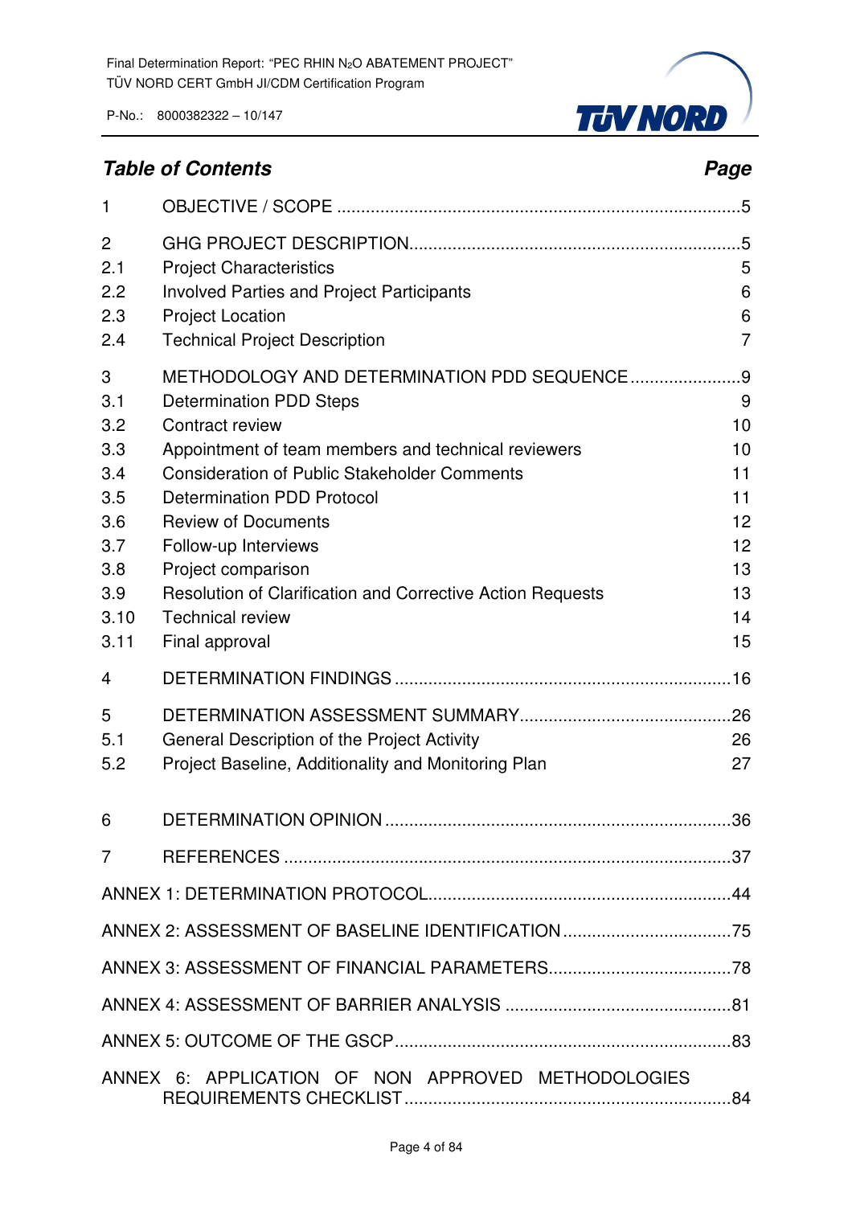## *Table of Contents* — *Page*

| | | |
|---|---|---|
| 1 | OBJECTIVE / SCOPE | 5 |
| 2 | GHG PROJECT DESCRIPTION | 5 |
| 2.1 | Project Characteristics | 5 |
| 2.2 | Involved Parties and Project Participants | 6 |
| 2.3 | Project Location | 6 |
| 2.4 | Technical Project Description | 7 |
| 3 | METHODOLOGY AND DETERMINATION PDD SEQUENCE | 9 |
| 3.1 | Determination PDD Steps | 9 |
| 3.2 | Contract review | 10 |
| 3.3 | Appointment of team members and technical reviewers | 10 |
| 3.4 | Consideration of Public Stakeholder Comments | 11 |
| 3.5 | Determination PDD Protocol | 11 |
| 3.6 | Review of Documents | 12 |
| 3.7 | Follow-up Interviews | 12 |
| 3.8 | Project comparison | 13 |
| 3.9 | Resolution of Clarification and Corrective Action Requests | 13 |
| 3.10 | Technical review | 14 |
| 3.11 | Final approval | 15 |
| 4 | DETERMINATION FINDINGS | 16 |
| 5 | DETERMINATION ASSESSMENT SUMMARY | 26 |
| 5.1 | General Description of the Project Activity | 26 |
| 5.2 | Project Baseline, Additionality and Monitoring Plan | 27 |
| 6 | DETERMINATION OPINION | 36 |
| 7 | REFERENCES | 37 |
| | ANNEX 1: DETERMINATION PROTOCOL | 44 |
| | ANNEX 2: ASSESSMENT OF BASELINE IDENTIFICATION | 75 |
| | ANNEX 3: ASSESSMENT OF FINANCIAL PARAMETERS | 78 |
| | ANNEX 4: ASSESSMENT OF BARRIER ANALYSIS | 81 |
| | ANNEX 5: OUTCOME OF THE GSCP | 83 |
| | ANNEX 6: APPLICATION OF NON APPROVED METHODOLOGIES REQUIREMENTS CHECKLIST | 84 |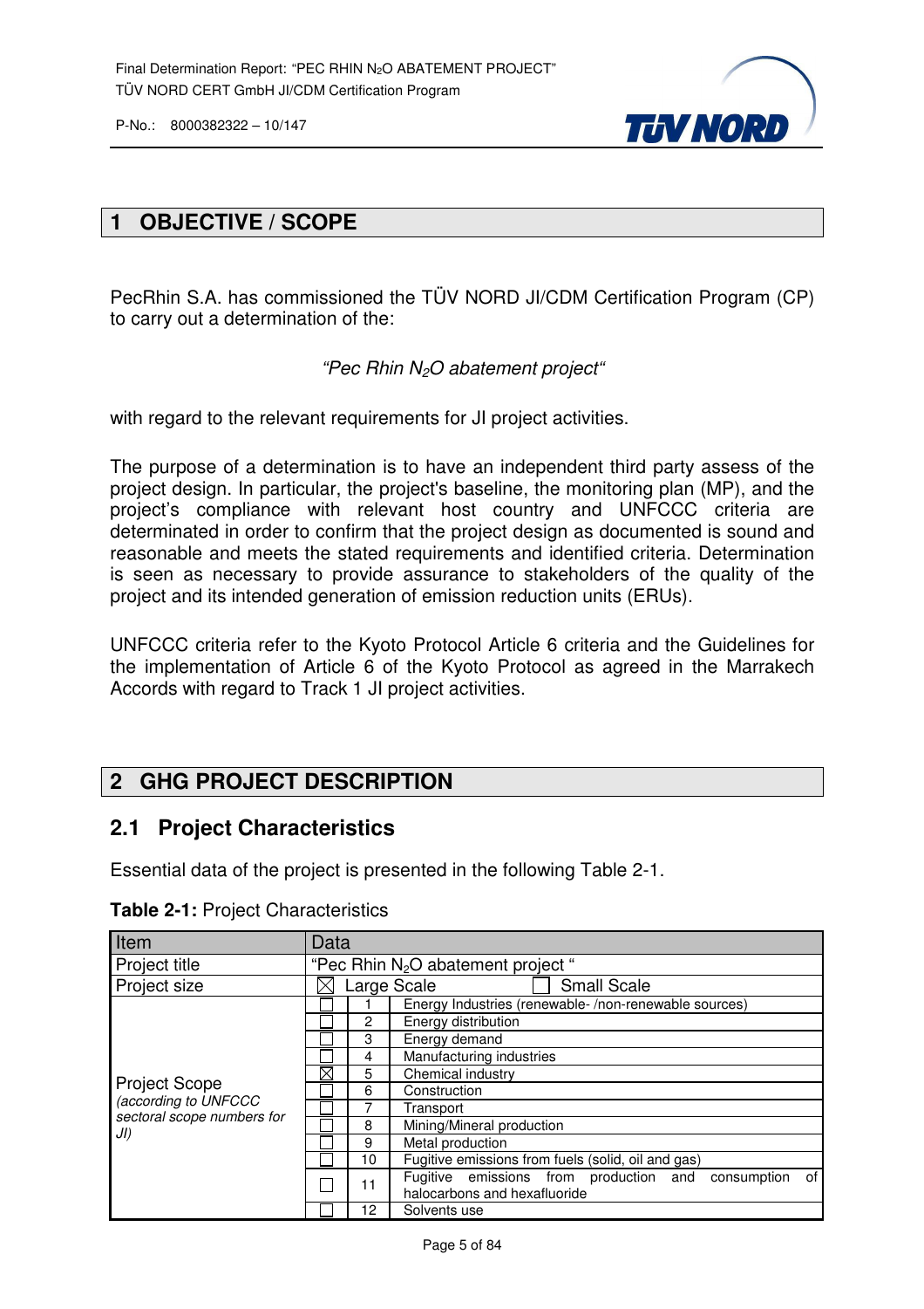# 1 OBJECTIVE / SCOPE

PecRhin S.A. has commissioned the TÜV NORD JI/CDM Certification Program (CP) to carry out a determination of the:

*“Pec Rhin $N_2O$ abatement project“*

with regard to the relevant requirements for JI project activities.

The purpose of a determination is to have an independent third party assess of the project design. In particular, the project's baseline, the monitoring plan (MP), and the project’s compliance with relevant host country and UNFCCC criteria are determinated in order to confirm that the project design as documented is sound and reasonable and meets the stated requirements and identified criteria. Determination is seen as necessary to provide assurance to stakeholders of the quality of the project and its intended generation of emission reduction units (ERUs).

UNFCCC criteria refer to the Kyoto Protocol Article 6 criteria and the Guidelines for the implementation of Article 6 of the Kyoto Protocol as agreed in the Marrakech Accords with regard to Track 1 JI project activities.

# 2 GHG PROJECT DESCRIPTION

## 2.1 Project Characteristics

Essential data of the project is presented in the following Table 2-1.

**Table 2-1:** Project Characteristics

| Item | Data | | |
|---|---|---|---|
| Project title | “Pec Rhin $N_2O$ abatement project “ | | |
| Project size | ☒ Large Scale ☐ Small Scale | | |
| Project Scope *(according to UNFCCC sectoral scope numbers for JI)* | ☐ | 1 | Energy Industries (renewable- /non-renewable sources) |
| | ☐ | 2 | Energy distribution |
| | ☐ | 3 | Energy demand |
| | ☐ | 4 | Manufacturing industries |
| | ☒ | 5 | Chemical industry |
| | ☐ | 6 | Construction |
| | ☐ | 7 | Transport |
| | ☐ | 8 | Mining/Mineral production |
| | ☐ | 9 | Metal production |
| | ☐ | 10 | Fugitive emissions from fuels (solid, oil and gas) |
| | ☐ | 11 | Fugitive emissions from production and consumption of halocarbons and hexafluoride |
| | ☐ | 12 | Solvents use |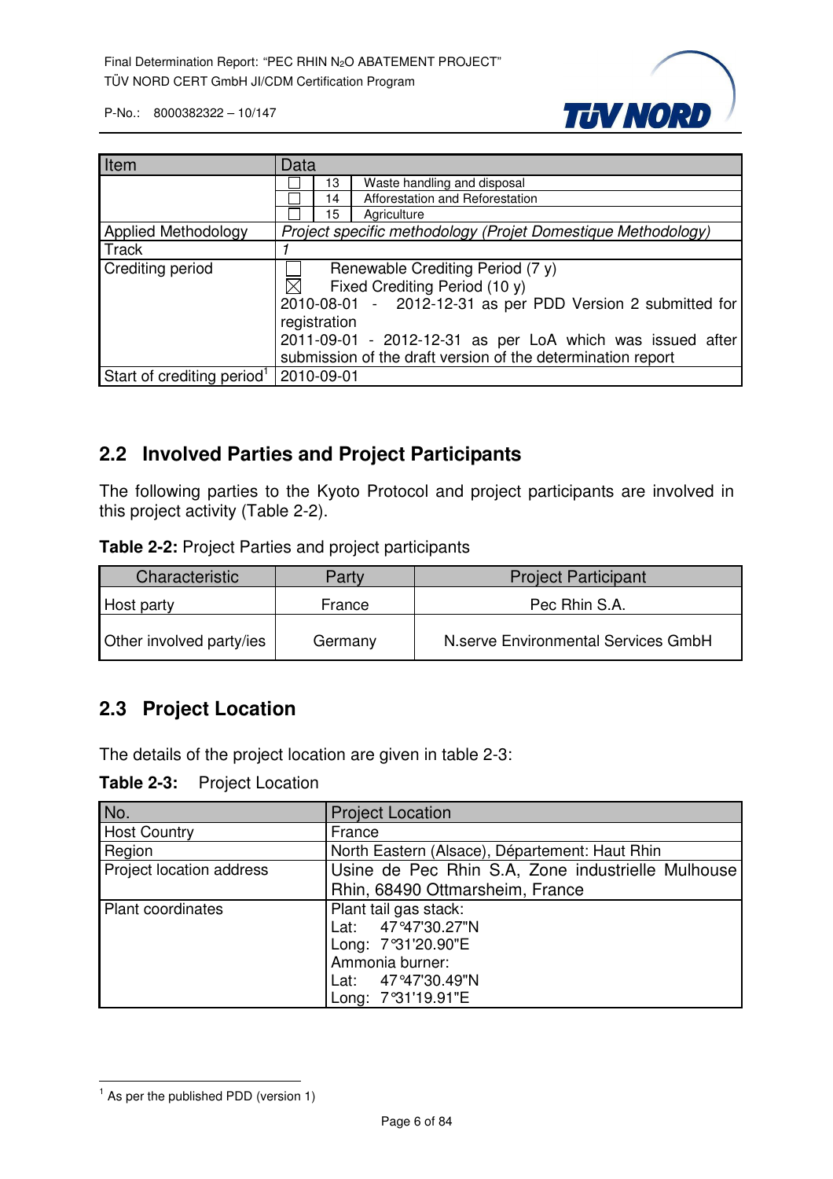| Item | Data |
|---|---|
| | ☐ 13 Waste handling and disposal<br>☐ 14 Afforestation and Reforestation<br>☐ 15 Agriculture |
| Applied Methodology | *Project specific methodology (Projet Domestique Methodology)* |
| Track | *1* |
| Crediting period | ☐ Renewable Crediting Period (7 y)<br>☒ Fixed Crediting Period (10 y)<br>2010-08-01 - 2012-12-31 as per PDD Version 2 submitted for registration<br>2011-09-01 - 2012-12-31 as per LoA which was issued after submission of the draft version of the determination report |
| Start of crediting period[1] | 2010-09-01 |

## 2.2 Involved Parties and Project Participants

The following parties to the Kyoto Protocol and project participants are involved in this project activity (Table 2-2).

**Table 2-2:** Project Parties and project participants

| Characteristic | Party | Project Participant |
|---|---|---|
| Host party | France | Pec Rhin S.A. |
| Other involved party/ies | Germany | N.serve Environmental Services GmbH |

## 2.3 Project Location

The details of the project location are given in table 2-3:

**Table 2-3:** Project Location

| No. | Project Location |
|---|---|
| Host Country | France |
| Region | North Eastern (Alsace), Département: Haut Rhin |
| Project location address | Usine de Pec Rhin S.A, Zone industrielle Mulhouse Rhin, 68490 Ottmarsheim, France |
| Plant coordinates | Plant tail gas stack:<br>Lat: 47°47'30.27"N<br>Long: 7°31'20.90"E<br>Ammonia burner:<br>Lat: 47°47'30.49"N<br>Long: 7°31'19.91"E |

[1] As per the published PDD (version 1)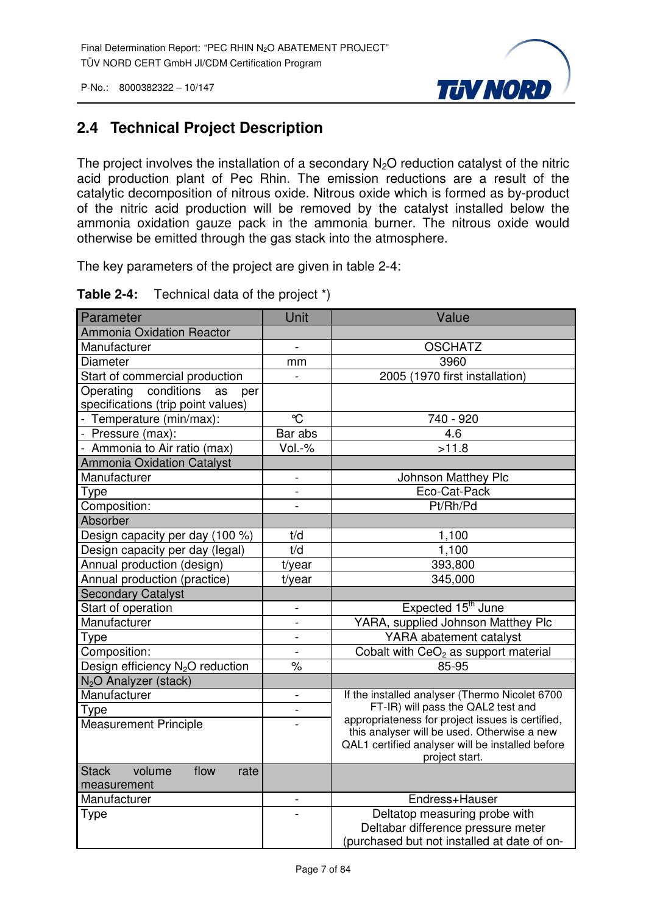## 2.4 Technical Project Description

The project involves the installation of a secondary $N_2O$ reduction catalyst of the nitric acid production plant of Pec Rhin. The emission reductions are a result of the catalytic decomposition of nitrous oxide. Nitrous oxide which is formed as by-product of the nitric acid production will be removed by the catalyst installed below the ammonia oxidation gauze pack in the ammonia burner. The nitrous oxide would otherwise be emitted through the gas stack into the atmosphere.

The key parameters of the project are given in table 2-4:

**Table 2-4:** Technical data of the project *)

| Parameter | Unit | Value |
|---|---|---|
| Ammonia Oxidation Reactor | | |
| Manufacturer | - | OSCHATZ |
| Diameter | mm | 3960 |
| Start of commercial production | - | 2005 (1970 first installation) |
| Operating conditions as per specifications (trip point values) | | |
| - Temperature (min/max): | °C | 740 - 920 |
| - Pressure (max): | Bar abs | 4.6 |
| - Ammonia to Air ratio (max) | Vol.-% | >11.8 |
| Ammonia Oxidation Catalyst | | |
| Manufacturer | - | Johnson Matthey Plc |
| Type | - | Eco-Cat-Pack |
| Composition: | - | Pt/Rh/Pd |
| Absorber | | |
| Design capacity per day (100 %) | t/d | 1,100 |
| Design capacity per day (legal) | t/d | 1,100 |
| Annual production (design) | t/year | 393,800 |
| Annual production (practice) | t/year | 345,000 |
| Secondary Catalyst | | |
| Start of operation | - | Expected 15th June |
| Manufacturer | - | YARA, supplied Johnson Matthey Plc |
| Type | - | YARA abatement catalyst |
| Composition: | - | Cobalt with $CeO_2$ as support material |
| Design efficiency $N_2O$ reduction | % | 85-95 |
| $N_2O$ Analyzer (stack) | | |
| Manufacturer | - | If the installed analyser (Thermo Nicolet 6700 FT-IR) will pass the QAL2 test and appropriateness for project issues is certified, this analyser will be used. Otherwise a new QAL1 certified analyser will be installed before project start. |
| Type | - | |
| Measurement Principle | - | |
| Stack volume flow rate measurement | | |
| Manufacturer | - | Endress+Hauser |
| Type | - | Deltatop measuring probe with Deltabar difference pressure meter (purchased but not installed at date of on- |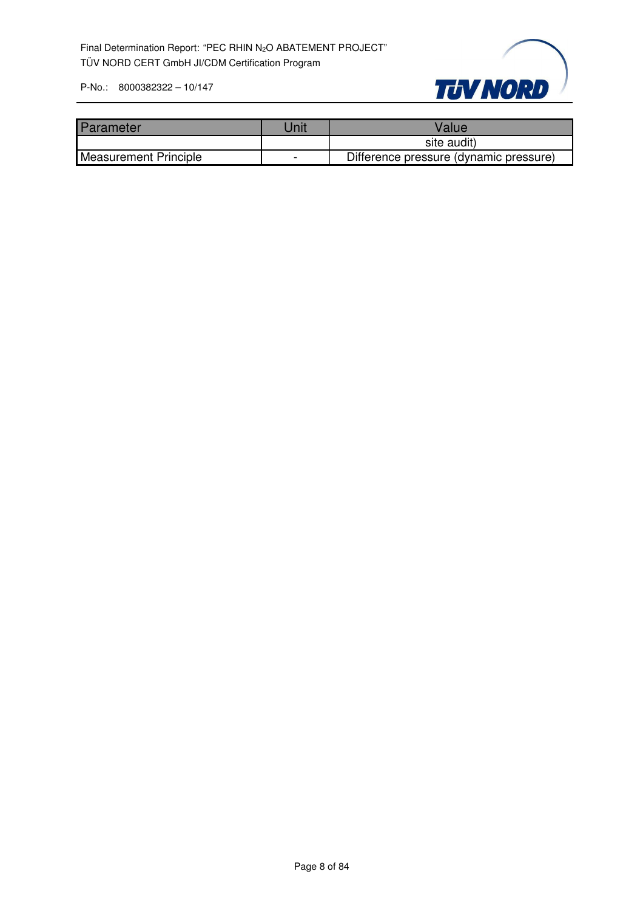| Parameter | Unit | Value |
|---|---|---|
| | | site audit) |
| Measurement Principle | - | Difference pressure (dynamic pressure) |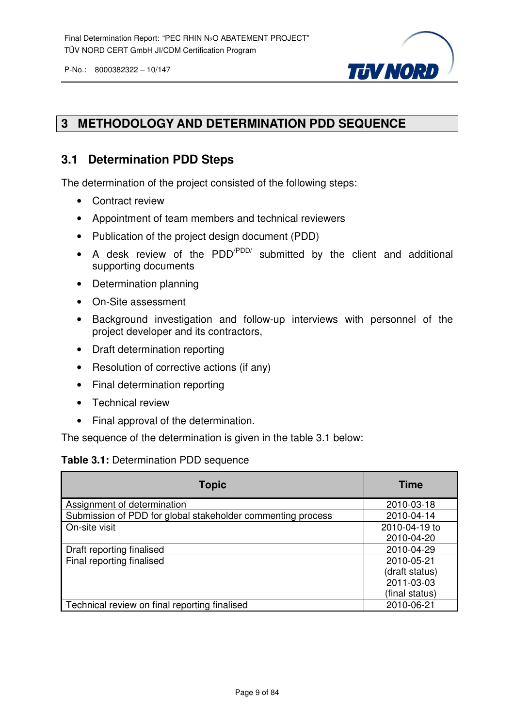# 3 METHODOLOGY AND DETERMINATION PDD SEQUENCE

## 3.1 Determination PDD Steps

The determination of the project consisted of the following steps:

- Contract review
- Appointment of team members and technical reviewers
- Publication of the project design document (PDD)
- A desk review of the PDD[/PDD/] submitted by the client and additional supporting documents
- Determination planning
- On-Site assessment
- Background investigation and follow-up interviews with personnel of the project developer and its contractors,
- Draft determination reporting
- Resolution of corrective actions (if any)
- Final determination reporting
- Technical review
- Final approval of the determination.

The sequence of the determination is given in the table 3.1 below:

**Table 3.1:** Determination PDD sequence

| Topic | Time |
|---|---|
| Assignment of determination | 2010-03-18 |
| Submission of PDD for global stakeholder commenting process | 2010-04-14 |
| On-site visit | 2010-04-19 to 2010-04-20 |
| Draft reporting finalised | 2010-04-29 |
| Final reporting finalised | 2010-05-21 (draft status) 2011-03-03 (final status) |
| Technical review on final reporting finalised | 2010-06-21 |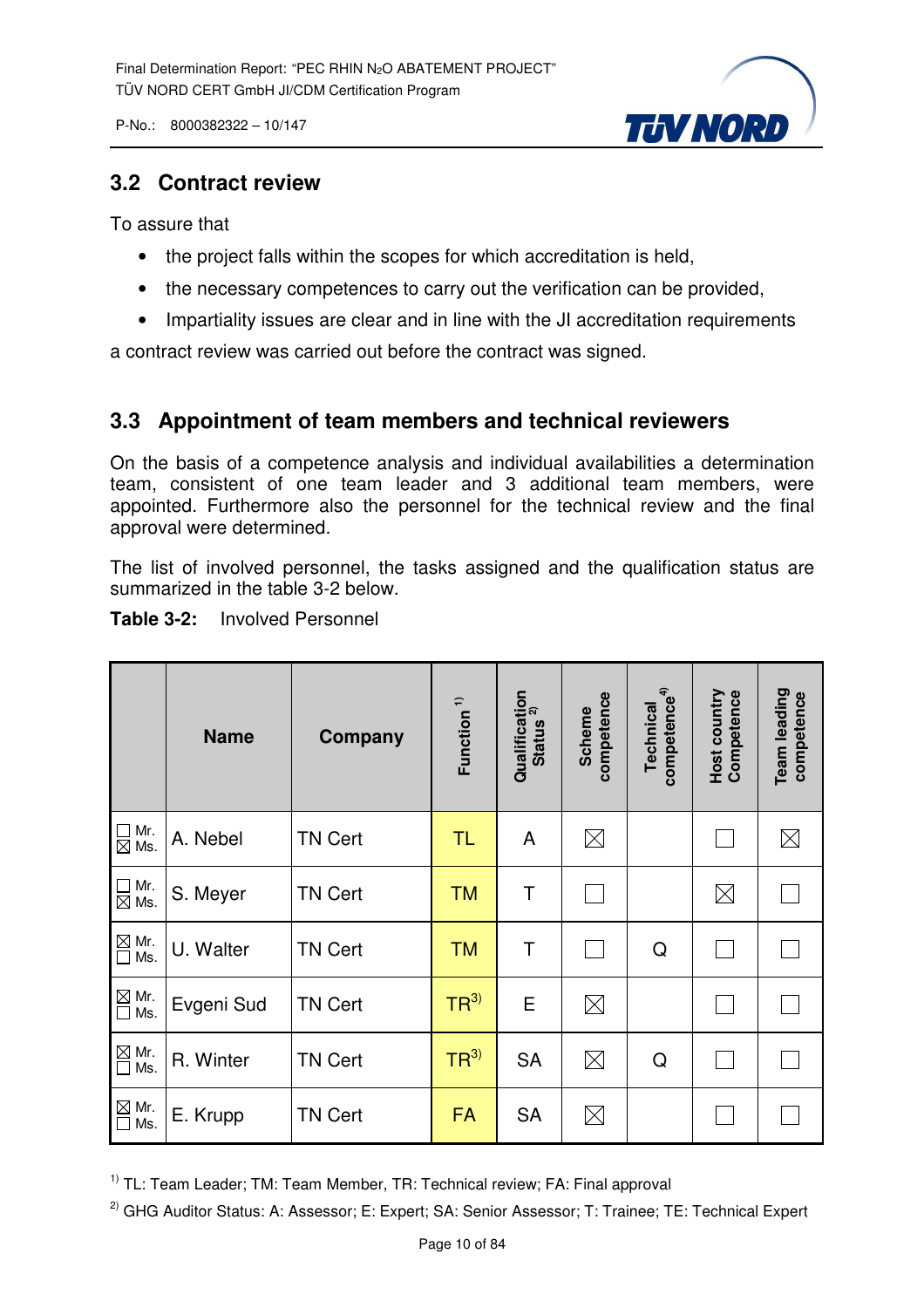## 3.2 Contract review

To assure that

- the project falls within the scopes for which accreditation is held,
- the necessary competences to carry out the verification can be provided,
- Impartiality issues are clear and in line with the JI accreditation requirements

a contract review was carried out before the contract was signed.

## 3.3 Appointment of team members and technical reviewers

On the basis of a competence analysis and individual availabilities a determination team, consistent of one team leader and 3 additional team members, were appointed. Furthermore also the personnel for the technical review and the final approval were determined.

The list of involved personnel, the tasks assigned and the qualification status are summarized in the table 3-2 below.

**Table 3-2:** Involved Personnel

| | Name | Company | Function [1] | Qualification Status [2] | Scheme competence | Technical competence [4] | Host country Competence | Team leading competence |
|---|---|---|---|---|---|---|---|---|
| ☐ Mr. ☒ Ms. | A. Nebel | TN Cert | TL | A | ☒ | | ☐ | ☒ |
| ☐ Mr. ☒ Ms. | S. Meyer | TN Cert | TM | T | ☐ | | ☒ | ☐ |
| ☒ Mr. ☐ Ms. | U. Walter | TN Cert | TM | T | ☐ | Q | ☐ | ☐ |
| ☒ Mr. ☐ Ms. | Evgeni Sud | TN Cert | TR[3] | E | ☒ | | ☐ | ☐ |
| ☒ Mr. ☐ Ms. | R. Winter | TN Cert | TR[3] | SA | ☒ | Q | ☐ | ☐ |
| ☒ Mr. ☐ Ms. | E. Krupp | TN Cert | FA | SA | ☒ | | ☐ | ☐ |

[1] TL: Team Leader; TM: Team Member, TR: Technical review; FA: Final approval

[2] GHG Auditor Status: A: Assessor; E: Expert; SA: Senior Assessor; T: Trainee; TE: Technical Expert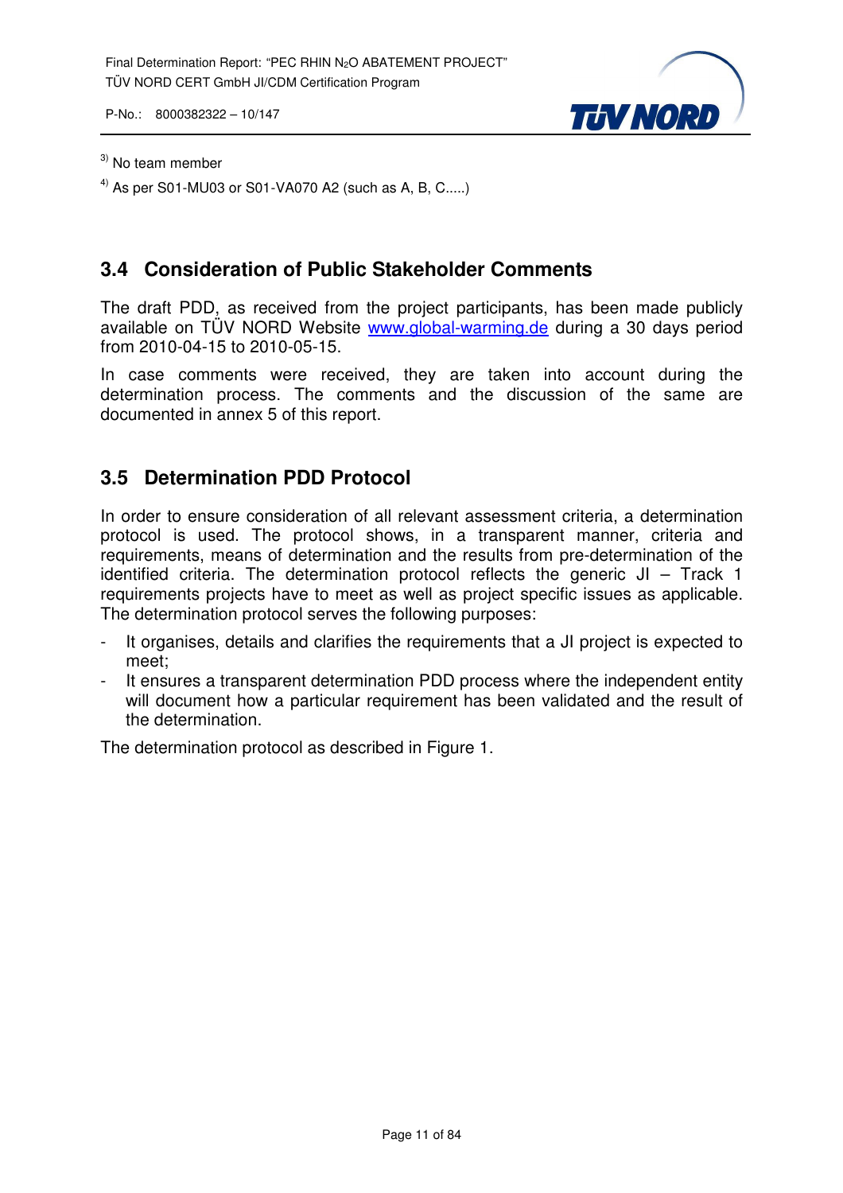[3] No team member

[4] As per S01-MU03 or S01-VA070 A2 (such as A, B, C.....)

## 3.4 Consideration of Public Stakeholder Comments

The draft PDD, as received from the project participants, has been made publicly available on TÜV NORD Website www.global-warming.de during a 30 days period from 2010-04-15 to 2010-05-15.

In case comments were received, they are taken into account during the determination process. The comments and the discussion of the same are documented in annex 5 of this report.

## 3.5 Determination PDD Protocol

In order to ensure consideration of all relevant assessment criteria, a determination protocol is used. The protocol shows, in a transparent manner, criteria and requirements, means of determination and the results from pre-determination of the identified criteria. The determination protocol reflects the generic JI – Track 1 requirements projects have to meet as well as project specific issues as applicable. The determination protocol serves the following purposes:

- It organises, details and clarifies the requirements that a JI project is expected to meet;
- It ensures a transparent determination PDD process where the independent entity will document how a particular requirement has been validated and the result of the determination.

The determination protocol as described in Figure 1.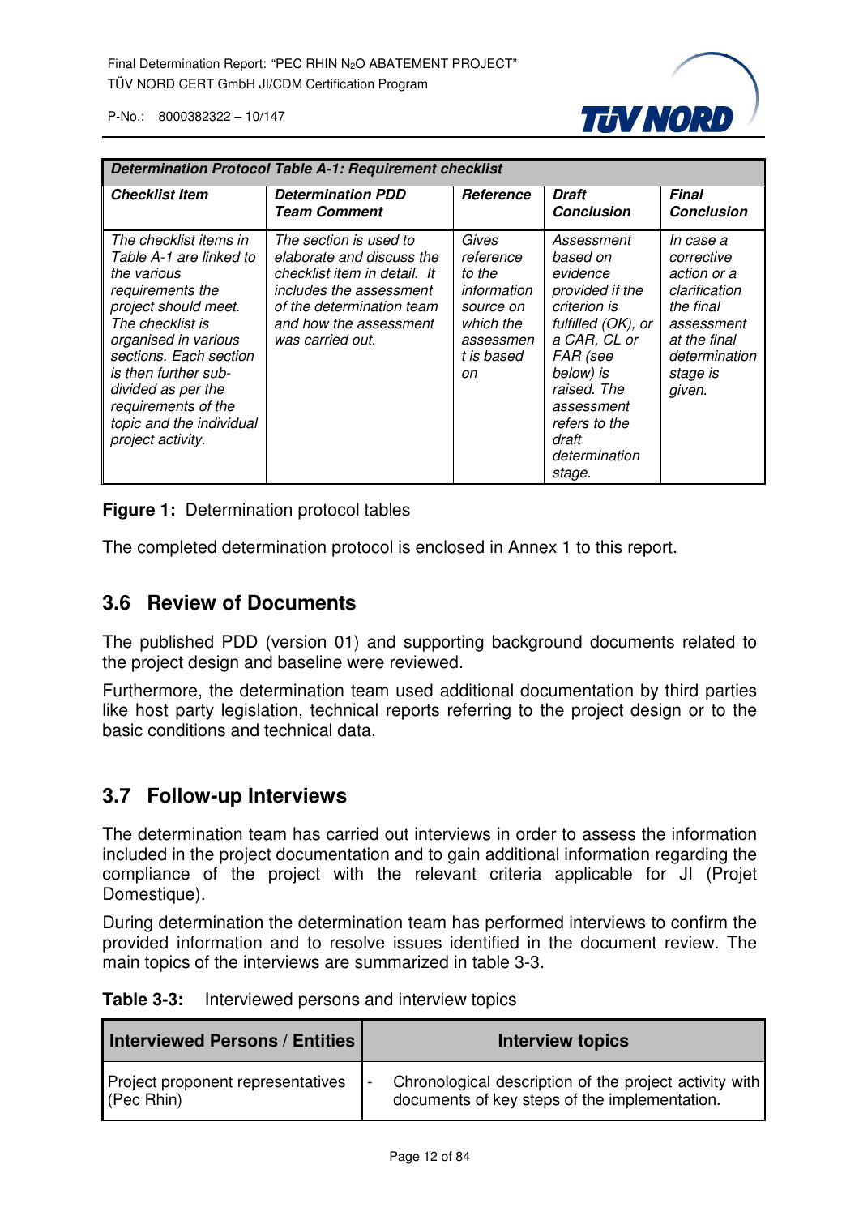| *Determination Protocol Table A-1: Requirement checklist* | | | | |
|---|---|---|---|---|
| ***Checklist Item*** | ***Determination PDD Team Comment*** | ***Reference*** | ***Draft Conclusion*** | ***Final Conclusion*** |
| *The checklist items in Table A-1 are linked to the various requirements the project should meet. The checklist is organised in various sections. Each section is then further sub-divided as per the requirements of the topic and the individual project activity.* | *The section is used to elaborate and discuss the checklist item in detail. It includes the assessment of the determination team and how the assessment was carried out.* | *Gives reference to the information source on which the assessment is based on* | *Assessment based on evidence provided if the criterion is fulfilled (OK), or a CAR, CL or FAR (see below) is raised. The assessment refers to the draft determination stage.* | *In case a corrective action or a clarification the final assessment at the final determination stage is given.* |

**Figure 1:** Determination protocol tables

The completed determination protocol is enclosed in Annex 1 to this report.

## 3.6 Review of Documents

The published PDD (version 01) and supporting background documents related to the project design and baseline were reviewed.

Furthermore, the determination team used additional documentation by third parties like host party legislation, technical reports referring to the project design or to the basic conditions and technical data.

## 3.7 Follow-up Interviews

The determination team has carried out interviews in order to assess the information included in the project documentation and to gain additional information regarding the compliance of the project with the relevant criteria applicable for JI (Projet Domestique).

During determination the determination team has performed interviews to confirm the provided information and to resolve issues identified in the document review. The main topics of the interviews are summarized in table 3-3.

**Table 3-3:** Interviewed persons and interview topics

| **Interviewed Persons / Entities** | **Interview topics** |
|---|---|
| Project proponent representatives (Pec Rhin) | - Chronological description of the project activity with documents of key steps of the implementation. |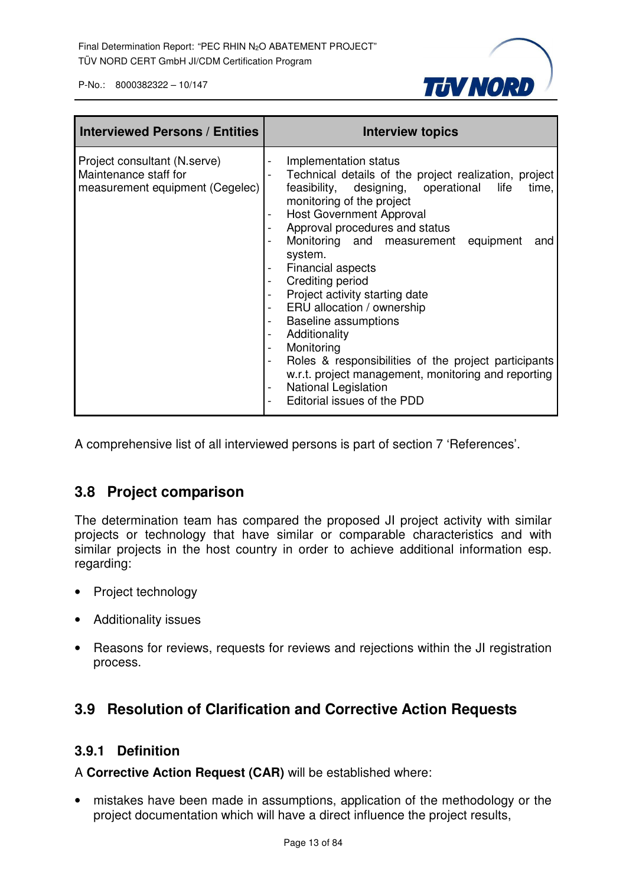| Interviewed Persons / Entities | Interview topics |
| --- | --- |
| Project consultant (N.serve)<br>Maintenance staff for measurement equipment (Cegelec) | - Implementation status<br>- Technical details of the project realization, project feasibility, designing, operational life time, monitoring of the project<br>- Host Government Approval<br>- Approval procedures and status<br>- Monitoring and measurement equipment and system.<br>- Financial aspects<br>- Crediting period<br>- Project activity starting date<br>- ERU allocation / ownership<br>- Baseline assumptions<br>- Additionality<br>- Monitoring<br>- Roles & responsibilities of the project participants w.r.t. project management, monitoring and reporting<br>- National Legislation<br>- Editorial issues of the PDD |

A comprehensive list of all interviewed persons is part of section 7 'References'.

## 3.8 Project comparison

The determination team has compared the proposed JI project activity with similar projects or technology that have similar or comparable characteristics and with similar projects in the host country in order to achieve additional information esp. regarding:

- Project technology
- Additionality issues
- Reasons for reviews, requests for reviews and rejections within the JI registration process.

## 3.9 Resolution of Clarification and Corrective Action Requests

### 3.9.1 Definition

A **Corrective Action Request (CAR)** will be established where:

- mistakes have been made in assumptions, application of the methodology or the project documentation which will have a direct influence the project results,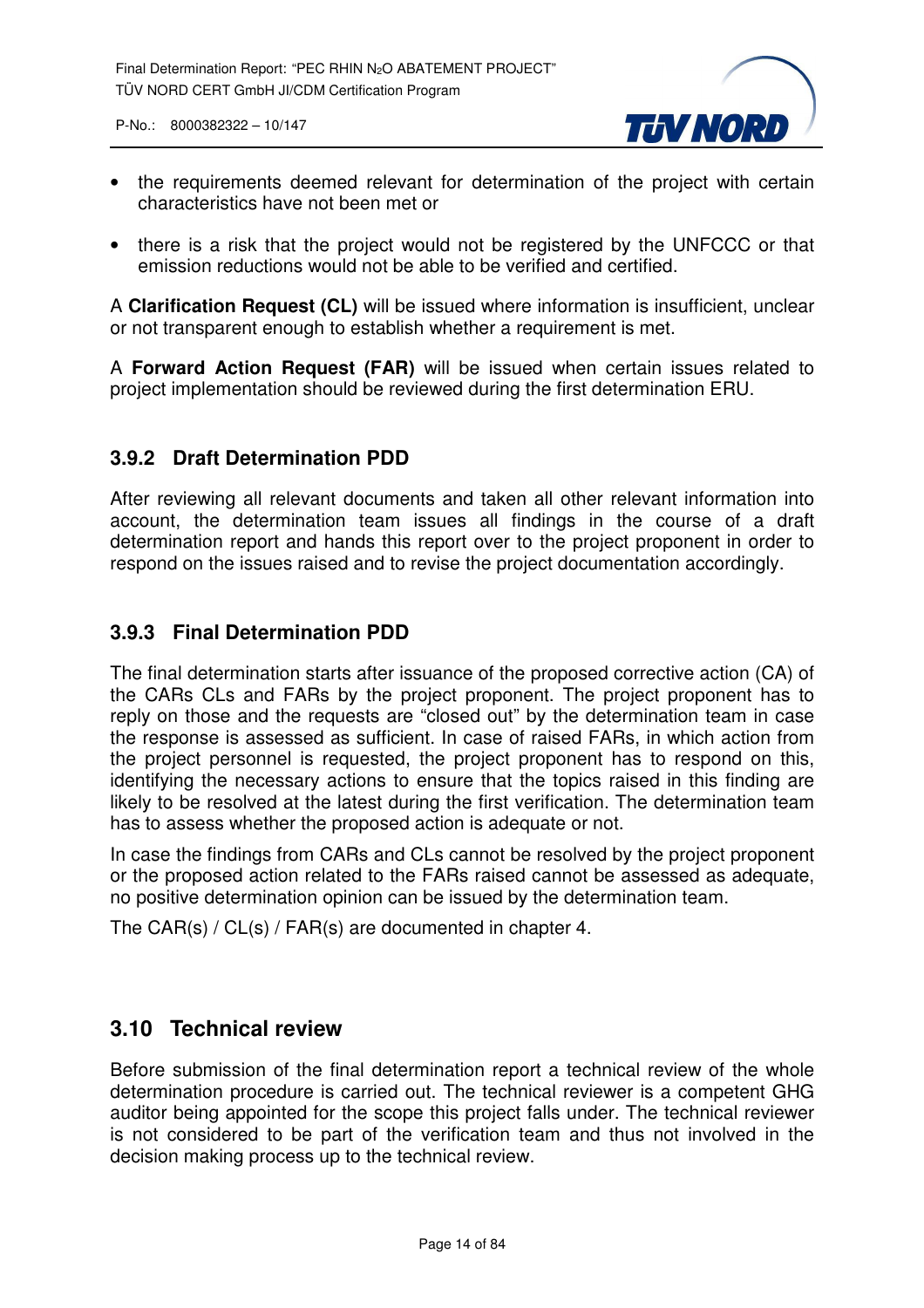- the requirements deemed relevant for determination of the project with certain characteristics have not been met or
- there is a risk that the project would not be registered by the UNFCCC or that emission reductions would not be able to be verified and certified.

A **Clarification Request (CL)** will be issued where information is insufficient, unclear or not transparent enough to establish whether a requirement is met.

A **Forward Action Request (FAR)** will be issued when certain issues related to project implementation should be reviewed during the first determination ERU.

### 3.9.2 Draft Determination PDD

After reviewing all relevant documents and taken all other relevant information into account, the determination team issues all findings in the course of a draft determination report and hands this report over to the project proponent in order to respond on the issues raised and to revise the project documentation accordingly.

### 3.9.3 Final Determination PDD

The final determination starts after issuance of the proposed corrective action (CA) of the CARs CLs and FARs by the project proponent. The project proponent has to reply on those and the requests are "closed out" by the determination team in case the response is assessed as sufficient. In case of raised FARs, in which action from the project personnel is requested, the project proponent has to respond on this, identifying the necessary actions to ensure that the topics raised in this finding are likely to be resolved at the latest during the first verification. The determination team has to assess whether the proposed action is adequate or not.

In case the findings from CARs and CLs cannot be resolved by the project proponent or the proposed action related to the FARs raised cannot be assessed as adequate, no positive determination opinion can be issued by the determination team.

The CAR(s) / CL(s) / FAR(s) are documented in chapter 4.

## 3.10 Technical review

Before submission of the final determination report a technical review of the whole determination procedure is carried out. The technical reviewer is a competent GHG auditor being appointed for the scope this project falls under. The technical reviewer is not considered to be part of the verification team and thus not involved in the decision making process up to the technical review.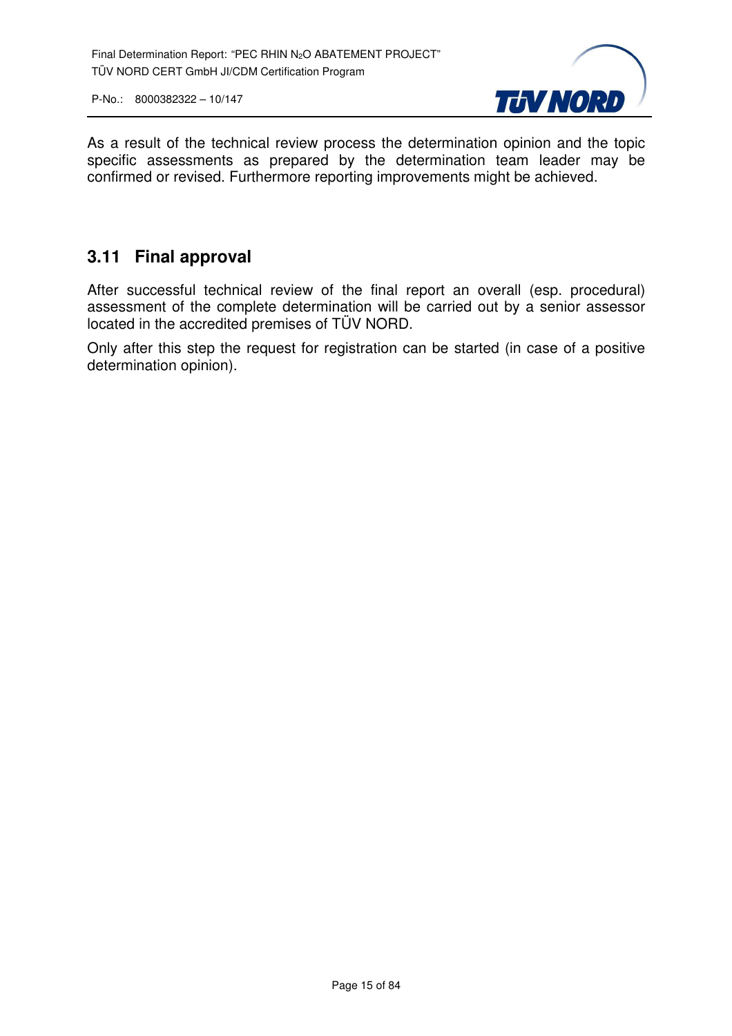As a result of the technical review process the determination opinion and the topic specific assessments as prepared by the determination team leader may be confirmed or revised. Furthermore reporting improvements might be achieved.

## 3.11 Final approval

After successful technical review of the final report an overall (esp. procedural) assessment of the complete determination will be carried out by a senior assessor located in the accredited premises of TÜV NORD.

Only after this step the request for registration can be started (in case of a positive determination opinion).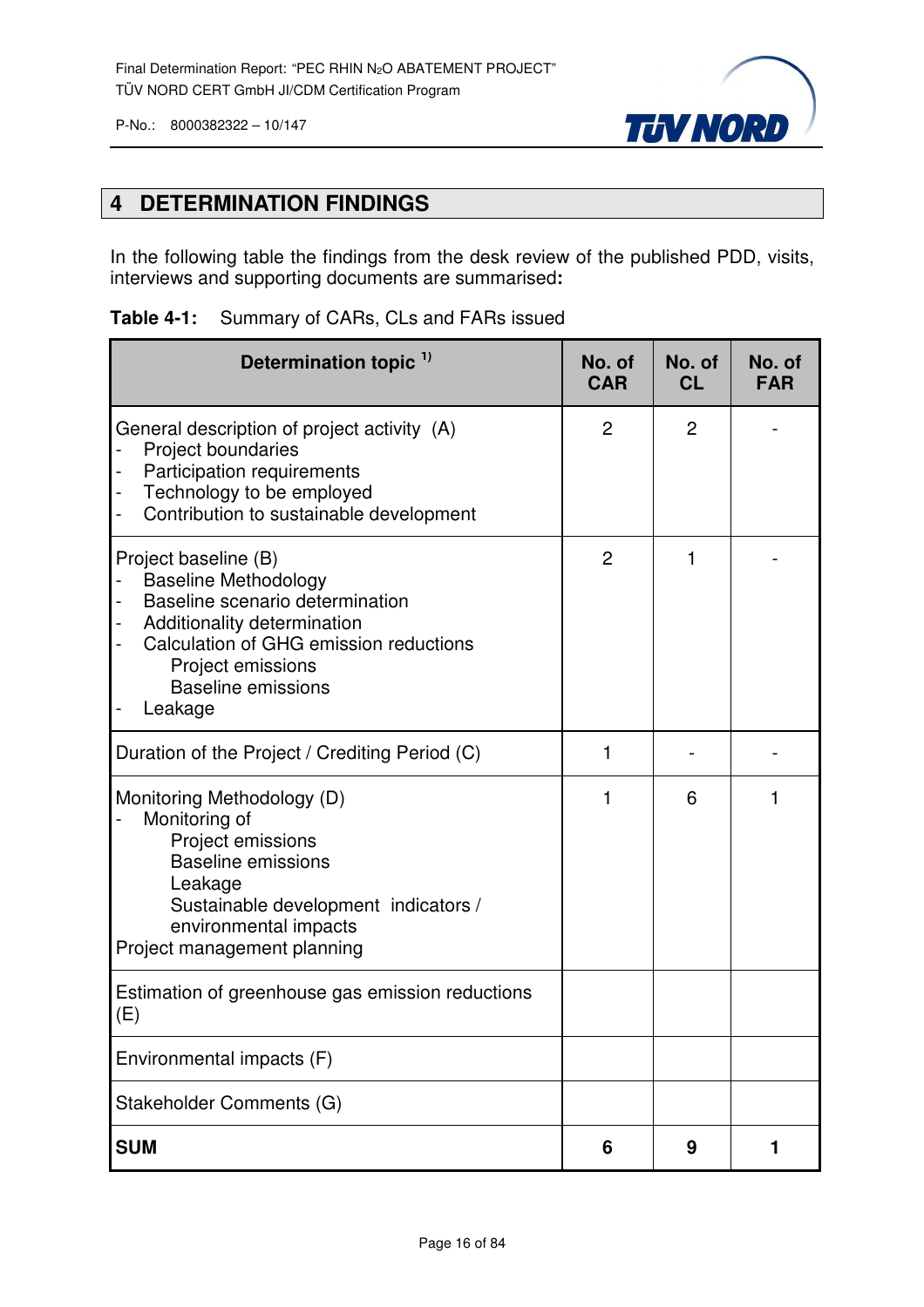# 4 DETERMINATION FINDINGS

In the following table the findings from the desk review of the published PDD, visits, interviews and supporting documents are summarised**:**

**Table 4-1:** Summary of CARs, CLs and FARs issued

| Determination topic [1)] | No. of CAR | No. of CL | No. of FAR |
|---|---|---|---|
| General description of project activity (A)<br>- Project boundaries<br>- Participation requirements<br>- Technology to be employed<br>- Contribution to sustainable development | 2 | 2 | - |
| Project baseline (B)<br>- Baseline Methodology<br>- Baseline scenario determination<br>- Additionality determination<br>- Calculation of GHG emission reductions<br>Project emissions<br>Baseline emissions<br>- Leakage | 2 | 1 | - |
| Duration of the Project / Crediting Period (C) | 1 | - | - |
| Monitoring Methodology (D)<br>- Monitoring of<br>Project emissions<br>Baseline emissions<br>Leakage<br>Sustainable development indicators / environmental impacts<br>Project management planning | 1 | 6 | 1 |
| Estimation of greenhouse gas emission reductions (E) | | | |
| Environmental impacts (F) | | | |
| Stakeholder Comments (G) | | | |
| **SUM** | **6** | **9** | **1** |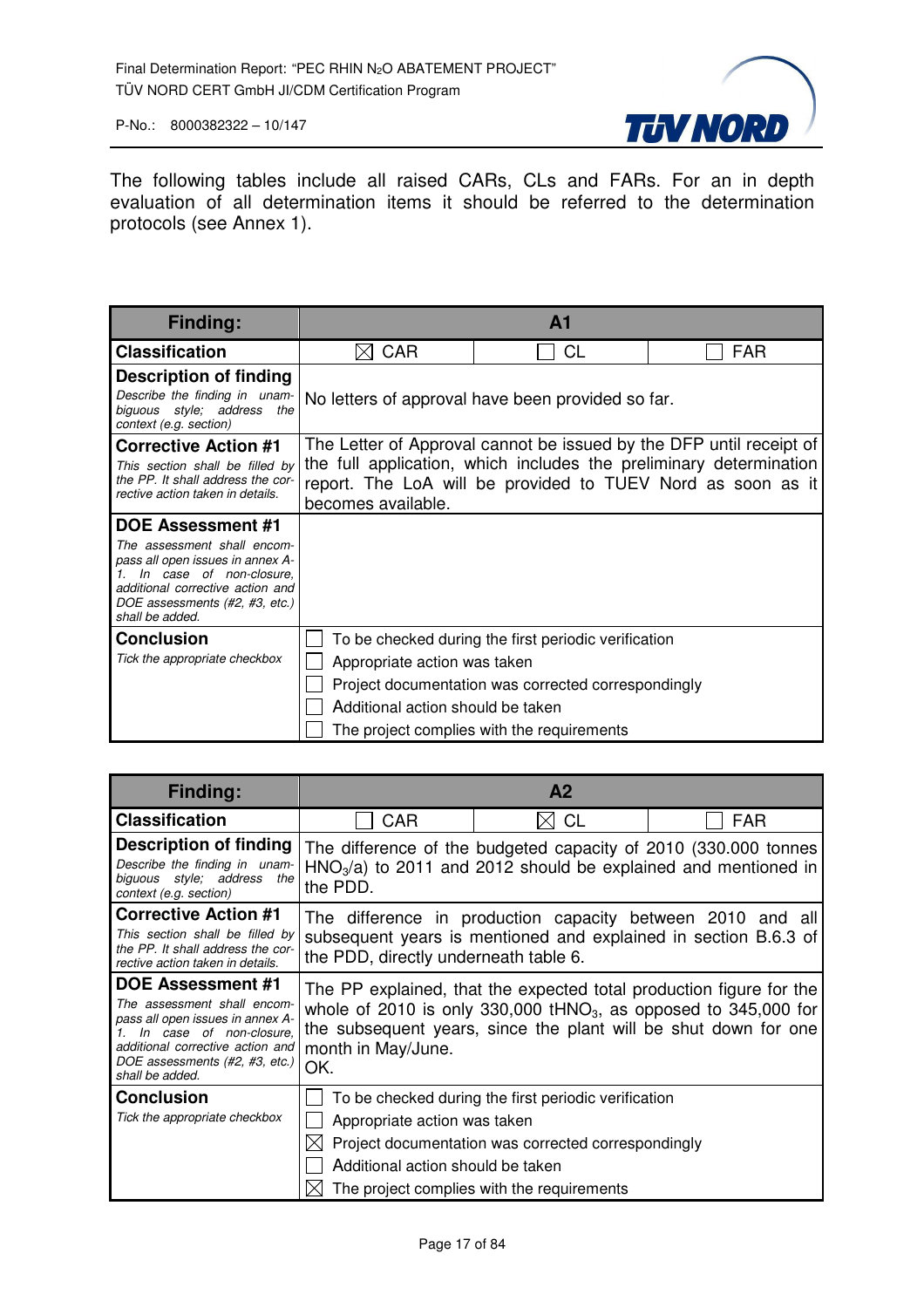The following tables include all raised CARs, CLs and FARs. For an in depth evaluation of all determination items it should be referred to the determination protocols (see Annex 1).

| **Finding:** | **A1** | | |
|---|---|---|---|
| **Classification** | ☒ CAR | ☐ CL | ☐ FAR |
| **Description of finding** *Describe the finding in unambiguous style; address the context (e.g. section)* | No letters of approval have been provided so far. | | |
| **Corrective Action #1** *This section shall be filled by the PP. It shall address the corrective action taken in details.* | The Letter of Approval cannot be issued by the DFP until receipt of the full application, which includes the preliminary determination report. The LoA will be provided to TUEV Nord as soon as it becomes available. | | |
| **DOE Assessment #1** *The assessment shall encompass all open issues in annex A-1. In case of non-closure, additional corrective action and DOE assessments (#2, #3, etc.) shall be added.* | | | |
| **Conclusion** *Tick the appropriate checkbox* | ☐ To be checked during the first periodic verification<br>☐ Appropriate action was taken<br>☐ Project documentation was corrected correspondingly<br>☐ Additional action should be taken<br>☐ The project complies with the requirements | | |

| **Finding:** | **A2** | | |
|---|---|---|---|
| **Classification** | ☐ CAR | ☒ CL | ☐ FAR |
| **Description of finding** *Describe the finding in unambiguous style; address the context (e.g. section)* | The difference of the budgeted capacity of 2010 (330.000 tonnes $HNO_3$/a) to 2011 and 2012 should be explained and mentioned in the PDD. | | |
| **Corrective Action #1** *This section shall be filled by the PP. It shall address the corrective action taken in details.* | The difference in production capacity between 2010 and all subsequent years is mentioned and explained in section B.6.3 of the PDD, directly underneath table 6. | | |
| **DOE Assessment #1** *The assessment shall encompass all open issues in annex A-1. In case of non-closure, additional corrective action and DOE assessments (#2, #3, etc.) shall be added.* | The PP explained, that the expected total production figure for the whole of 2010 is only 330,000 $tHNO_3$, as opposed to 345,000 for the subsequent years, since the plant will be shut down for one month in May/June.<br>OK. | | |
| **Conclusion** *Tick the appropriate checkbox* | ☐ To be checked during the first periodic verification<br>☐ Appropriate action was taken<br>☒ Project documentation was corrected correspondingly<br>☐ Additional action should be taken<br>☒ The project complies with the requirements | | |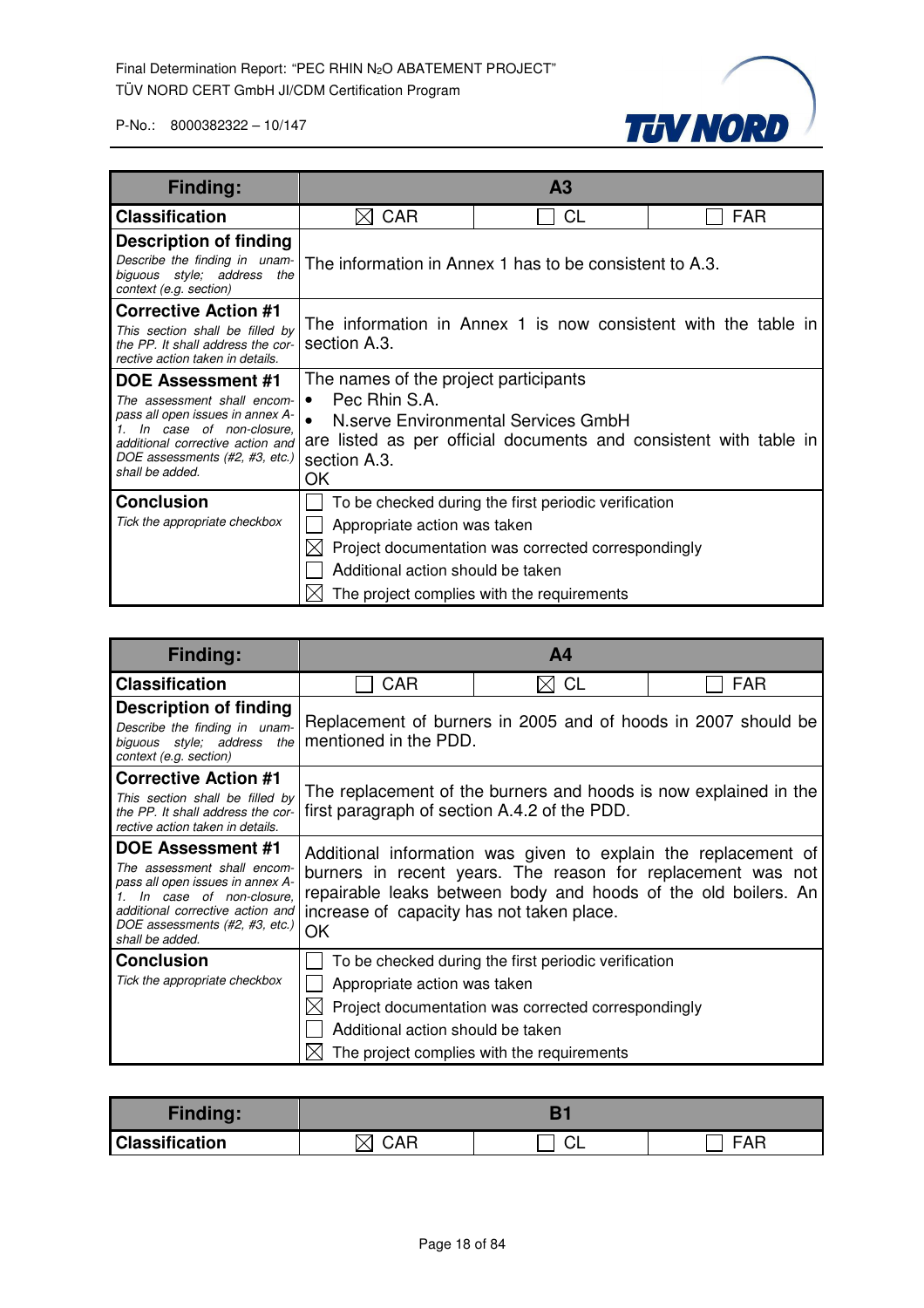| Finding: | A3 | | |
|---|---|---|---|
| **Classification** | ☒ CAR | ☐ CL | ☐ FAR |
| **Description of finding** *Describe the finding in unambiguous style; address the context (e.g. section)* | The information in Annex 1 has to be consistent to A.3. | | |
| **Corrective Action #1** *This section shall be filled by the PP. It shall address the corrective action taken in details.* | The information in Annex 1 is now consistent with the table in section A.3. | | |
| **DOE Assessment #1** *The assessment shall encompass all open issues in annex A-1. In case of non-closure, additional corrective action and DOE assessments (#2, #3, etc.) shall be added.* | The names of the project participants<br>• Pec Rhin S.A.<br>• N.serve Environmental Services GmbH<br>are listed as per official documents and consistent with table in section A.3.<br>OK | | |
| **Conclusion** *Tick the appropriate checkbox* | ☐ To be checked during the first periodic verification<br>☐ Appropriate action was taken<br>☒ Project documentation was corrected correspondingly<br>☐ Additional action should be taken<br>☒ The project complies with the requirements | | |

| Finding: | A4 | | |
|---|---|---|---|
| **Classification** | ☐ CAR | ☒ CL | ☐ FAR |
| **Description of finding** *Describe the finding in unambiguous style; address the context (e.g. section)* | Replacement of burners in 2005 and of hoods in 2007 should be mentioned in the PDD. | | |
| **Corrective Action #1** *This section shall be filled by the PP. It shall address the corrective action taken in details.* | The replacement of the burners and hoods is now explained in the first paragraph of section A.4.2 of the PDD. | | |
| **DOE Assessment #1** *The assessment shall encompass all open issues in annex A-1. In case of non-closure, additional corrective action and DOE assessments (#2, #3, etc.) shall be added.* | Additional information was given to explain the replacement of burners in recent years. The reason for replacement was not repairable leaks between body and hoods of the old boilers. An increase of capacity has not taken place.<br>OK | | |
| **Conclusion** *Tick the appropriate checkbox* | ☐ To be checked during the first periodic verification<br>☐ Appropriate action was taken<br>☒ Project documentation was corrected correspondingly<br>☐ Additional action should be taken<br>☒ The project complies with the requirements | | |

| Finding: | B1 | | |
|---|---|---|---|
| **Classification** | ☒ CAR | ☐ CL | ☐ FAR |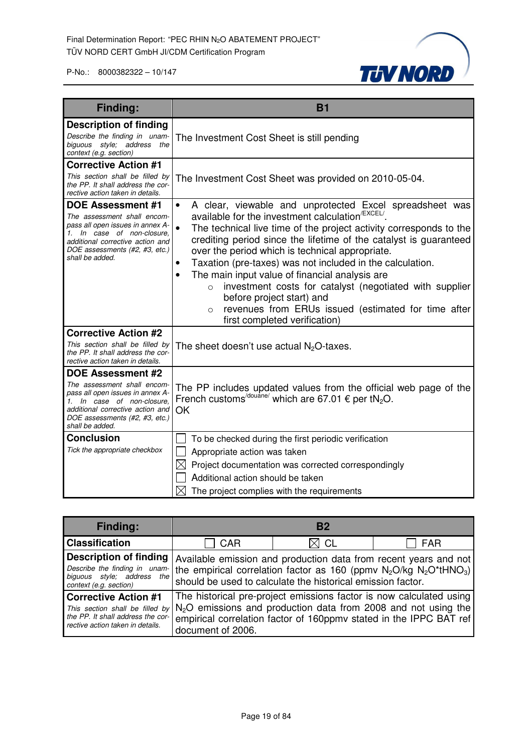| Finding: | B1 |
|---|---|
| **Description of finding**<br>*Describe the finding in unambiguous style; address the context (e.g. section)* | The Investment Cost Sheet is still pending |
| **Corrective Action #1**<br>*This section shall be filled by the PP. It shall address the corrective action taken in details.* | The Investment Cost Sheet was provided on 2010-05-04. |
| **DOE Assessment #1**<br>*The assessment shall encompass all open issues in annex A-1. In case of non-closure, additional corrective action and DOE assessments (#2, #3, etc.) shall be added.* | • A clear, viewable and unprotected Excel spreadsheet was available for the investment calculation[/EXCEL/].<br>• The technical live time of the project activity corresponds to the crediting period since the lifetime of the catalyst is guaranteed over the period which is technical appropriate.<br>• Taxation (pre-taxes) was not included in the calculation.<br>• The main input value of financial analysis are<br>  ○ investment costs for catalyst (negotiated with supplier before project start) and<br>  ○ revenues from ERUs issued (estimated for time after first completed verification) |
| **Corrective Action #2**<br>*This section shall be filled by the PP. It shall address the corrective action taken in details.* | The sheet doesn't use actual $N_2O$-taxes. |
| **DOE Assessment #2**<br>*The assessment shall encompass all open issues in annex A-1. In case of non-closure, additional corrective action and DOE assessments (#2, #3, etc.) shall be added.* | The PP includes updated values from the official web page of the French customs[/douane/] which are 67.01 € per $tN_2O$.<br>OK |
| **Conclusion**<br>*Tick the appropriate checkbox* | ☐ To be checked during the first periodic verification<br>☐ Appropriate action was taken<br>☒ Project documentation was corrected correspondingly<br>☐ Additional action should be taken<br>☒ The project complies with the requirements |

| Finding: | B2 | | |
|---|---|---|---|
| **Classification** | ☐ CAR | ☒ CL | ☐ FAR |
| **Description of finding**<br>*Describe the finding in unambiguous style; address the context (e.g. section)* | Available emission and production data from recent years and not the empirical correlation factor as 160 (ppmv $N_2O$/kg $N_2O$*$tHNO_3$) should be used to calculate the historical emission factor. | | |
| **Corrective Action #1**<br>*This section shall be filled by the PP. It shall address the corrective action taken in details.* | The historical pre-project emissions factor is now calculated using $N_2O$ emissions and production data from 2008 and not using the empirical correlation factor of 160ppmv stated in the IPPC BAT ref document of 2006. | | |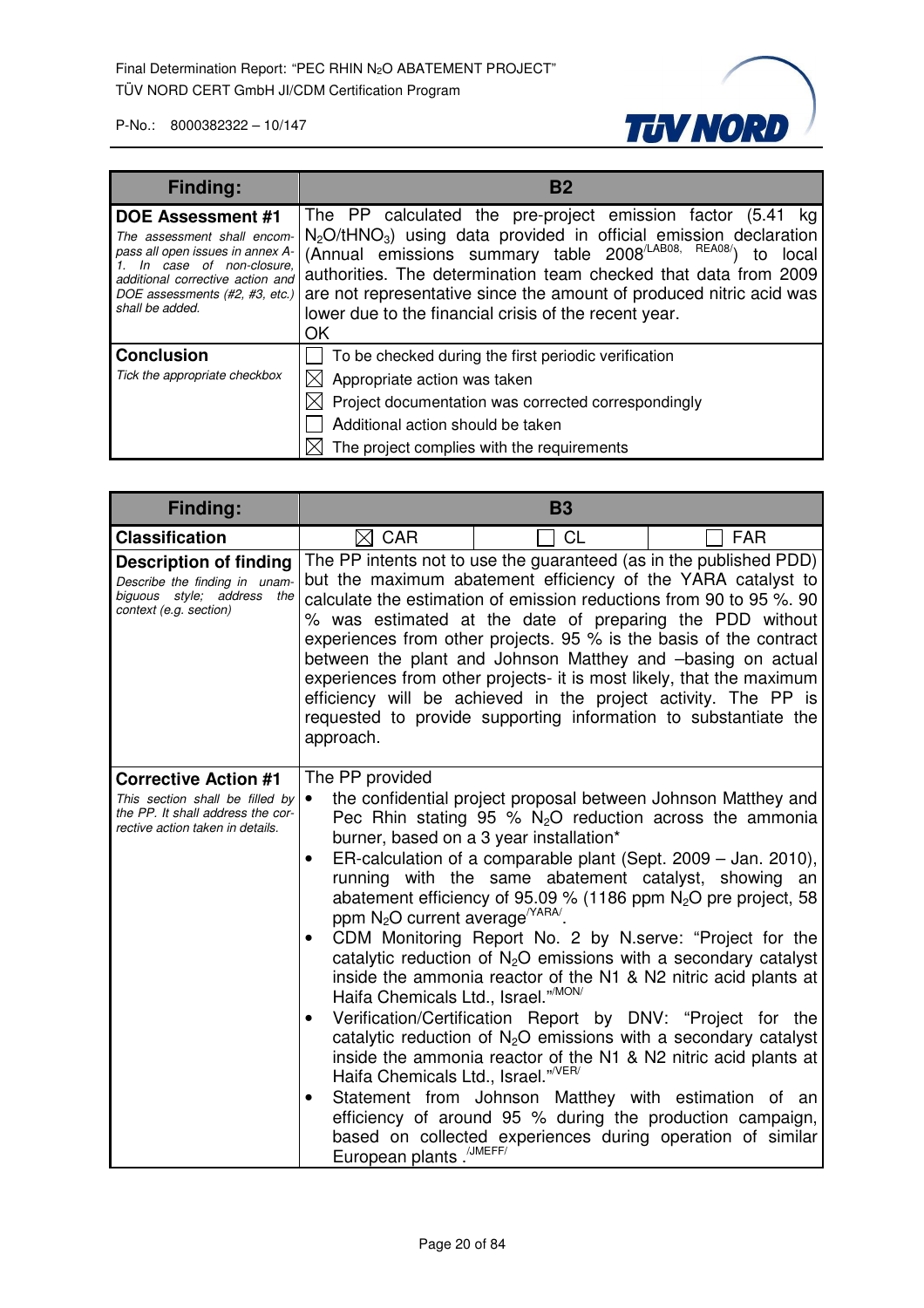| Finding: | B2 |
|---|---|
| **DOE Assessment #1**<br>*The assessment shall encompass all open issues in annex A-1. In case of non-closure, additional corrective action and DOE assessments (#2, #3, etc.) shall be added.* | The PP calculated the pre-project emission factor (5.41 kg $N_2O/tHNO_3$) using data provided in official emission declaration (Annual emissions summary table 2008[/LAB08, REA08/]) to local authorities. The determination team checked that data from 2009 are not representative since the amount of produced nitric acid was lower due to the financial crisis of the recent year.<br>OK |
| **Conclusion**<br>*Tick the appropriate checkbox* | ☐ To be checked during the first periodic verification<br>☒ Appropriate action was taken<br>☒ Project documentation was corrected correspondingly<br>☐ Additional action should be taken<br>☒ The project complies with the requirements |

| Finding: | B3 | | |
|---|---|---|---|
| **Classification** | ☒ CAR | ☐ CL | ☐ FAR |
| **Description of finding**<br>*Describe the finding in unambiguous style; address the context (e.g. section)* | The PP intents not to use the guaranteed (as in the published PDD) but the maximum abatement efficiency of the YARA catalyst to calculate the estimation of emission reductions from 90 to 95 %. 90 % was estimated at the date of preparing the PDD without experiences from other projects. 95 % is the basis of the contract between the plant and Johnson Matthey and –basing on actual experiences from other projects- it is most likely, that the maximum efficiency will be achieved in the project activity. The PP is requested to provide supporting information to substantiate the approach. | | |
| **Corrective Action #1**<br>*This section shall be filled by the PP. It shall address the corrective action taken in details.* | The PP provided<br>• the confidential project proposal between Johnson Matthey and Pec Rhin stating 95 % $N_2O$ reduction across the ammonia burner, based on a 3 year installation*<br>• ER-calculation of a comparable plant (Sept. 2009 – Jan. 2010), running with the same abatement catalyst, showing an abatement efficiency of 95.09 % (1186 ppm $N_2O$ pre project, 58 ppm $N_2O$ current average[/YARA/].<br>• CDM Monitoring Report No. 2 by N.serve: "Project for the catalytic reduction of $N_2O$ emissions with a secondary catalyst inside the ammonia reactor of the N1 & N2 nitric acid plants at Haifa Chemicals Ltd., Israel."[/MON/]<br>• Verification/Certification Report by DNV: "Project for the catalytic reduction of $N_2O$ emissions with a secondary catalyst inside the ammonia reactor of the N1 & N2 nitric acid plants at Haifa Chemicals Ltd., Israel."[/VER/]<br>• Statement from Johnson Matthey with estimation of an efficiency of around 95 % during the production campaign, based on collected experiences during operation of similar European plants .[/JMEFF/] | | |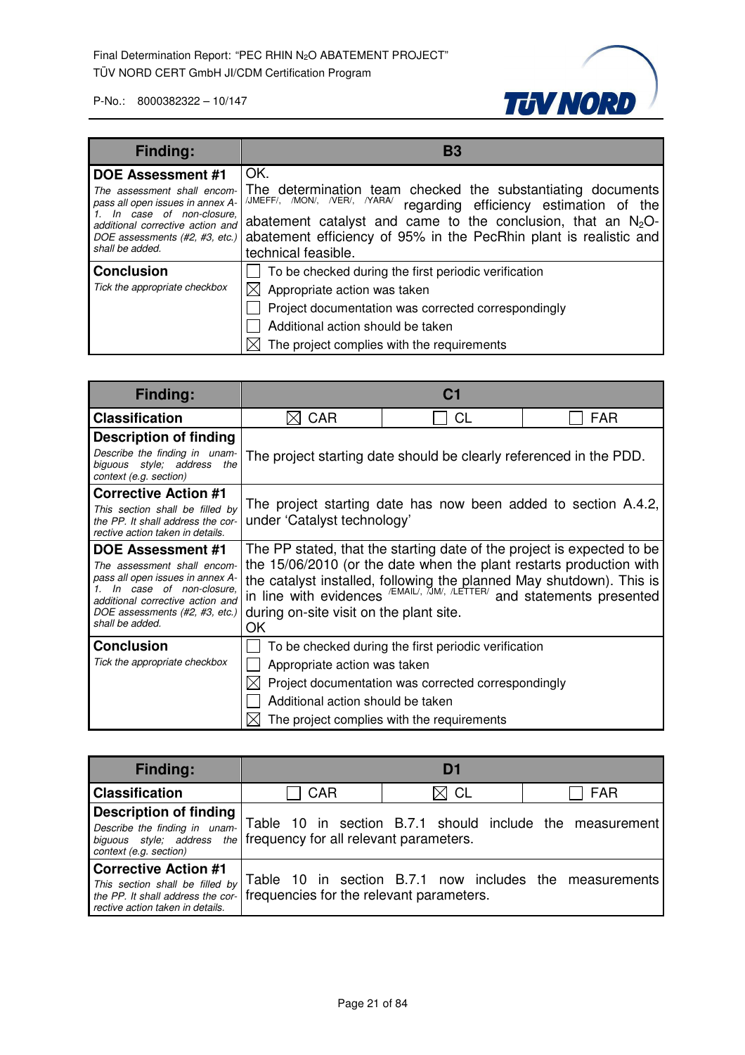| Finding: | B3 | | |
|---|---|---|---|
| **DOE Assessment #1**<br>*The assessment shall encompass all open issues in annex A-1. In case of non-closure, additional corrective action and DOE assessments (#2, #3, etc.) shall be added.* | OK.<br>The determination team checked the substantiating documents /JMEFF/, /MON/, /VER/, /YARA/ regarding efficiency estimation of the abatement catalyst and came to the conclusion, that an $N_2O$-abatement efficiency of 95% in the PecRhin plant is realistic and technical feasible. | | |
| **Conclusion**<br>*Tick the appropriate checkbox* | ☐ To be checked during the first periodic verification<br>☒ Appropriate action was taken<br>☐ Project documentation was corrected correspondingly<br>☐ Additional action should be taken<br>☒ The project complies with the requirements | | |

| Finding: | C1 | | |
|---|---|---|---|
| **Classification** | ☒ CAR | ☐ CL | ☐ FAR |
| **Description of finding**<br>*Describe the finding in unambiguous style; address the context (e.g. section)* | The project starting date should be clearly referenced in the PDD. | | |
| **Corrective Action #1**<br>*This section shall be filled by the PP. It shall address the corrective action taken in details.* | The project starting date has now been added to section A.4.2, under 'Catalyst technology' | | |
| **DOE Assessment #1**<br>*The assessment shall encompass all open issues in annex A-1. In case of non-closure, additional corrective action and DOE assessments (#2, #3, etc.) shall be added.* | The PP stated, that the starting date of the project is expected to be the 15/06/2010 (or the date when the plant restarts production with the catalyst installed, following the planned May shutdown). This is in line with evidences /EMAIL/, /JM/, /LETTER/ and statements presented during on-site visit on the plant site.<br>OK | | |
| **Conclusion**<br>*Tick the appropriate checkbox* | ☐ To be checked during the first periodic verification<br>☐ Appropriate action was taken<br>☒ Project documentation was corrected correspondingly<br>☐ Additional action should be taken<br>☒ The project complies with the requirements | | |

| Finding: | D1 | | |
|---|---|---|---|
| **Classification** | ☐ CAR | ☒ CL | ☐ FAR |
| **Description of finding**<br>*Describe the finding in unambiguous style; address the context (e.g. section)* | Table 10 in section B.7.1 should include the measurement frequency for all relevant parameters. | | |
| **Corrective Action #1**<br>*This section shall be filled by the PP. It shall address the corrective action taken in details.* | Table 10 in section B.7.1 now includes the measurements frequencies for the relevant parameters. | | |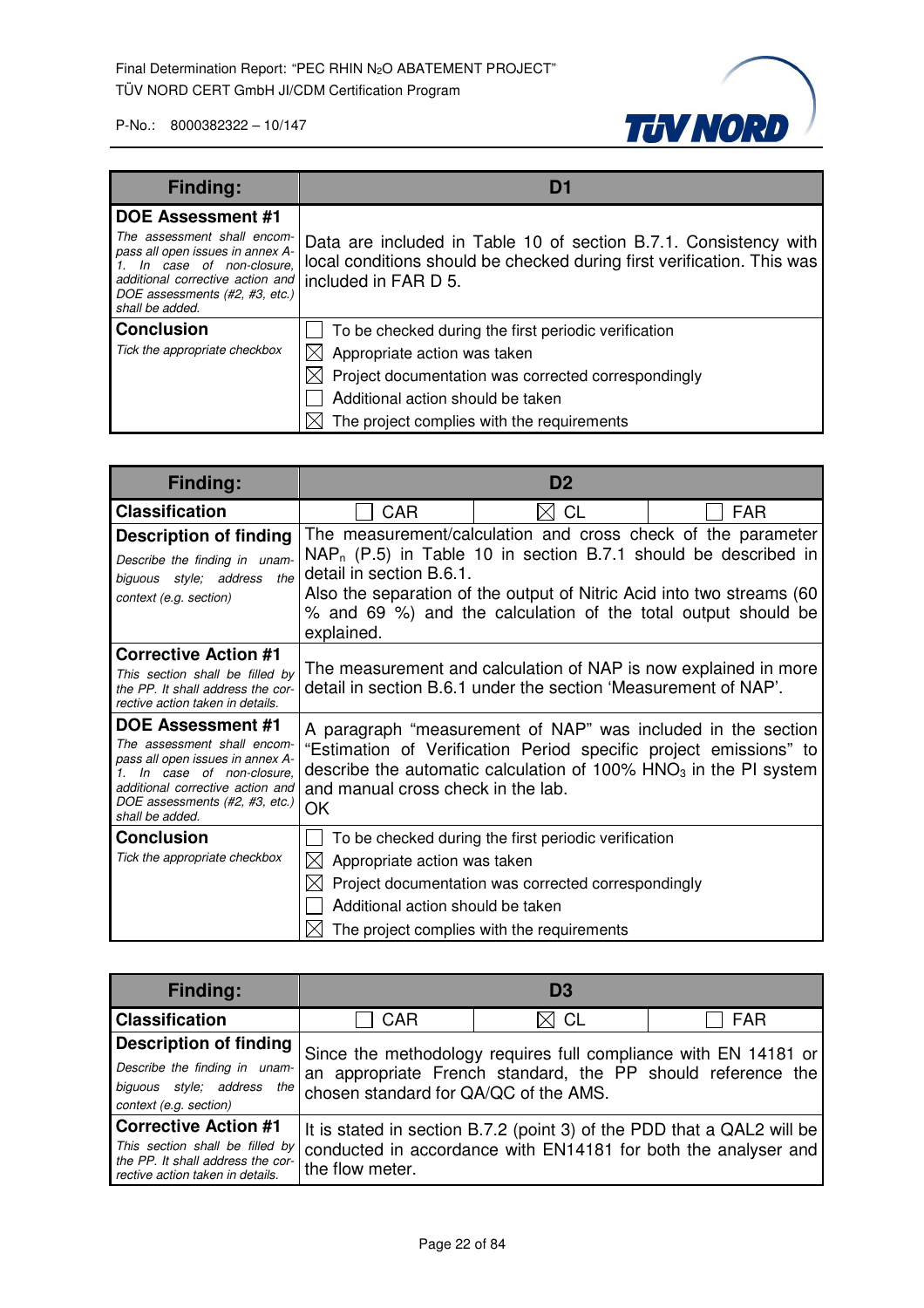| **Finding:** | **D1** |
|---|---|
| **DOE Assessment #1** *The assessment shall encompass all open issues in annex A-1. In case of non-closure, additional corrective action and DOE assessments (#2, #3, etc.) shall be added.* | Data are included in Table 10 of section B.7.1. Consistency with local conditions should be checked during first verification. This was included in FAR D 5. |
| **Conclusion** *Tick the appropriate checkbox* | ☐ To be checked during the first periodic verification<br>☒ Appropriate action was taken<br>☒ Project documentation was corrected correspondingly<br>☐ Additional action should be taken<br>☒ The project complies with the requirements |

| **Finding:** | **D2** | | |
|---|---|---|---|
| **Classification** | ☐ CAR | ☒ CL | ☐ FAR |
| **Description of finding** *Describe the finding in unambiguous style; address the context (e.g. section)* | The measurement/calculation and cross check of the parameter $NAP_n$ (P.5) in Table 10 in section B.7.1 should be described in detail in section B.6.1.<br>Also the separation of the output of Nitric Acid into two streams (60 % and 69 %) and the calculation of the total output should be explained. | | |
| **Corrective Action #1** *This section shall be filled by the PP. It shall address the corrective action taken in details.* | The measurement and calculation of NAP is now explained in more detail in section B.6.1 under the section 'Measurement of NAP'. | | |
| **DOE Assessment #1** *The assessment shall encompass all open issues in annex A-1. In case of non-closure, additional corrective action and DOE assessments (#2, #3, etc.) shall be added.* | A paragraph "measurement of NAP" was included in the section "Estimation of Verification Period specific project emissions" to describe the automatic calculation of 100% $HNO_3$ in the PI system and manual cross check in the lab.<br>OK | | |
| **Conclusion** *Tick the appropriate checkbox* | ☐ To be checked during the first periodic verification<br>☒ Appropriate action was taken<br>☒ Project documentation was corrected correspondingly<br>☐ Additional action should be taken<br>☒ The project complies with the requirements | | |

| **Finding:** | **D3** | | |
|---|---|---|---|
| **Classification** | ☐ CAR | ☒ CL | ☐ FAR |
| **Description of finding** *Describe the finding in unambiguous style; address the context (e.g. section)* | Since the methodology requires full compliance with EN 14181 or an appropriate French standard, the PP should reference the chosen standard for QA/QC of the AMS. | | |
| **Corrective Action #1** *This section shall be filled by the PP. It shall address the corrective action taken in details.* | It is stated in section B.7.2 (point 3) of the PDD that a QAL2 will be conducted in accordance with EN14181 for both the analyser and the flow meter. | | |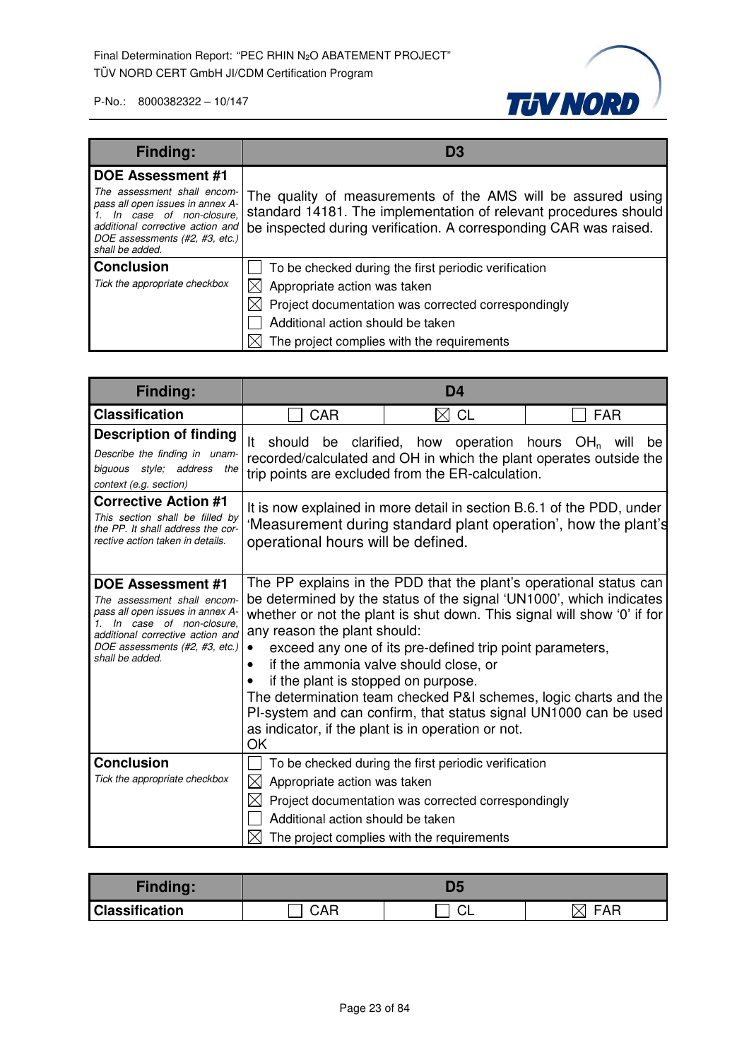| Finding: | D3 |
|---|---|
| **DOE Assessment #1**<br>*The assessment shall encompass all open issues in annex A-1. In case of non-closure, additional corrective action and DOE assessments (#2, #3, etc.) shall be added.* | The quality of measurements of the AMS will be assured using standard 14181. The implementation of relevant procedures should be inspected during verification. A corresponding CAR was raised. |
| **Conclusion**<br>*Tick the appropriate checkbox* | ☐ To be checked during the first periodic verification<br>☒ Appropriate action was taken<br>☒ Project documentation was corrected correspondingly<br>☐ Additional action should be taken<br>☒ The project complies with the requirements |

| Finding: | D4 | | |
|---|---|---|---|
| **Classification** | ☐ CAR | ☒ CL | ☐ FAR |
| **Description of finding**<br>*Describe the finding in unambiguous style; address the context (e.g. section)* | It should be clarified, how operation hours $OH_n$ will be recorded/calculated and OH in which the plant operates outside the trip points are excluded from the ER-calculation. | | |
| **Corrective Action #1**<br>*This section shall be filled by the PP. It shall address the corrective action taken in details.* | It is now explained in more detail in section B.6.1 of the PDD, under 'Measurement during standard plant operation', how the plant's operational hours will be defined. | | |
| **DOE Assessment #1**<br>*The assessment shall encompass all open issues in annex A-1. In case of non-closure, additional corrective action and DOE assessments (#2, #3, etc.) shall be added.* | The PP explains in the PDD that the plant's operational status can be determined by the status of the signal 'UN1000', which indicates whether or not the plant is shut down. This signal will show '0' if for any reason the plant should:<br>• exceed any one of its pre-defined trip point parameters,<br>• if the ammonia valve should close, or<br>• if the plant is stopped on purpose.<br>The determination team checked P&I schemes, logic charts and the PI-system and can confirm, that status signal UN1000 can be used as indicator, if the plant is in operation or not.<br>OK | | |
| **Conclusion**<br>*Tick the appropriate checkbox* | ☐ To be checked during the first periodic verification<br>☒ Appropriate action was taken<br>☒ Project documentation was corrected correspondingly<br>☐ Additional action should be taken<br>☒ The project complies with the requirements | | |

| Finding: | D5 | | |
|---|---|---|---|
| **Classification** | ☐ CAR | ☐ CL | ☒ FAR |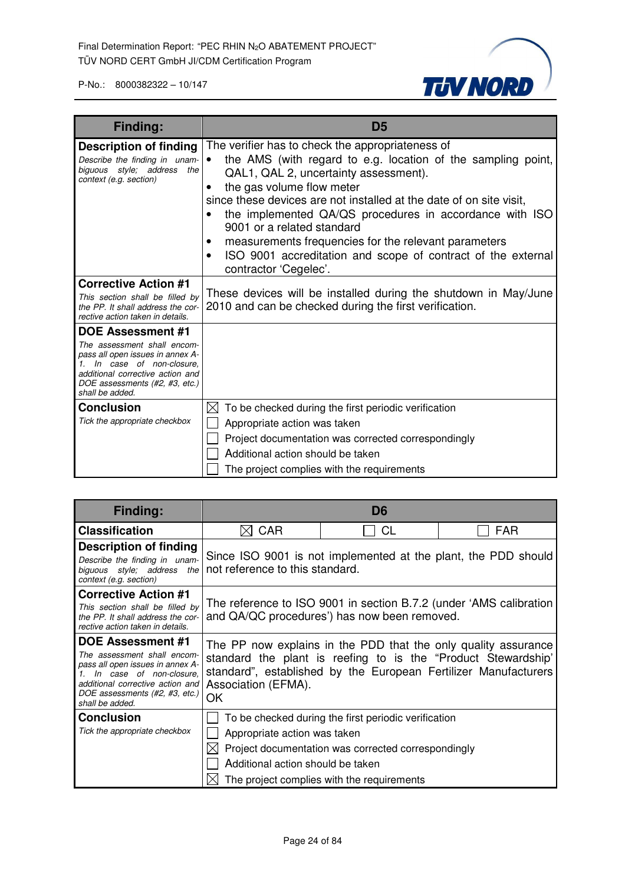| Finding: | D5 |
|---|---|
| **Description of finding**<br>*Describe the finding in unambiguous style; address the context (e.g. section)* | The verifier has to check the appropriateness of<br>• the AMS (with regard to e.g. location of the sampling point, QAL1, QAL 2, uncertainty assessment).<br>• the gas volume flow meter<br>since these devices are not installed at the date of on site visit,<br>• the implemented QA/QS procedures in accordance with ISO 9001 or a related standard<br>• measurements frequencies for the relevant parameters<br>• ISO 9001 accreditation and scope of contract of the external contractor 'Cegelec'. |
| **Corrective Action #1**<br>*This section shall be filled by the PP. It shall address the corrective action taken in details.* | These devices will be installed during the shutdown in May/June 2010 and can be checked during the first verification. |
| **DOE Assessment #1**<br>*The assessment shall encompass all open issues in annex A-1. In case of non-closure, additional corrective action and DOE assessments (#2, #3, etc.) shall be added.* | |
| **Conclusion**<br>*Tick the appropriate checkbox* | ☒ To be checked during the first periodic verification<br>☐ Appropriate action was taken<br>☐ Project documentation was corrected correspondingly<br>☐ Additional action should be taken<br>☐ The project complies with the requirements |

| Finding: | D6 | | |
|---|---|---|---|
| **Classification** | ☒ CAR | ☐ CL | ☐ FAR |
| **Description of finding**<br>*Describe the finding in unambiguous style; address the context (e.g. section)* | Since ISO 9001 is not implemented at the plant, the PDD should not reference to this standard. | | |
| **Corrective Action #1**<br>*This section shall be filled by the PP. It shall address the corrective action taken in details.* | The reference to ISO 9001 in section B.7.2 (under 'AMS calibration and QA/QC procedures') has now been removed. | | |
| **DOE Assessment #1**<br>*The assessment shall encompass all open issues in annex A-1. In case of non-closure, additional corrective action and DOE assessments (#2, #3, etc.) shall be added.* | The PP now explains in the PDD that the only quality assurance standard the plant is reefing to is the "Product Stewardship' standard", established by the European Fertilizer Manufacturers Association (EFMA).<br>OK | | |
| **Conclusion**<br>*Tick the appropriate checkbox* | ☐ To be checked during the first periodic verification<br>☐ Appropriate action was taken<br>☒ Project documentation was corrected correspondingly<br>☐ Additional action should be taken<br>☒ The project complies with the requirements | | |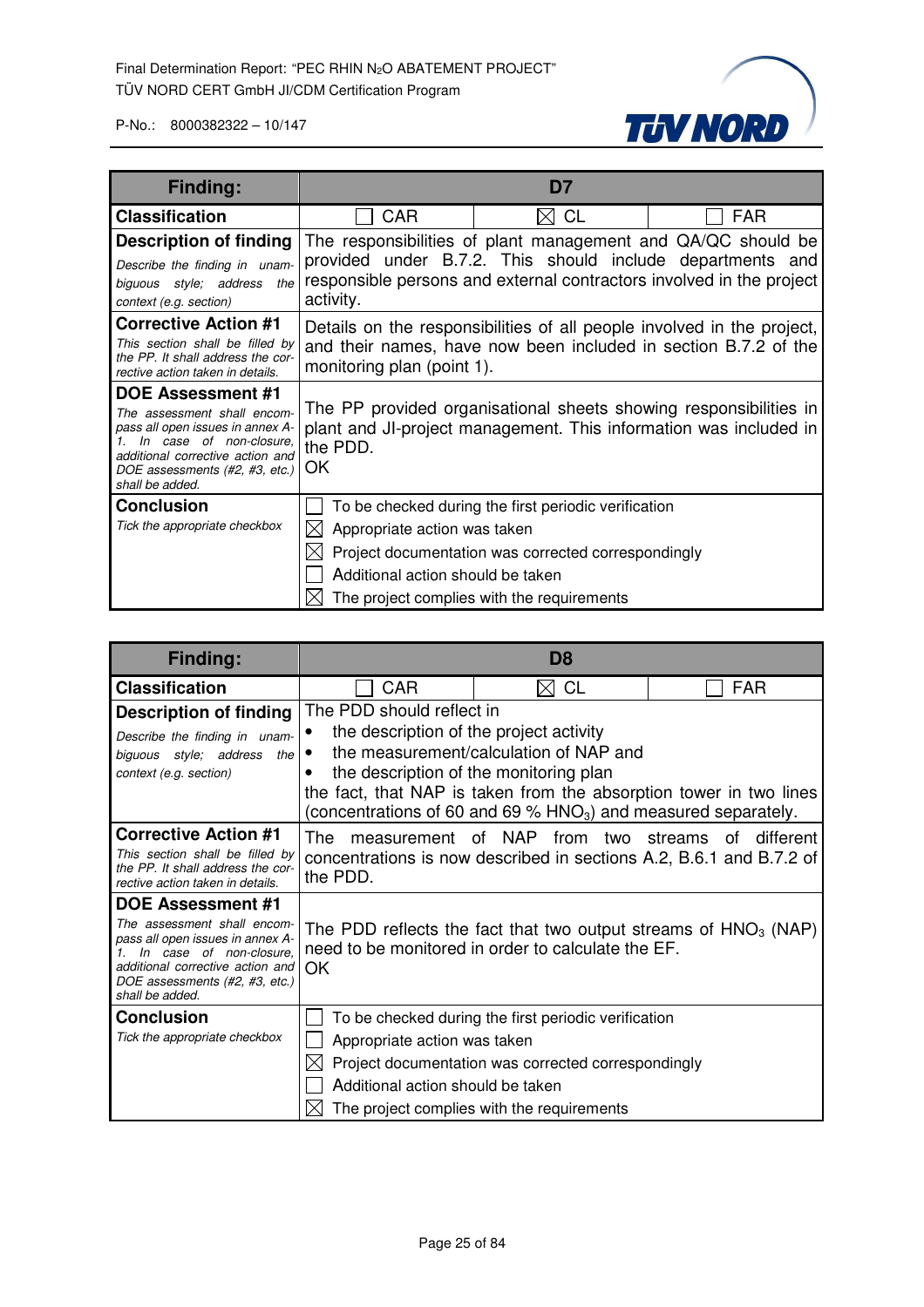| **Finding:** | **D7** | | |
|---|---|---|---|
| **Classification** | ☐ CAR | ☒ CL | ☐ FAR |
| **Description of finding**<br>*Describe the finding in unambiguous style; address the context (e.g. section)* | The responsibilities of plant management and QA/QC should be provided under B.7.2. This should include departments and responsible persons and external contractors involved in the project activity. | | |
| **Corrective Action #1**<br>*This section shall be filled by the PP. It shall address the corrective action taken in details.* | Details on the responsibilities of all people involved in the project, and their names, have now been included in section B.7.2 of the monitoring plan (point 1). | | |
| **DOE Assessment #1**<br>*The assessment shall encompass all open issues in annex A-1. In case of non-closure, additional corrective action and DOE assessments (#2, #3, etc.) shall be added.* | The PP provided organisational sheets showing responsibilities in plant and JI-project management. This information was included in the PDD.<br>OK | | |
| **Conclusion**<br>*Tick the appropriate checkbox* | ☐ To be checked during the first periodic verification<br>☒ Appropriate action was taken<br>☒ Project documentation was corrected correspondingly<br>☐ Additional action should be taken<br>☒ The project complies with the requirements | | |

| **Finding:** | **D8** | | |
|---|---|---|---|
| **Classification** | ☐ CAR | ☒ CL | ☐ FAR |
| **Description of finding**<br>*Describe the finding in unambiguous style; address the context (e.g. section)* | The PDD should reflect in<br>• the description of the project activity<br>• the measurement/calculation of NAP and<br>• the description of the monitoring plan<br>the fact, that NAP is taken from the absorption tower in two lines (concentrations of 60 and 69 % $HNO_3$) and measured separately. | | |
| **Corrective Action #1**<br>*This section shall be filled by the PP. It shall address the corrective action taken in details.* | The measurement of NAP from two streams of different concentrations is now described in sections A.2, B.6.1 and B.7.2 of the PDD. | | |
| **DOE Assessment #1**<br>*The assessment shall encompass all open issues in annex A-1. In case of non-closure, additional corrective action and DOE assessments (#2, #3, etc.) shall be added.* | The PDD reflects the fact that two output streams of $HNO_3$ (NAP) need to be monitored in order to calculate the EF.<br>OK | | |
| **Conclusion**<br>*Tick the appropriate checkbox* | ☐ To be checked during the first periodic verification<br>☐ Appropriate action was taken<br>☒ Project documentation was corrected correspondingly<br>☐ Additional action should be taken<br>☒ The project complies with the requirements | | |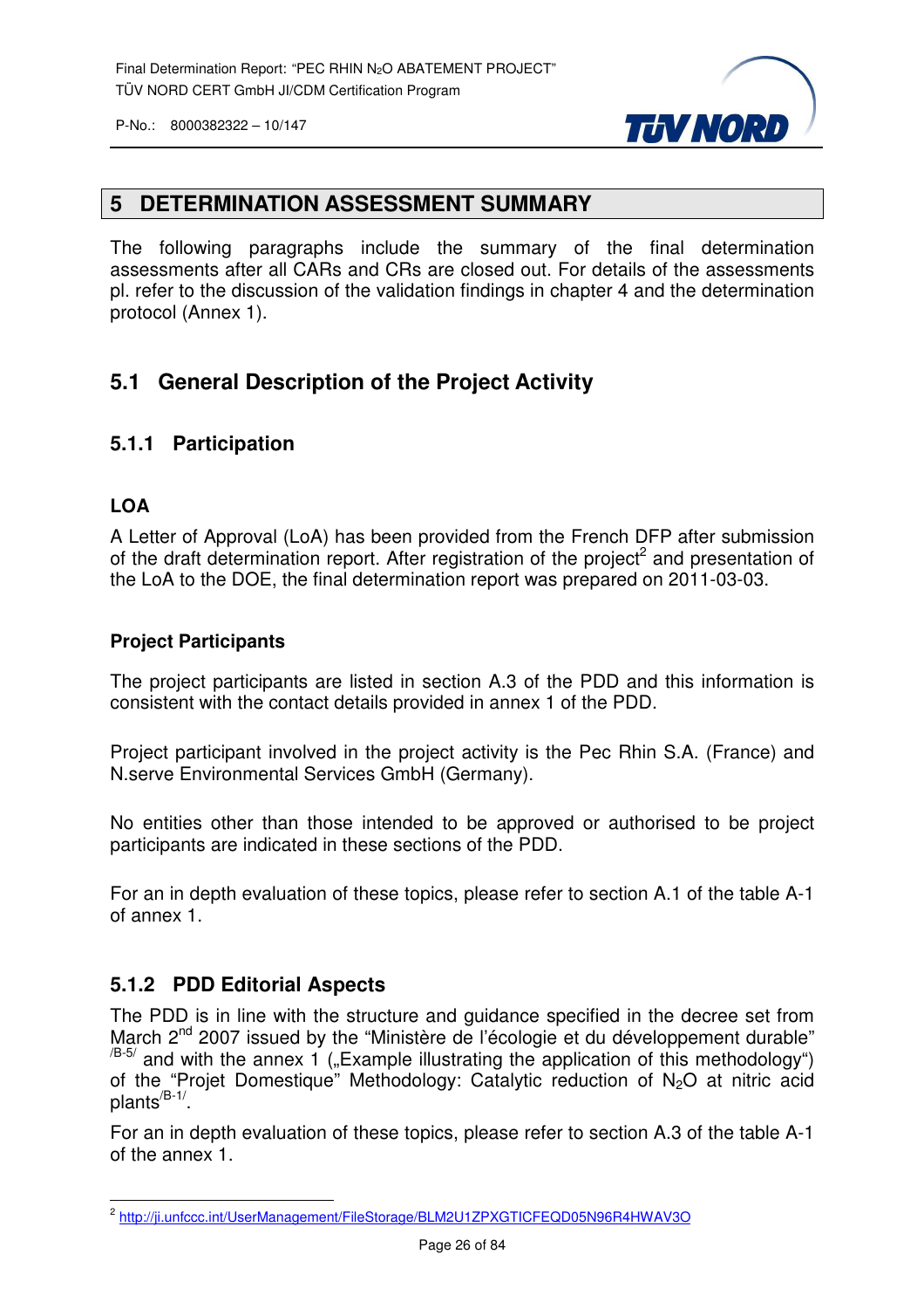## 5 DETERMINATION ASSESSMENT SUMMARY

The following paragraphs include the summary of the final determination assessments after all CARs and CRs are closed out. For details of the assessments pl. refer to the discussion of the validation findings in chapter 4 and the determination protocol (Annex 1).

## 5.1 General Description of the Project Activity

### 5.1.1 Participation

**LOA**

A Letter of Approval (LoA) has been provided from the French DFP after submission of the draft determination report. After registration of the project[2] and presentation of the LoA to the DOE, the final determination report was prepared on 2011-03-03.

**Project Participants**

The project participants are listed in section A.3 of the PDD and this information is consistent with the contact details provided in annex 1 of the PDD.

Project participant involved in the project activity is the Pec Rhin S.A. (France) and N.serve Environmental Services GmbH (Germany).

No entities other than those intended to be approved or authorised to be project participants are indicated in these sections of the PDD.

For an in depth evaluation of these topics, please refer to section A.1 of the table A-1 of annex 1.

### 5.1.2 PDD Editorial Aspects

The PDD is in line with the structure and guidance specified in the decree set from March 2nd 2007 issued by the "Ministère de l'écologie et du développement durable" [/B-5/] and with the annex 1 („Example illustrating the application of this methodology") of the "Projet Domestique" Methodology: Catalytic reduction of $N_2O$ at nitric acid plants[/B-1/].

For an in depth evaluation of these topics, please refer to section A.3 of the table A-1 of the annex 1.

---

[2] http://ji.unfccc.int/UserManagement/FileStorage/BLM2U1ZPXGTICFEQD05N96R4HWAV3O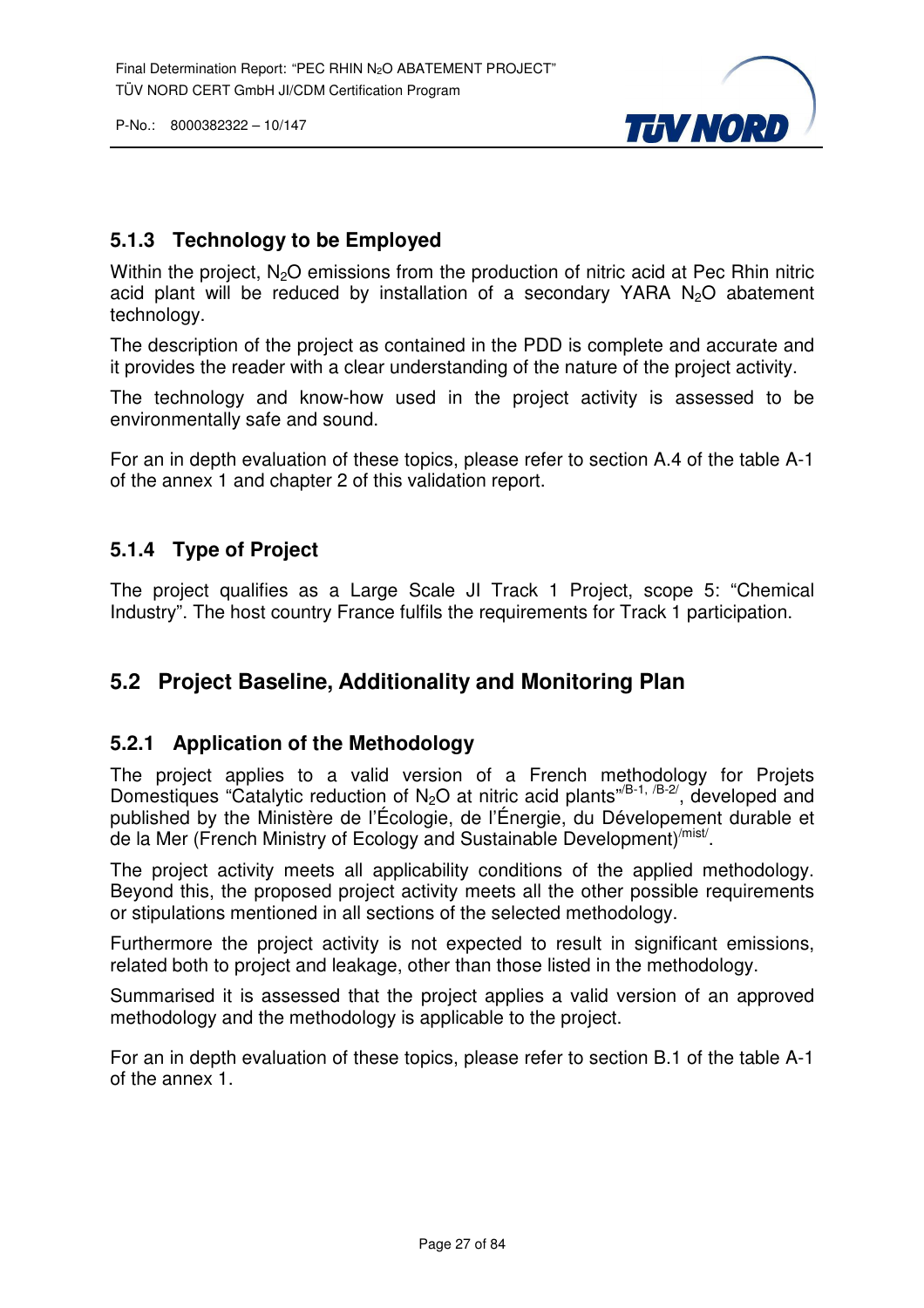### 5.1.3 Technology to be Employed

Within the project, $N_2O$ emissions from the production of nitric acid at Pec Rhin nitric acid plant will be reduced by installation of a secondary YARA $N_2O$ abatement technology.

The description of the project as contained in the PDD is complete and accurate and it provides the reader with a clear understanding of the nature of the project activity.

The technology and know-how used in the project activity is assessed to be environmentally safe and sound.

For an in depth evaluation of these topics, please refer to section A.4 of the table A-1 of the annex 1 and chapter 2 of this validation report.

### 5.1.4 Type of Project

The project qualifies as a Large Scale JI Track 1 Project, scope 5: “Chemical Industry”. The host country France fulfils the requirements for Track 1 participation.

## 5.2 Project Baseline, Additionality and Monitoring Plan

### 5.2.1 Application of the Methodology

The project applies to a valid version of a French methodology for Projets Domestiques “Catalytic reduction of $N_2O$ at nitric acid plants”[/B-1, /B-2/], developed and published by the Ministère de l’Écologie, de l’Énergie, du Dévelopement durable et de la Mer (French Ministry of Ecology and Sustainable Development)[/mist/].

The project activity meets all applicability conditions of the applied methodology. Beyond this, the proposed project activity meets all the other possible requirements or stipulations mentioned in all sections of the selected methodology.

Furthermore the project activity is not expected to result in significant emissions, related both to project and leakage, other than those listed in the methodology.

Summarised it is assessed that the project applies a valid version of an approved methodology and the methodology is applicable to the project.

For an in depth evaluation of these topics, please refer to section B.1 of the table A-1 of the annex 1.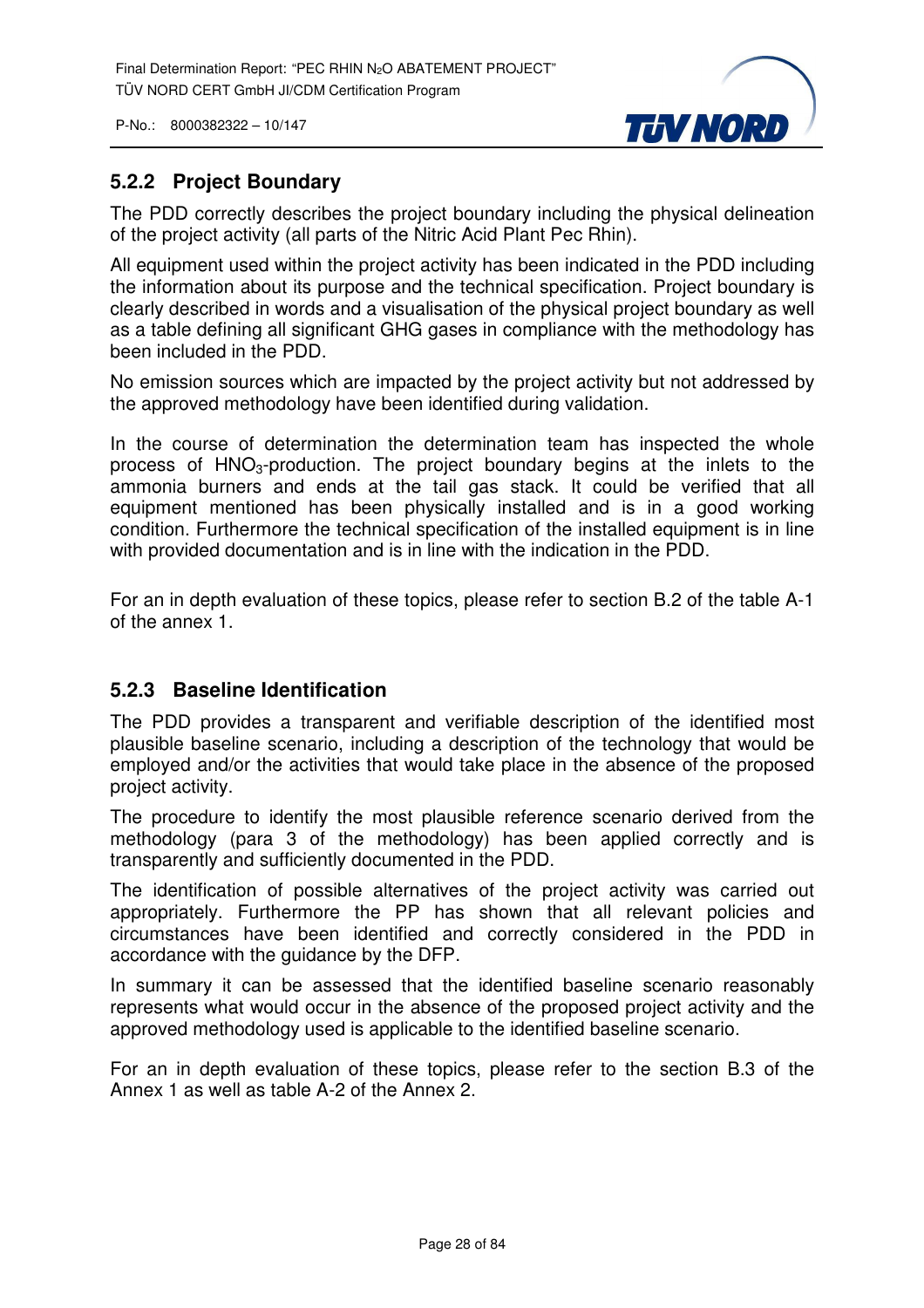### 5.2.2 Project Boundary

The PDD correctly describes the project boundary including the physical delineation of the project activity (all parts of the Nitric Acid Plant Pec Rhin).

All equipment used within the project activity has been indicated in the PDD including the information about its purpose and the technical specification. Project boundary is clearly described in words and a visualisation of the physical project boundary as well as a table defining all significant GHG gases in compliance with the methodology has been included in the PDD.

No emission sources which are impacted by the project activity but not addressed by the approved methodology have been identified during validation.

In the course of determination the determination team has inspected the whole process of $HNO_3$-production. The project boundary begins at the inlets to the ammonia burners and ends at the tail gas stack. It could be verified that all equipment mentioned has been physically installed and is in a good working condition. Furthermore the technical specification of the installed equipment is in line with provided documentation and is in line with the indication in the PDD.

For an in depth evaluation of these topics, please refer to section B.2 of the table A-1 of the annex 1.

### 5.2.3 Baseline Identification

The PDD provides a transparent and verifiable description of the identified most plausible baseline scenario, including a description of the technology that would be employed and/or the activities that would take place in the absence of the proposed project activity.

The procedure to identify the most plausible reference scenario derived from the methodology (para 3 of the methodology) has been applied correctly and is transparently and sufficiently documented in the PDD.

The identification of possible alternatives of the project activity was carried out appropriately. Furthermore the PP has shown that all relevant policies and circumstances have been identified and correctly considered in the PDD in accordance with the guidance by the DFP.

In summary it can be assessed that the identified baseline scenario reasonably represents what would occur in the absence of the proposed project activity and the approved methodology used is applicable to the identified baseline scenario.

For an in depth evaluation of these topics, please refer to the section B.3 of the Annex 1 as well as table A-2 of the Annex 2.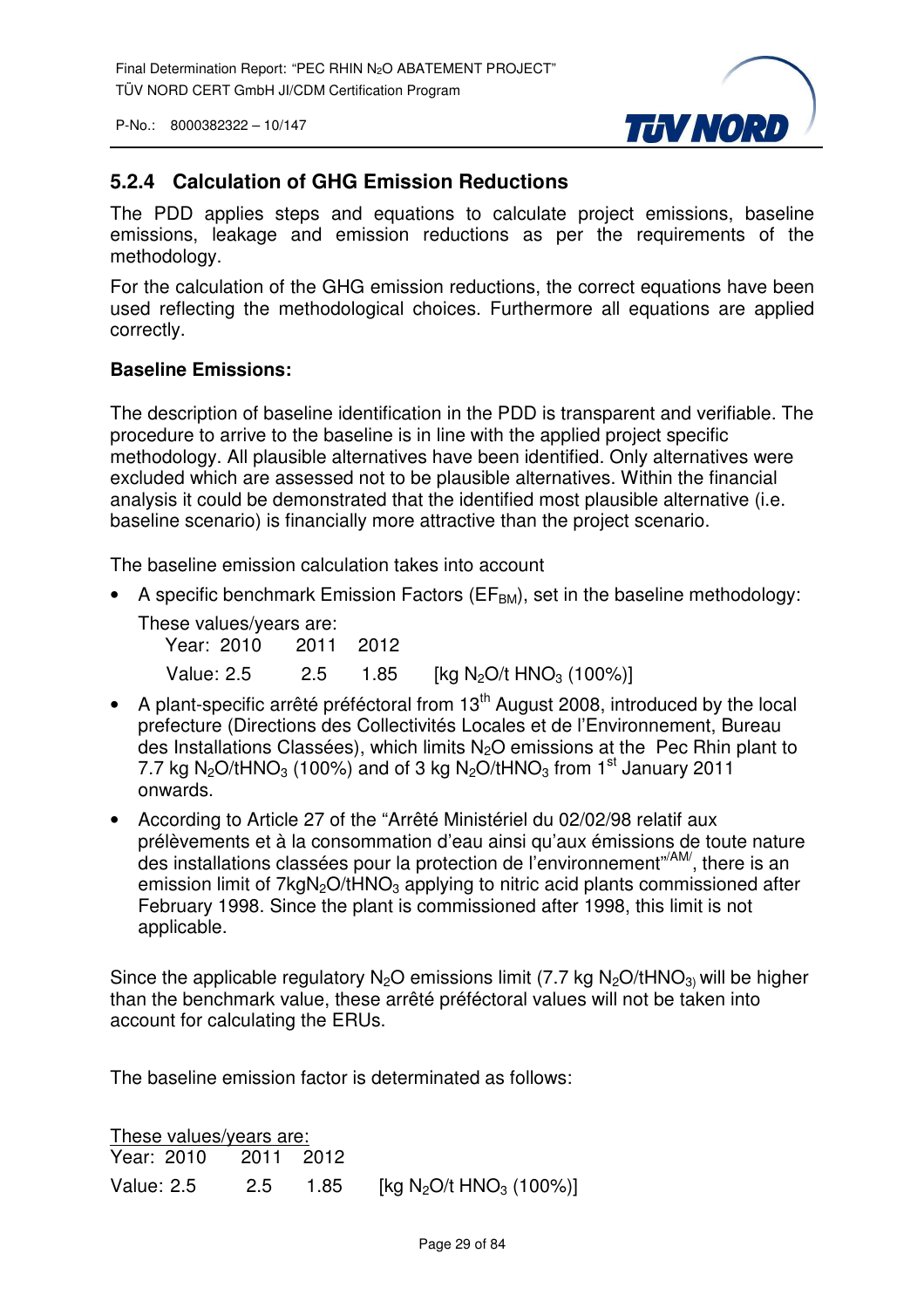### 5.2.4 Calculation of GHG Emission Reductions

The PDD applies steps and equations to calculate project emissions, baseline emissions, leakage and emission reductions as per the requirements of the methodology.

For the calculation of the GHG emission reductions, the correct equations have been used reflecting the methodological choices. Furthermore all equations are applied correctly.

**Baseline Emissions:**

The description of baseline identification in the PDD is transparent and verifiable. The procedure to arrive to the baseline is in line with the applied project specific methodology. All plausible alternatives have been identified. Only alternatives were excluded which are assessed not to be plausible alternatives. Within the financial analysis it could be demonstrated that the identified most plausible alternative (i.e. baseline scenario) is financially more attractive than the project scenario.

The baseline emission calculation takes into account

- A specific benchmark Emission Factors ($EF_{BM}$), set in the baseline methodology:

  These values/years are:

  | Year: 2010 | 2011 | 2012 | |
  |---|---|---|---|
  | Value: 2.5 | 2.5 | 1.85 | [kg $N_2O$/t $HNO_3$ (100%)] |

- A plant-specific arrêté préféctoral from 13th August 2008, introduced by the local prefecture (Directions des Collectivités Locales et de l'Environnement, Bureau des Installations Classées), which limits $N_2O$ emissions at the Pec Rhin plant to 7.7 kg $N_2O$/t$HNO_3$ (100%) and of 3 kg $N_2O$/t$HNO_3$ from 1st January 2011 onwards.
- According to Article 27 of the "Arrêté Ministériel du 02/02/98 relatif aux prélèvements et à la consommation d'eau ainsi qu'aux émissions de toute nature des installations classées pour la protection de l'environnement"/AM/, there is an emission limit of 7kg$N_2O$/t$HNO_3$ applying to nitric acid plants commissioned after February 1998. Since the plant is commissioned after 1998, this limit is not applicable.

Since the applicable regulatory $N_2O$ emissions limit (7.7 kg $N_2O$/t$HNO_3$) will be higher than the benchmark value, these arrêté préféctoral values will not be taken into account for calculating the ERUs.

The baseline emission factor is determinated as follows:

<u>These values/years are:</u>

| Year: 2010 | 2011 | 2012 | |
|---|---|---|---|
| Value: 2.5 | 2.5 | 1.85 | [kg $N_2O$/t $HNO_3$ (100%)] |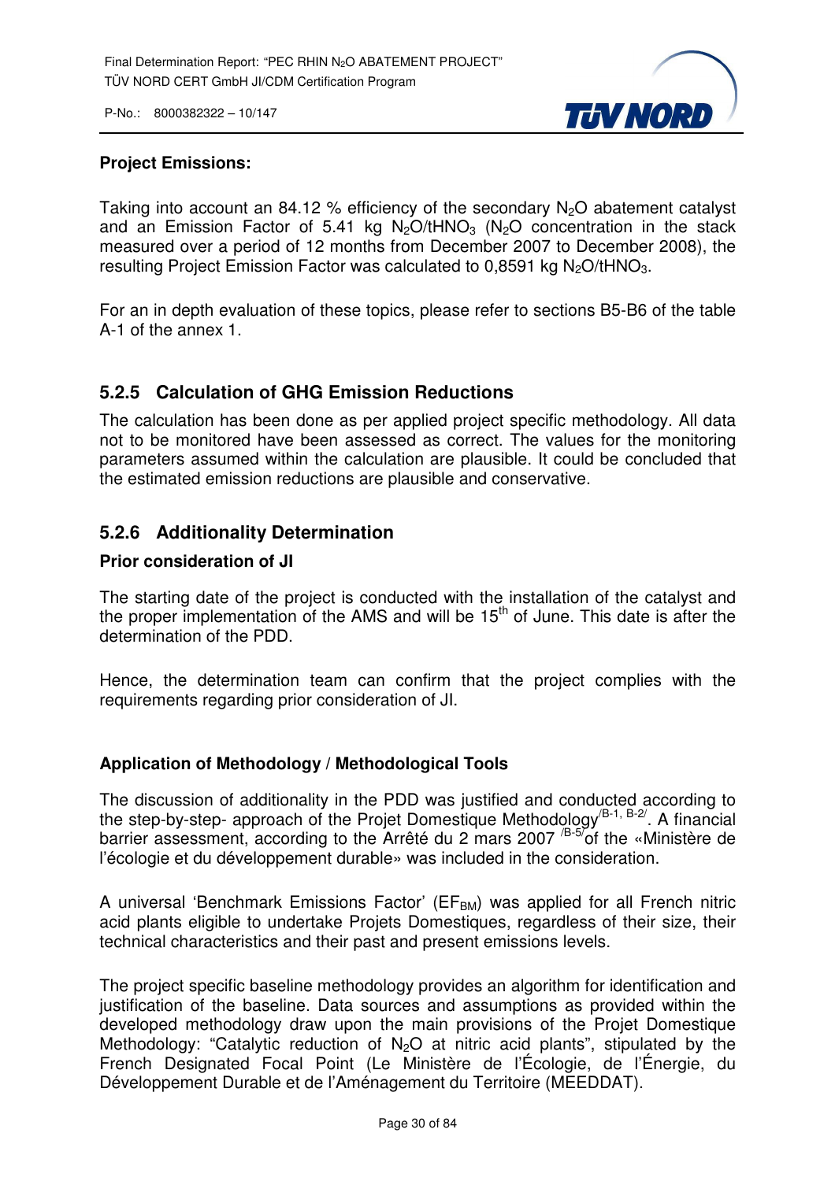**Project Emissions:**

Taking into account an 84.12 % efficiency of the secondary $N_2O$ abatement catalyst and an Emission Factor of 5.41 kg $N_2O/tHNO_3$ ($N_2O$ concentration in the stack measured over a period of 12 months from December 2007 to December 2008), the resulting Project Emission Factor was calculated to 0,8591 kg $N_2O/tHNO_3$.

For an in depth evaluation of these topics, please refer to sections B5-B6 of the table A-1 of the annex 1.

### 5.2.5 Calculation of GHG Emission Reductions

The calculation has been done as per applied project specific methodology. All data not to be monitored have been assessed as correct. The values for the monitoring parameters assumed within the calculation are plausible. It could be concluded that the estimated emission reductions are plausible and conservative.

### 5.2.6 Additionality Determination

**Prior consideration of JI**

The starting date of the project is conducted with the installation of the catalyst and the proper implementation of the AMS and will be $15^{th}$ of June. This date is after the determination of the PDD.

Hence, the determination team can confirm that the project complies with the requirements regarding prior consideration of JI.

**Application of Methodology / Methodological Tools**

The discussion of additionality in the PDD was justified and conducted according to the step-by-step- approach of the Projet Domestique Methodology [/B-1, B-2/]. A financial barrier assessment, according to the Arrêté du 2 mars 2007 [/B-5/] of the «Ministère de l'écologie et du développement durable» was included in the consideration.

A universal 'Benchmark Emissions Factor' ($EF_{BM}$) was applied for all French nitric acid plants eligible to undertake Projets Domestiques, regardless of their size, their technical characteristics and their past and present emissions levels.

The project specific baseline methodology provides an algorithm for identification and justification of the baseline. Data sources and assumptions as provided within the developed methodology draw upon the main provisions of the Projet Domestique Methodology: "Catalytic reduction of $N_2O$ at nitric acid plants", stipulated by the French Designated Focal Point (Le Ministère de l'Écologie, de l'Énergie, du Développement Durable et de l'Aménagement du Territoire (MEEDDAT).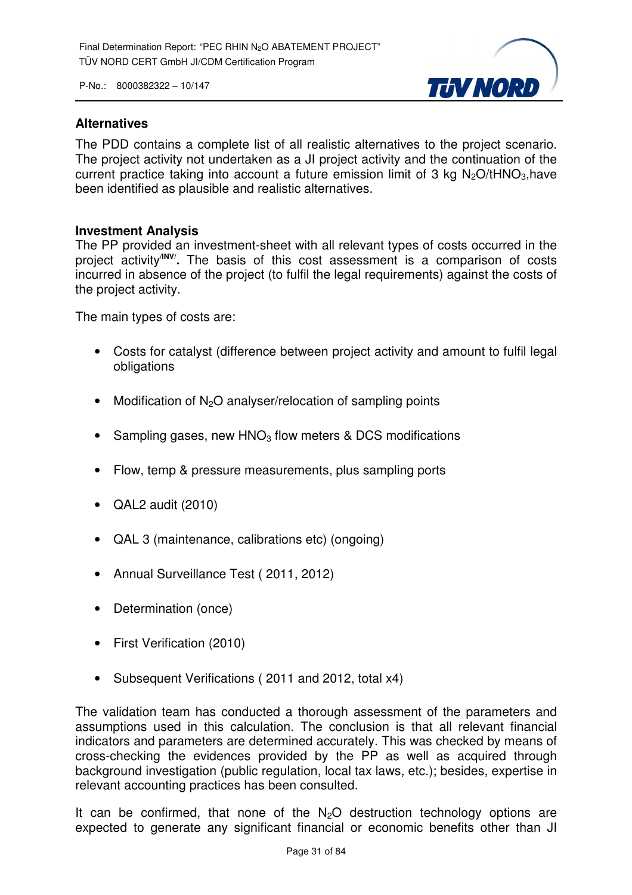**Alternatives**

The PDD contains a complete list of all realistic alternatives to the project scenario. The project activity not undertaken as a JI project activity and the continuation of the current practice taking into account a future emission limit of 3 kg $N_2O/tHNO_3$,have been identified as plausible and realistic alternatives.

**Investment Analysis**

The PP provided an investment-sheet with all relevant types of costs occurred in the project activity/INV/. The basis of this cost assessment is a comparison of costs incurred in absence of the project (to fulfil the legal requirements) against the costs of the project activity.

The main types of costs are:

- Costs for catalyst (difference between project activity and amount to fulfil legal obligations
- Modification of $N_2O$ analyser/relocation of sampling points
- Sampling gases, new $HNO_3$ flow meters & DCS modifications
- Flow, temp & pressure measurements, plus sampling ports
- QAL2 audit (2010)
- QAL 3 (maintenance, calibrations etc) (ongoing)
- Annual Surveillance Test ( 2011, 2012)
- Determination (once)
- First Verification (2010)
- Subsequent Verifications ( 2011 and 2012, total x4)

The validation team has conducted a thorough assessment of the parameters and assumptions used in this calculation. The conclusion is that all relevant financial indicators and parameters are determined accurately. This was checked by means of cross-checking the evidences provided by the PP as well as acquired through background investigation (public regulation, local tax laws, etc.); besides, expertise in relevant accounting practices has been consulted.

It can be confirmed, that none of the $N_2O$ destruction technology options are expected to generate any significant financial or economic benefits other than JI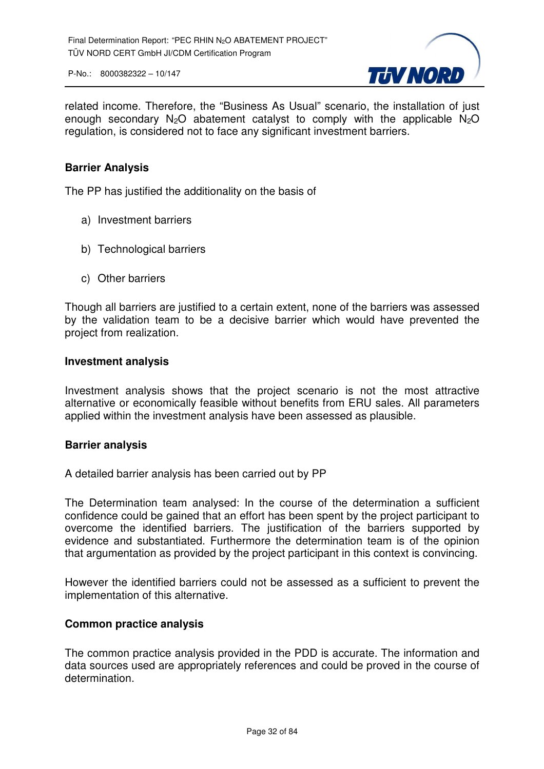related income. Therefore, the "Business As Usual" scenario, the installation of just enough secondary $N_2O$ abatement catalyst to comply with the applicable $N_2O$ regulation, is considered not to face any significant investment barriers.

**Barrier Analysis**

The PP has justified the additionality on the basis of

a) Investment barriers

b) Technological barriers

c) Other barriers

Though all barriers are justified to a certain extent, none of the barriers was assessed by the validation team to be a decisive barrier which would have prevented the project from realization.

**Investment analysis**

Investment analysis shows that the project scenario is not the most attractive alternative or economically feasible without benefits from ERU sales. All parameters applied within the investment analysis have been assessed as plausible.

**Barrier analysis**

A detailed barrier analysis has been carried out by PP

The Determination team analysed: In the course of the determination a sufficient confidence could be gained that an effort has been spent by the project participant to overcome the identified barriers. The justification of the barriers supported by evidence and substantiated. Furthermore the determination team is of the opinion that argumentation as provided by the project participant in this context is convincing.

However the identified barriers could not be assessed as a sufficient to prevent the implementation of this alternative.

**Common practice analysis**

The common practice analysis provided in the PDD is accurate. The information and data sources used are appropriately references and could be proved in the course of determination.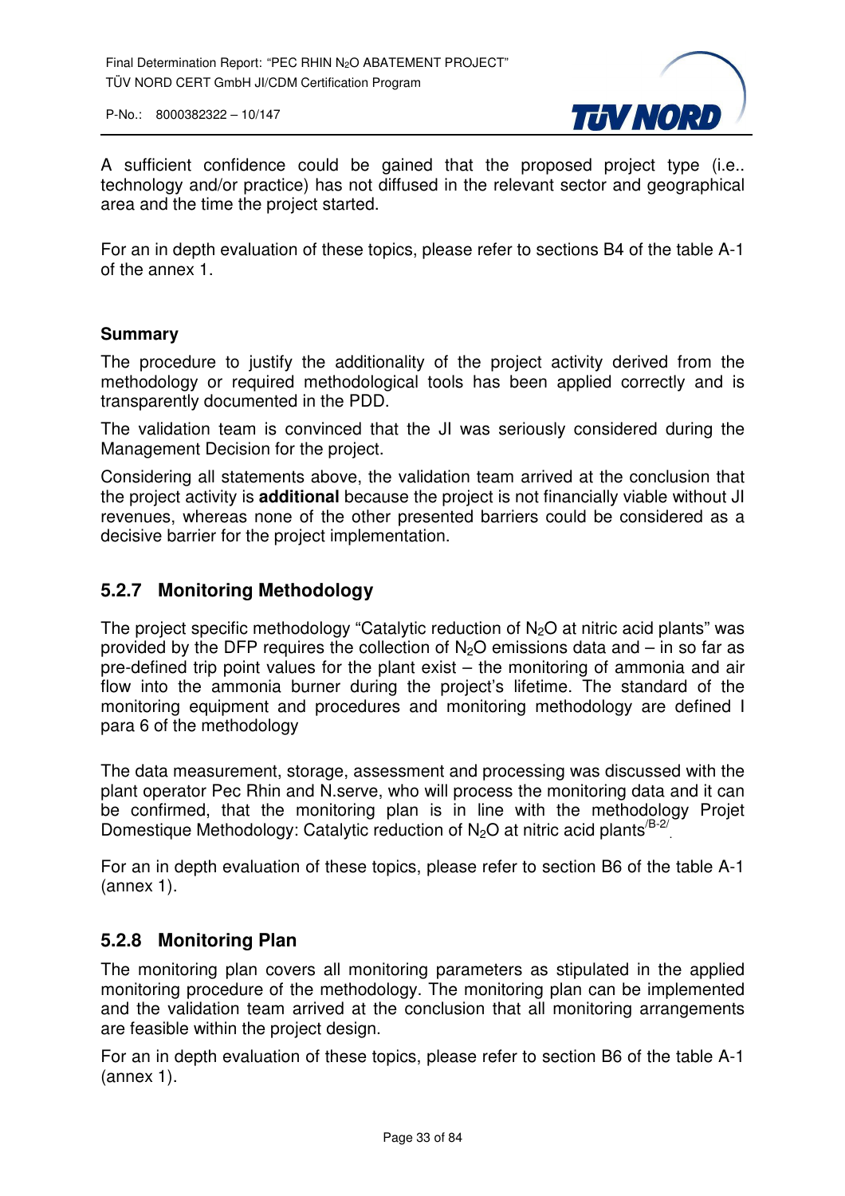A sufficient confidence could be gained that the proposed project type (i.e.. technology and/or practice) has not diffused in the relevant sector and geographical area and the time the project started.

For an in depth evaluation of these topics, please refer to sections B4 of the table A-1 of the annex 1.

**Summary**

The procedure to justify the additionality of the project activity derived from the methodology or required methodological tools has been applied correctly and is transparently documented in the PDD.

The validation team is convinced that the JI was seriously considered during the Management Decision for the project.

Considering all statements above, the validation team arrived at the conclusion that the project activity is **additional** because the project is not financially viable without JI revenues, whereas none of the other presented barriers could be considered as a decisive barrier for the project implementation.

### 5.2.7 Monitoring Methodology

The project specific methodology "Catalytic reduction of $N_2O$ at nitric acid plants" was provided by the DFP requires the collection of $N_2O$ emissions data and – in so far as pre-defined trip point values for the plant exist – the monitoring of ammonia and air flow into the ammonia burner during the project's lifetime. The standard of the monitoring equipment and procedures and monitoring methodology are defined I para 6 of the methodology

The data measurement, storage, assessment and processing was discussed with the plant operator Pec Rhin and N.serve, who will process the monitoring data and it can be confirmed, that the monitoring plan is in line with the methodology Projet Domestique Methodology: Catalytic reduction of $N_2O$ at nitric acid plants[/B-2/].

For an in depth evaluation of these topics, please refer to section B6 of the table A-1 (annex 1).

### 5.2.8 Monitoring Plan

The monitoring plan covers all monitoring parameters as stipulated in the applied monitoring procedure of the methodology. The monitoring plan can be implemented and the validation team arrived at the conclusion that all monitoring arrangements are feasible within the project design.

For an in depth evaluation of these topics, please refer to section B6 of the table A-1 (annex 1).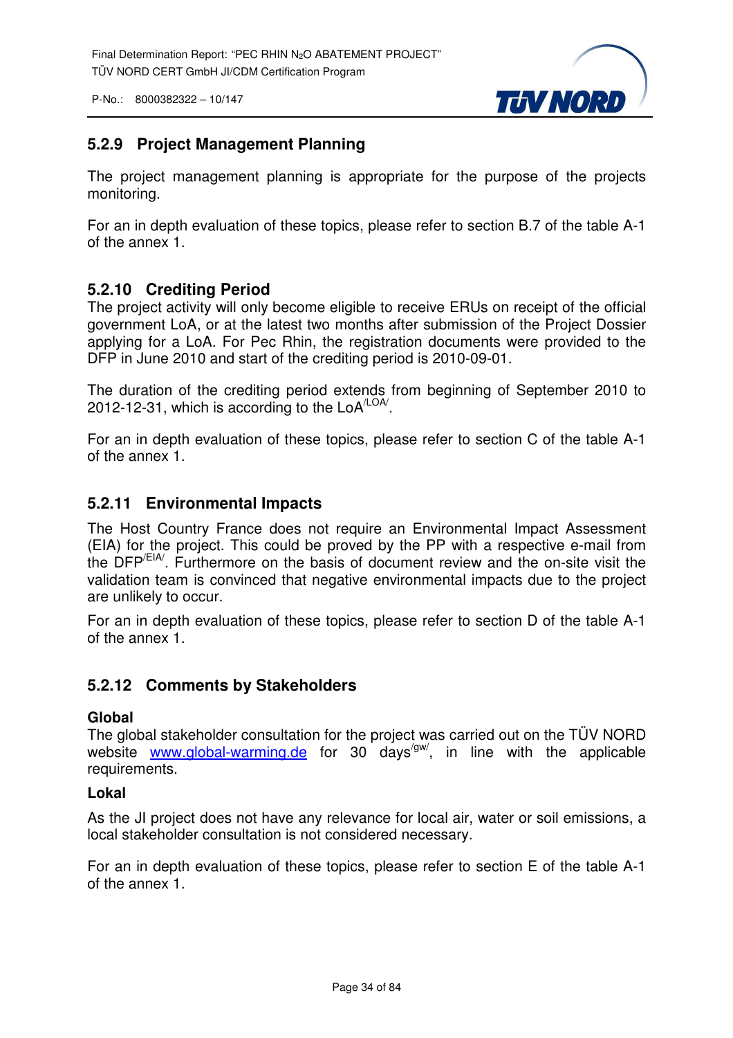### 5.2.9 Project Management Planning

The project management planning is appropriate for the purpose of the projects monitoring.

For an in depth evaluation of these topics, please refer to section B.7 of the table A-1 of the annex 1.

### 5.2.10 Crediting Period

The project activity will only become eligible to receive ERUs on receipt of the official government LoA, or at the latest two months after submission of the Project Dossier applying for a LoA. For Pec Rhin, the registration documents were provided to the DFP in June 2010 and start of the crediting period is 2010-09-01.

The duration of the crediting period extends from beginning of September 2010 to 2012-12-31, which is according to the LoA[/LOA/].

For an in depth evaluation of these topics, please refer to section C of the table A-1 of the annex 1.

### 5.2.11 Environmental Impacts

The Host Country France does not require an Environmental Impact Assessment (EIA) for the project. This could be proved by the PP with a respective e-mail from the DFP[/EIA/]. Furthermore on the basis of document review and the on-site visit the validation team is convinced that negative environmental impacts due to the project are unlikely to occur.

For an in depth evaluation of these topics, please refer to section D of the table A-1 of the annex 1.

### 5.2.12 Comments by Stakeholders

**Global**

The global stakeholder consultation for the project was carried out on the TÜV NORD website www.global-warming.de for 30 days[/gw/], in line with the applicable requirements.

**Lokal**

As the JI project does not have any relevance for local air, water or soil emissions, a local stakeholder consultation is not considered necessary.

For an in depth evaluation of these topics, please refer to section E of the table A-1 of the annex 1.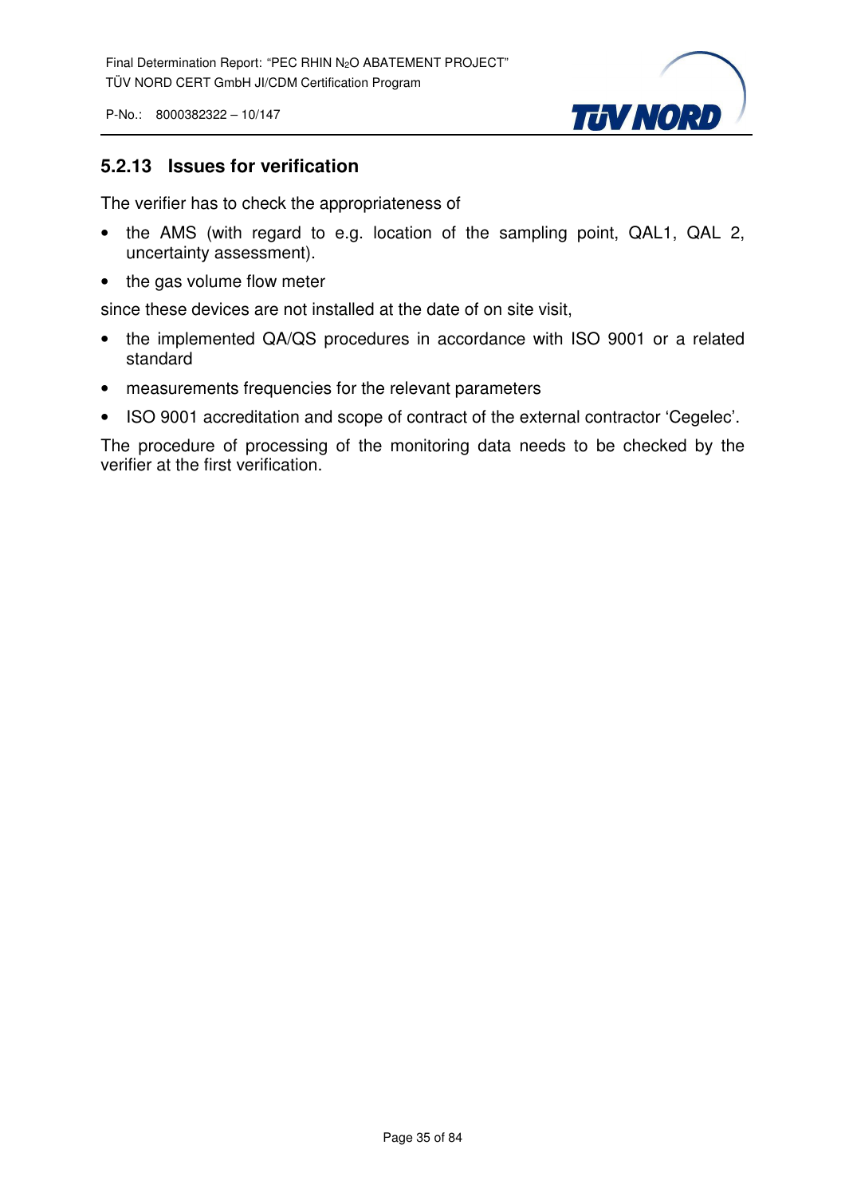### 5.2.13 Issues for verification

The verifier has to check the appropriateness of

- the AMS (with regard to e.g. location of the sampling point, QAL1, QAL 2, uncertainty assessment).
- the gas volume flow meter

since these devices are not installed at the date of on site visit,

- the implemented QA/QS procedures in accordance with ISO 9001 or a related standard
- measurements frequencies for the relevant parameters
- ISO 9001 accreditation and scope of contract of the external contractor 'Cegelec'.

The procedure of processing of the monitoring data needs to be checked by the verifier at the first verification.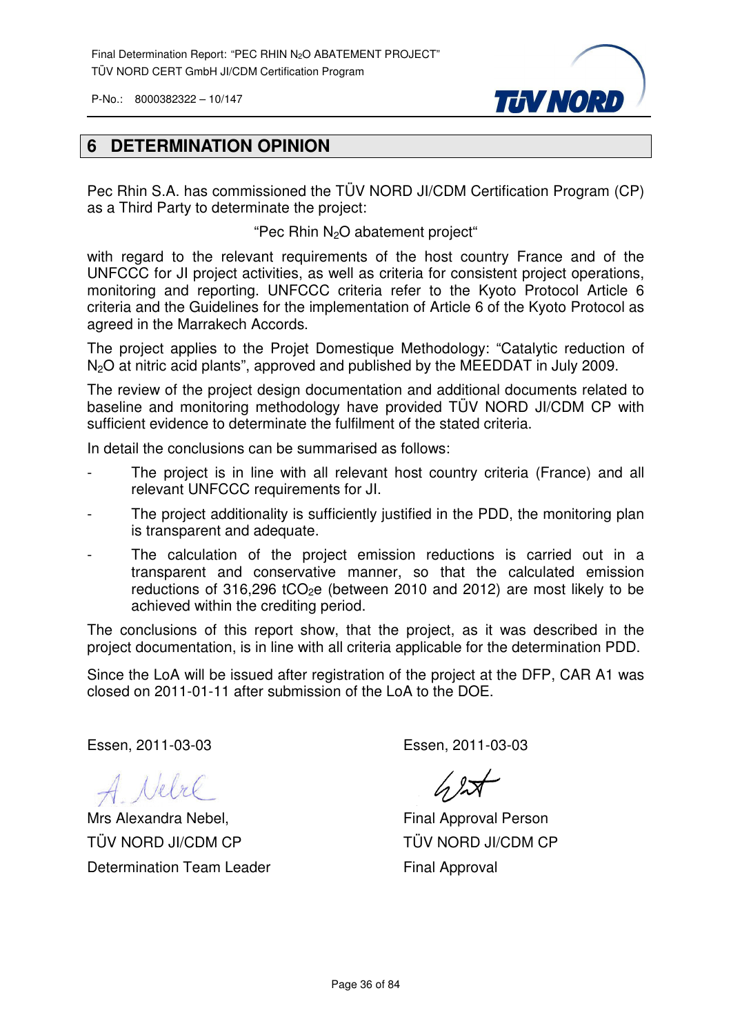## 6 DETERMINATION OPINION

Pec Rhin S.A. has commissioned the TÜV NORD JI/CDM Certification Program (CP) as a Third Party to determinate the project:

"Pec Rhin $N_2O$ abatement project"

with regard to the relevant requirements of the host country France and of the UNFCCC for JI project activities, as well as criteria for consistent project operations, monitoring and reporting. UNFCCC criteria refer to the Kyoto Protocol Article 6 criteria and the Guidelines for the implementation of Article 6 of the Kyoto Protocol as agreed in the Marrakech Accords.

The project applies to the Projet Domestique Methodology: "Catalytic reduction of $N_2O$ at nitric acid plants", approved and published by the MEEDDAT in July 2009.

The review of the project design documentation and additional documents related to baseline and monitoring methodology have provided TÜV NORD JI/CDM CP with sufficient evidence to determinate the fulfilment of the stated criteria.

In detail the conclusions can be summarised as follows:

- The project is in line with all relevant host country criteria (France) and all relevant UNFCCC requirements for JI.
- The project additionality is sufficiently justified in the PDD, the monitoring plan is transparent and adequate.
- The calculation of the project emission reductions is carried out in a transparent and conservative manner, so that the calculated emission reductions of 316,296 $tCO_2e$ (between 2010 and 2012) are most likely to be achieved within the crediting period.

The conclusions of this report show, that the project, as it was described in the project documentation, is in line with all criteria applicable for the determination PDD.

Since the LoA will be issued after registration of the project at the DFP, CAR A1 was closed on 2011-01-11 after submission of the LoA to the DOE.

Essen, 2011-03-03

A. Nebel

Mrs Alexandra Nebel,
TÜV NORD JI/CDM CP
Determination Team Leader

Essen, 2011-03-03

Final Approval Person
TÜV NORD JI/CDM CP
Final Approval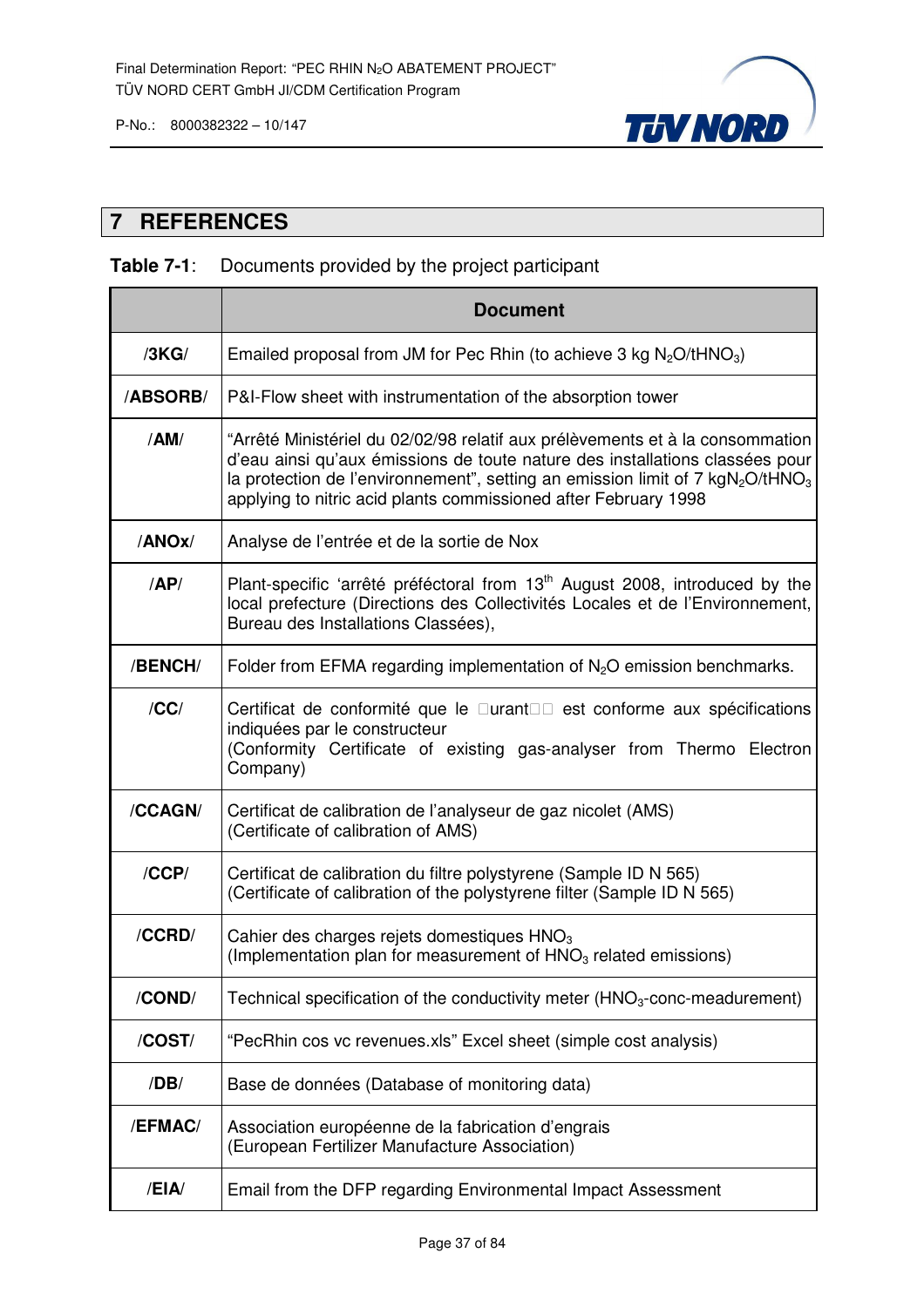## 7 REFERENCES

**Table 7-1**: Documents provided by the project participant

| | Document |
|---|---|
| **/3KG/** | Emailed proposal from JM for Pec Rhin (to achieve 3 kg $N_2O/tHNO_3$) |
| **/ABSORB/** | P&I-Flow sheet with instrumentation of the absorption tower |
| **/AM/** | "Arrêté Ministériel du 02/02/98 relatif aux prélèvements et à la consommation d'eau ainsi qu'aux émissions de toute nature des installations classées pour la protection de l'environnement", setting an emission limit of 7 $kgN_2O/tHNO_3$ applying to nitric acid plants commissioned after February 1998 |
| **/ANOx/** | Analyse de l'entrée et de la sortie de Nox |
| **/AP/** | Plant-specific 'arrêté préféctoral from 13th August 2008, introduced by the local prefecture (Directions des Collectivités Locales et de l'Environnement, Bureau des Installations Classées), |
| **/BENCH/** | Folder from EFMA regarding implementation of $N_2O$ emission benchmarks. |
| **/CC/** | Certificat de conformité que le urant est conforme aux spécifications indiquées par le constructeur (Conformity Certificate of existing gas-analyser from Thermo Electron Company) |
| **/CCAGN/** | Certificat de calibration de l'analyseur de gaz nicolet (AMS) (Certificate of calibration of AMS) |
| **/CCP/** | Certificat de calibration du filtre polystyrene (Sample ID N 565) (Certificate of calibration of the polystyrene filter (Sample ID N 565) |
| **/CCRD/** | Cahier des charges rejets domestiques $HNO_3$ (Implementation plan for measurement of $HNO_3$ related emissions) |
| **/COND/** | Technical specification of the conductivity meter ($HNO_3$-conc-meadurement) |
| **/COST/** | "PecRhin cos vc revenues.xls" Excel sheet (simple cost analysis) |
| **/DB/** | Base de données (Database of monitoring data) |
| **/EFMAC/** | Association européenne de la fabrication d'engrais (European Fertilizer Manufacture Association) |
| **/EIA/** | Email from the DFP regarding Environmental Impact Assessment |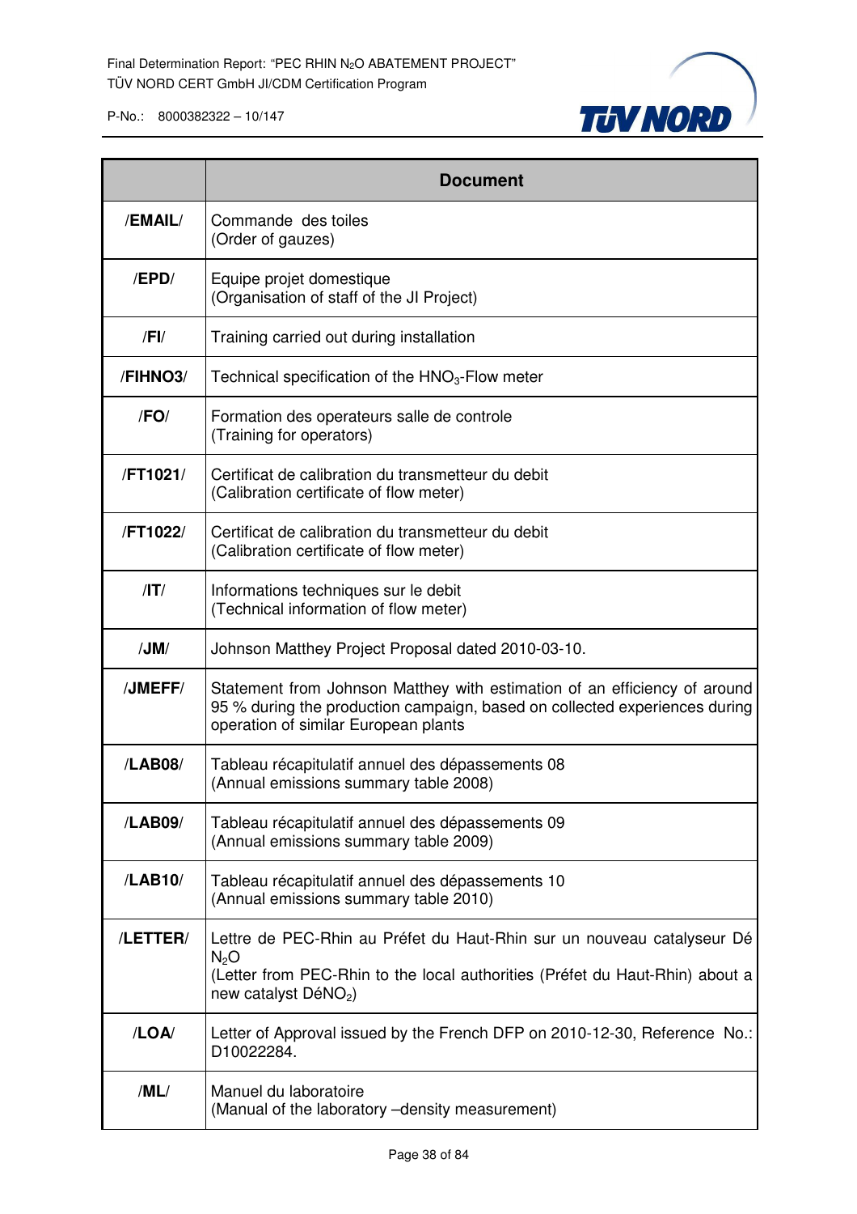| | Document |
|---|---|
| /EMAIL/ | Commande des toiles<br>(Order of gauzes) |
| /EPD/ | Equipe projet domestique<br>(Organisation of staff of the JI Project) |
| /FI/ | Training carried out during installation |
| /FIHNO3/ | Technical specification of the $HNO_3$-Flow meter |
| /FO/ | Formation des operateurs salle de controle<br>(Training for operators) |
| /FT1021/ | Certificat de calibration du transmetteur du debit<br>(Calibration certificate of flow meter) |
| /FT1022/ | Certificat de calibration du transmetteur du debit<br>(Calibration certificate of flow meter) |
| /IT/ | Informations techniques sur le debit<br>(Technical information of flow meter) |
| /JM/ | Johnson Matthey Project Proposal dated 2010-03-10. |
| /JMEFF/ | Statement from Johnson Matthey with estimation of an efficiency of around 95 % during the production campaign, based on collected experiences during operation of similar European plants |
| /LAB08/ | Tableau récapitulatif annuel des dépassements 08<br>(Annual emissions summary table 2008) |
| /LAB09/ | Tableau récapitulatif annuel des dépassements 09<br>(Annual emissions summary table 2009) |
| /LAB10/ | Tableau récapitulatif annuel des dépassements 10<br>(Annual emissions summary table 2010) |
| /LETTER/ | Lettre de PEC-Rhin au Préfet du Haut-Rhin sur un nouveau catalyseur Dé $N_2O$<br>(Letter from PEC-Rhin to the local authorities (Préfet du Haut-Rhin) about a new catalyst Dé$NO_2$) |
| /LOA/ | Letter of Approval issued by the French DFP on 2010-12-30, Reference No.: D10022284. |
| /ML/ | Manuel du laboratoire<br>(Manual of the laboratory –density measurement) |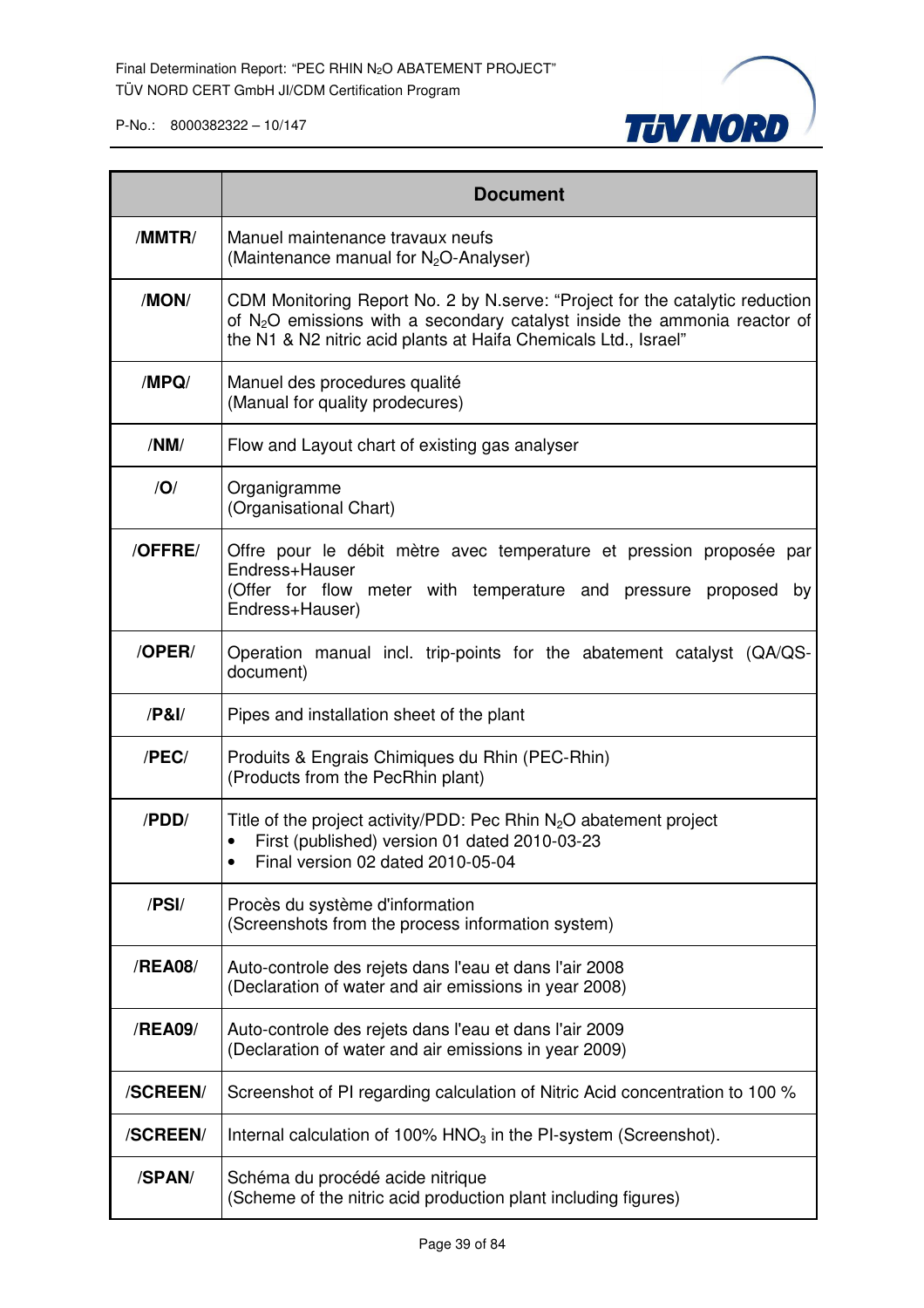| | Document |
|---|---|
| **/MMTR/** | Manuel maintenance travaux neufs<br>(Maintenance manual for $N_2O$-Analyser) |
| **/MON/** | CDM Monitoring Report No. 2 by N.serve: "Project for the catalytic reduction of $N_2O$ emissions with a secondary catalyst inside the ammonia reactor of the N1 & N2 nitric acid plants at Haifa Chemicals Ltd., Israel" |
| **/MPQ/** | Manuel des procedures qualité<br>(Manual for quality prodecures) |
| **/NM/** | Flow and Layout chart of existing gas analyser |
| **/O/** | Organigramme<br>(Organisational Chart) |
| **/OFFRE/** | Offre pour le débit mètre avec temperature et pression proposée par Endress+Hauser<br>(Offer for flow meter with temperature and pressure proposed by Endress+Hauser) |
| **/OPER/** | Operation manual incl. trip-points for the abatement catalyst (QA/QS-document) |
| **/P&I/** | Pipes and installation sheet of the plant |
| **/PEC/** | Produits & Engrais Chimiques du Rhin (PEC-Rhin)<br>(Products from the PecRhin plant) |
| **/PDD/** | Title of the project activity/PDD: Pec Rhin $N_2O$ abatement project<br>• First (published) version 01 dated 2010-03-23<br>• Final version 02 dated 2010-05-04 |
| **/PSI/** | Procès du système d'information<br>(Screenshots from the process information system) |
| **/REA08/** | Auto-controle des rejets dans l'eau et dans l'air 2008<br>(Declaration of water and air emissions in year 2008) |
| **/REA09/** | Auto-controle des rejets dans l'eau et dans l'air 2009<br>(Declaration of water and air emissions in year 2009) |
| **/SCREEN/** | Screenshot of PI regarding calculation of Nitric Acid concentration to 100 % |
| **/SCREEN/** | Internal calculation of 100% $HNO_3$ in the PI-system (Screenshot). |
| **/SPAN/** | Schéma du procédé acide nitrique<br>(Scheme of the nitric acid production plant including figures) |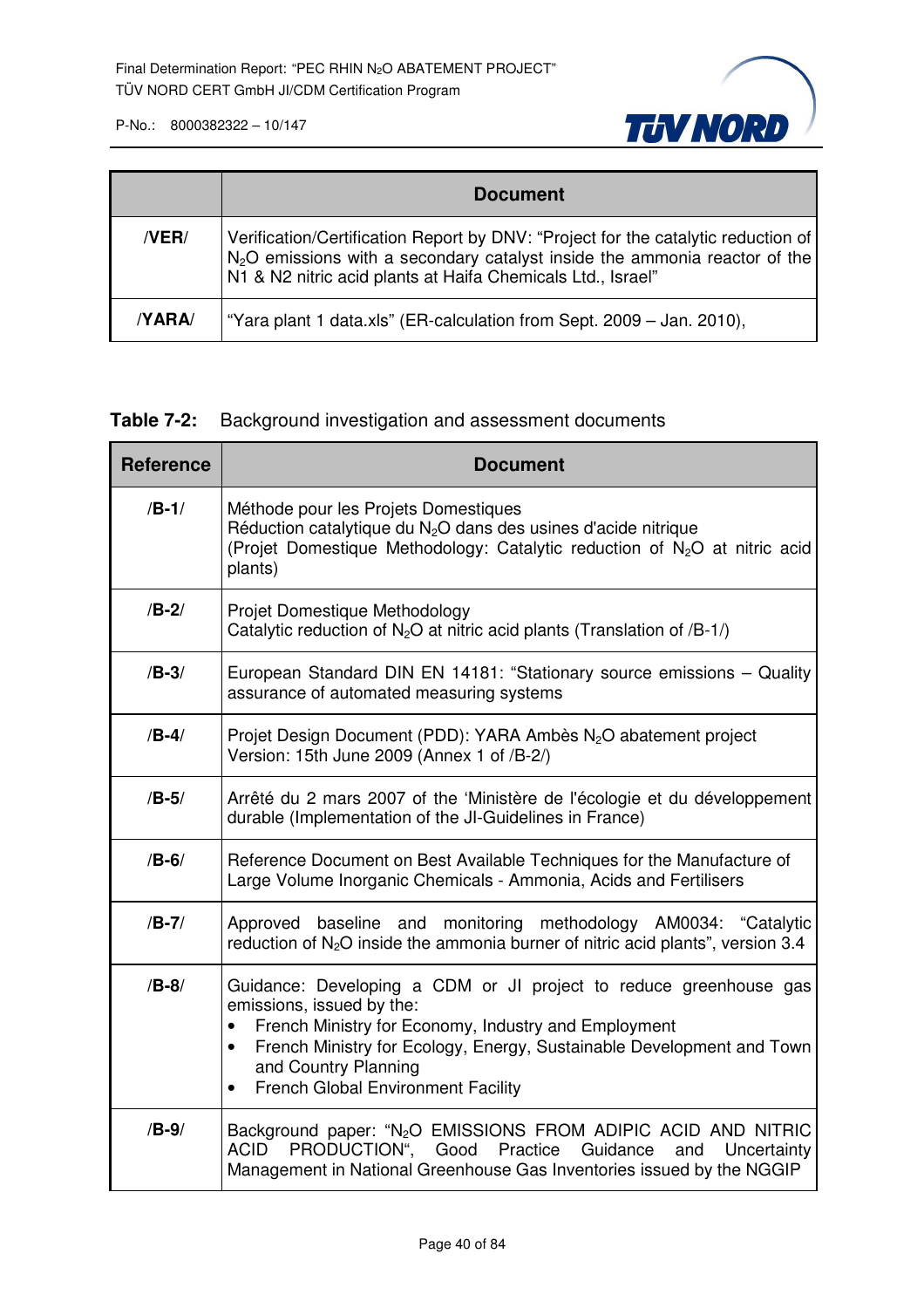| | Document |
|---|---|
| /**VER**/ | Verification/Certification Report by DNV: "Project for the catalytic reduction of $N_2O$ emissions with a secondary catalyst inside the ammonia reactor of the N1 & N2 nitric acid plants at Haifa Chemicals Ltd., Israel" |
| /**YARA**/ | "Yara plant 1 data.xls" (ER-calculation from Sept. 2009 – Jan. 2010), |

**Table 7-2:** Background investigation and assessment documents

| Reference | Document |
|---|---|
| /**B-1**/ | Méthode pour les Projets Domestiques<br>Réduction catalytique du $N_2O$ dans des usines d'acide nitrique<br>(Projet Domestique Methodology: Catalytic reduction of $N_2O$ at nitric acid plants) |
| /**B-2**/ | Projet Domestique Methodology<br>Catalytic reduction of $N_2O$ at nitric acid plants (Translation of /B-1/) |
| /**B-3**/ | European Standard DIN EN 14181: "Stationary source emissions – Quality assurance of automated measuring systems |
| /**B-4**/ | Projet Design Document (PDD): YARA Ambès $N_2O$ abatement project<br>Version: 15th June 2009 (Annex 1 of /B-2/) |
| /**B-5**/ | Arrêté du 2 mars 2007 of the 'Ministère de l'écologie et du développement durable (Implementation of the JI-Guidelines in France) |
| /**B-6**/ | Reference Document on Best Available Techniques for the Manufacture of Large Volume Inorganic Chemicals - Ammonia, Acids and Fertilisers |
| /**B-7**/ | Approved baseline and monitoring methodology AM0034: "Catalytic reduction of $N_2O$ inside the ammonia burner of nitric acid plants", version 3.4 |
| /**B-8**/ | Guidance: Developing a CDM or JI project to reduce greenhouse gas emissions, issued by the:<br>• French Ministry for Economy, Industry and Employment<br>• French Ministry for Ecology, Energy, Sustainable Development and Town and Country Planning<br>• French Global Environment Facility |
| /**B-9**/ | Background paper: "$N_2O$ EMISSIONS FROM ADIPIC ACID AND NITRIC ACID PRODUCTION", Good Practice Guidance and Uncertainty Management in National Greenhouse Gas Inventories issued by the NGGIP |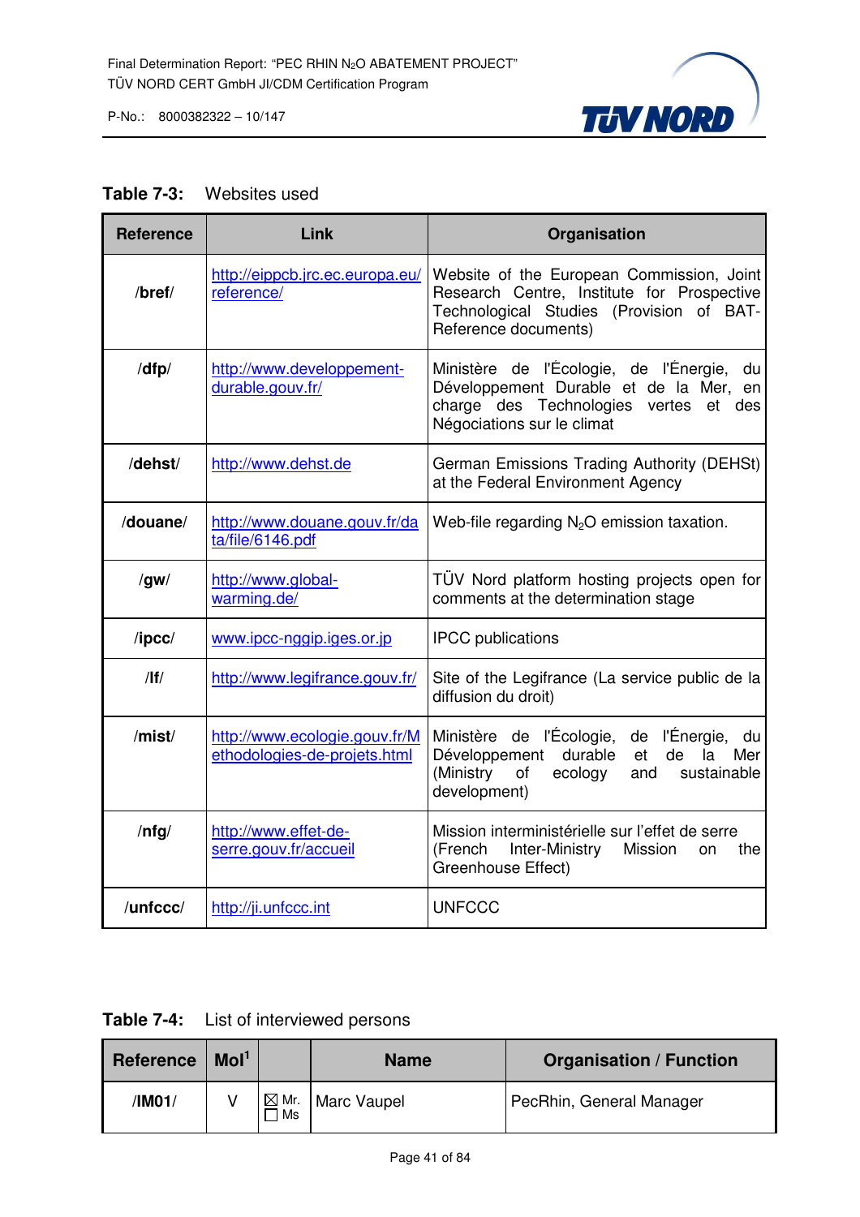**Table 7-3:** Websites used

| Reference | Link | Organisation |
|---|---|---|
| /bref/ | http://eippcb.jrc.ec.europa.eu/reference/ | Website of the European Commission, Joint Research Centre, Institute for Prospective Technological Studies (Provision of BAT-Reference documents) |
| /dfp/ | http://www.developpement-durable.gouv.fr/ | Ministère de l'Écologie, de l'Énergie, du Développement Durable et de la Mer, en charge des Technologies vertes et des Négociations sur le climat |
| /dehst/ | http://www.dehst.de | German Emissions Trading Authority (DEHSt) at the Federal Environment Agency |
| /douane/ | http://www.douane.gouv.fr/data/file/6146.pdf | Web-file regarding $N_2O$ emission taxation. |
| /gw/ | http://www.global-warming.de/ | TÜV Nord platform hosting projects open for comments at the determination stage |
| /ipcc/ | www.ipcc-nggip.iges.or.jp | IPCC publications |
| /lf/ | http://www.legifrance.gouv.fr/ | Site of the Legifrance (La service public de la diffusion du droit) |
| /mist/ | http://www.ecologie.gouv.fr/Methodologies-de-projets.html | Ministère de l'Écologie, de l'Énergie, du Développement durable et de la Mer (Ministry of ecology and sustainable development) |
| /nfg/ | http://www.effet-de-serre.gouv.fr/accueil | Mission interministérielle sur l'effet de serre (French Inter-Ministry Mission on the Greenhouse Effect) |
| /unfccc/ | http://ji.unfccc.int | UNFCCC |

**Table 7-4:** List of interviewed persons

| Reference | MoI[1] | | Name | Organisation / Function |
|---|---|---|---|---|
| /IM01/ | V | ☒ Mr. ☐ Ms | Marc Vaupel | PecRhin, General Manager |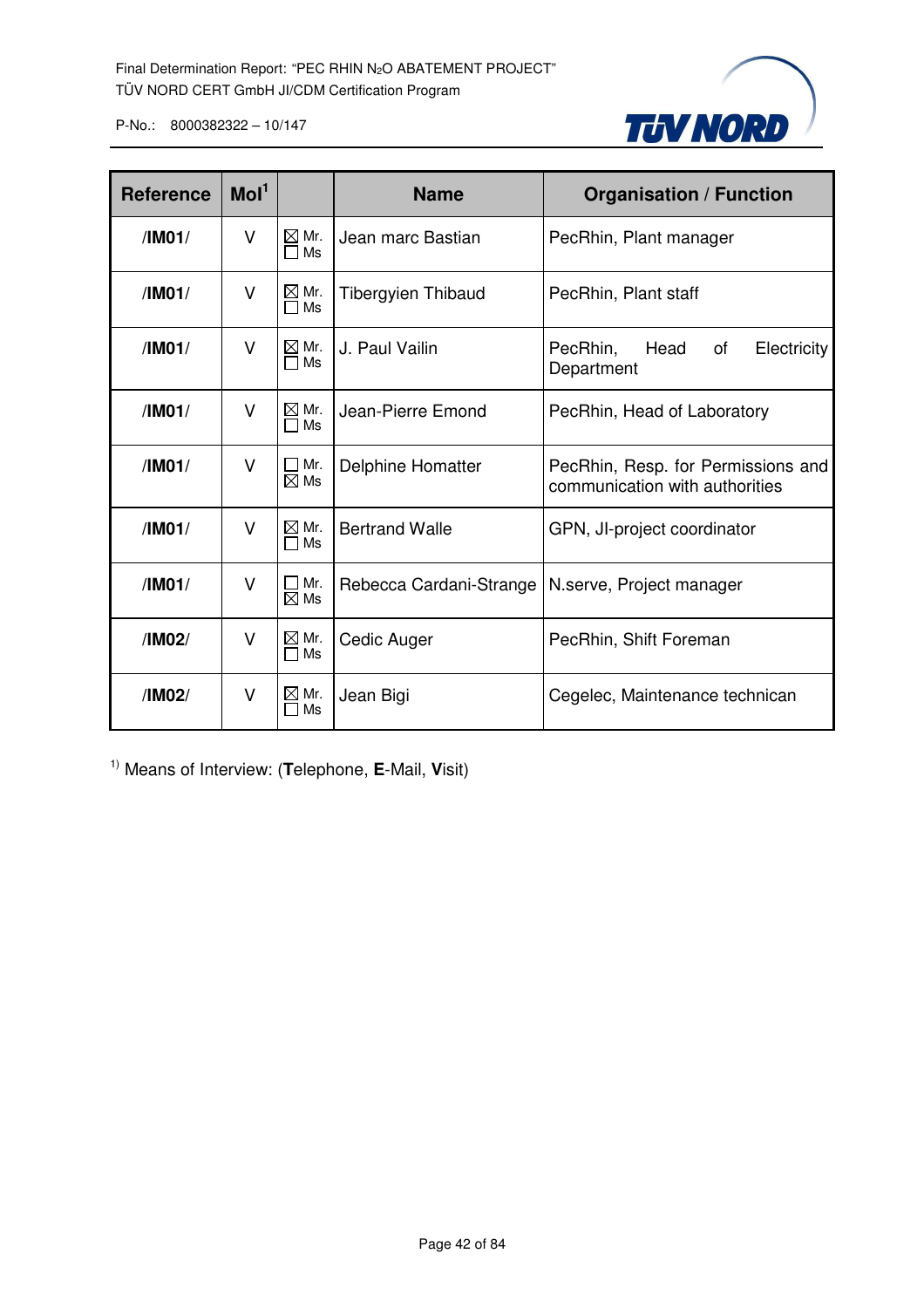| Reference | MoI[1] | | Name | Organisation / Function |
|---|---|---|---|---|
| /IM01/ | V | ☒ Mr. ☐ Ms | Jean marc Bastian | PecRhin, Plant manager |
| /IM01/ | V | ☒ Mr. ☐ Ms | Tibergyien Thibaud | PecRhin, Plant staff |
| /IM01/ | V | ☒ Mr. ☐ Ms | J. Paul Vailin | PecRhin, Head of Electricity Department |
| /IM01/ | V | ☒ Mr. ☐ Ms | Jean-Pierre Emond | PecRhin, Head of Laboratory |
| /IM01/ | V | ☐ Mr. ☒ Ms | Delphine Homatter | PecRhin, Resp. for Permissions and communication with authorities |
| /IM01/ | V | ☒ Mr. ☐ Ms | Bertrand Walle | GPN, JI-project coordinator |
| /IM01/ | V | ☐ Mr. ☒ Ms | Rebecca Cardani-Strange | N.serve, Project manager |
| /IM02/ | V | ☒ Mr. ☐ Ms | Cedic Auger | PecRhin, Shift Foreman |
| /IM02/ | V | ☒ Mr. ☐ Ms | Jean Bigi | Cegelec, Maintenance technican |

[1)] Means of Interview: (**T**elephone, **E**-Mail, **V**isit)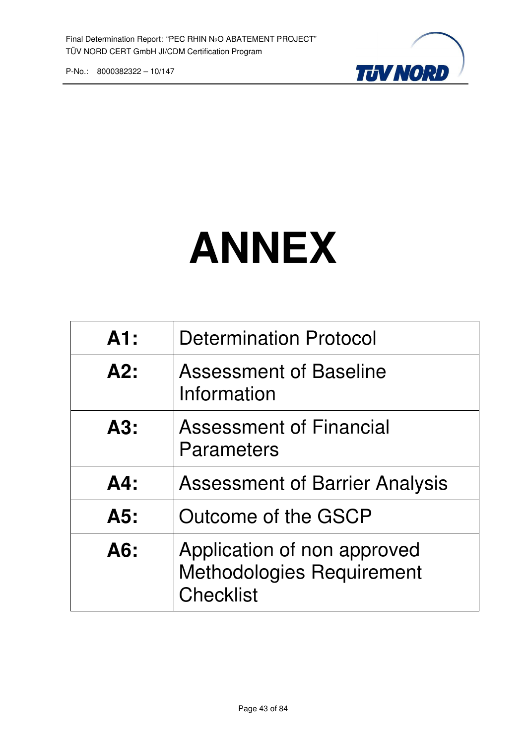# ANNEX

| | |
|---|---|
| **A1:** | Determination Protocol |
| **A2:** | Assessment of Baseline Information |
| **A3:** | Assessment of Financial Parameters |
| **A4:** | Assessment of Barrier Analysis |
| **A5:** | Outcome of the GSCP |
| **A6:** | Application of non approved Methodologies Requirement Checklist |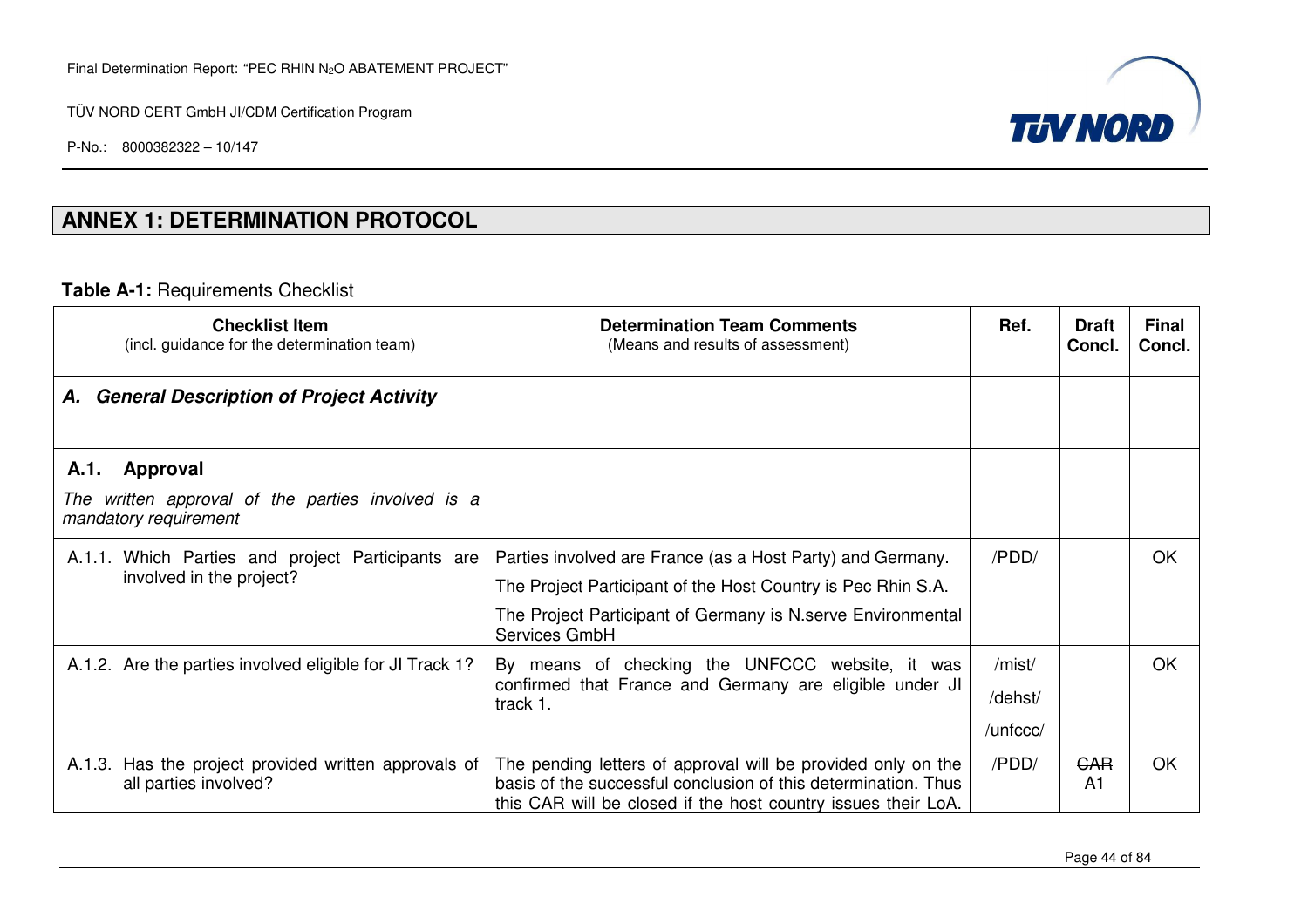## ANNEX 1: DETERMINATION PROTOCOL

**Table A-1:** Requirements Checklist

| **Checklist Item** (incl. guidance for the determination team) | **Determination Team Comments** (Means and results of assessment) | **Ref.** | **Draft Concl.** | **Final Concl.** |
|---|---|---|---|---|
| ***A. General Description of Project Activity*** | | | | |
| **A.1. Approval** *The written approval of the parties involved is a mandatory requirement* | | | | |
| A.1.1. Which Parties and project Participants are involved in the project? | Parties involved are France (as a Host Party) and Germany. The Project Participant of the Host Country is Pec Rhin S.A. The Project Participant of Germany is N.serve Environmental Services GmbH | /PDD/ | | OK |
| A.1.2. Are the parties involved eligible for JI Track 1? | By means of checking the UNFCCC website, it was confirmed that France and Germany are eligible under JI track 1. | /mist/ /dehst/ /unfccc/ | | OK |
| A.1.3. Has the project provided written approvals of all parties involved? | The pending letters of approval will be provided only on the basis of the successful conclusion of this determination. Thus this CAR will be closed if the host country issues their LoA. | /PDD/ | ~~CAR A1~~ | OK |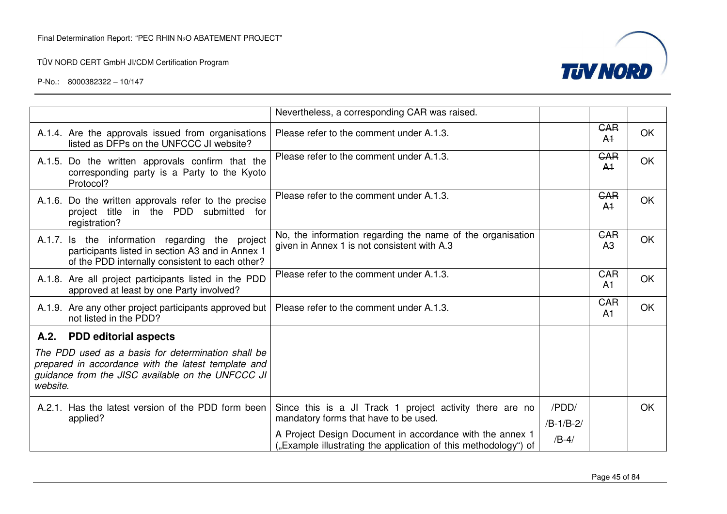| | | | | |
|---|---|---|---|---|
| | Nevertheless, a corresponding CAR was raised. | | | |
| A.1.4. Are the approvals issued from organisations listed as DFPs on the UNFCCC JI website? | Please refer to the comment under A.1.3. | | ~~CAR A1~~ | OK |
| A.1.5. Do the written approvals confirm that the corresponding party is a Party to the Kyoto Protocol? | Please refer to the comment under A.1.3. | | ~~CAR A1~~ | OK |
| A.1.6. Do the written approvals refer to the precise project title in the PDD submitted for registration? | Please refer to the comment under A.1.3. | | ~~CAR A1~~ | OK |
| A.1.7. Is the information regarding the project participants listed in section A3 and in Annex 1 of the PDD internally consistent to each other? | No, the information regarding the name of the organisation given in Annex 1 is not consistent with A.3 | | ~~CAR A3~~ | OK |
| A.1.8. Are all project participants listed in the PDD approved at least by one Party involved? | Please refer to the comment under A.1.3. | | CAR A1 | OK |
| A.1.9. Are any other project participants approved but not listed in the PDD? | Please refer to the comment under A.1.3. | | CAR A1 | OK |
| **A.2. PDD editorial aspects**<br>*The PDD used as a basis for determination shall be prepared in accordance with the latest template and guidance from the JISC available on the UNFCCC JI website.* | | | | |
| A.2.1. Has the latest version of the PDD form been applied? | Since this is a JI Track 1 project activity there are no mandatory forms that have to be used.<br>A Project Design Document in accordance with the annex 1 („Example illustrating the application of this methodology") of | /PDD/<br>/B-1/B-2/<br>/B-4/ | | OK |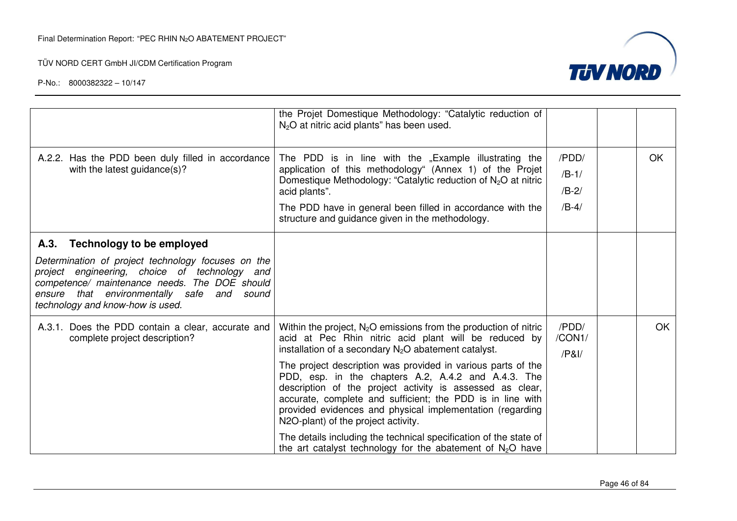| | | | | |
|---|---|---|---|---|
| | the Projet Domestique Methodology: "Catalytic reduction of $N_2O$ at nitric acid plants" has been used. | | | |
| A.2.2. Has the PDD been duly filled in accordance with the latest guidance(s)? | The PDD is in line with the „Example illustrating the application of this methodology" (Annex 1) of the Projet Domestique Methodology: "Catalytic reduction of $N_2O$ at nitric acid plants".<br><br>The PDD have in general been filled in accordance with the structure and guidance given in the methodology. | /PDD/<br>/B-1/<br>/B-2/<br>/B-4/ | | OK |
| **A.3. Technology to be employed**<br><br>*Determination of project technology focuses on the project engineering, choice of technology and competence/ maintenance needs. The DOE should ensure that environmentally safe and sound technology and know-how is used.* | | | | |
| A.3.1. Does the PDD contain a clear, accurate and complete project description? | Within the project, $N_2O$ emissions from the production of nitric acid at Pec Rhin nitric acid plant will be reduced by installation of a secondary $N_2O$ abatement catalyst.<br><br>The project description was provided in various parts of the PDD, esp. in the chapters A.2, A.4.2 and A.4.3. The description of the project activity is assessed as clear, accurate, complete and sufficient; the PDD is in line with provided evidences and physical implementation (regarding N2O-plant) of the project activity.<br><br>The details including the technical specification of the state of the art catalyst technology for the abatement of $N_2O$ have | /PDD/<br>/CON1/<br>/P&I/ | | OK |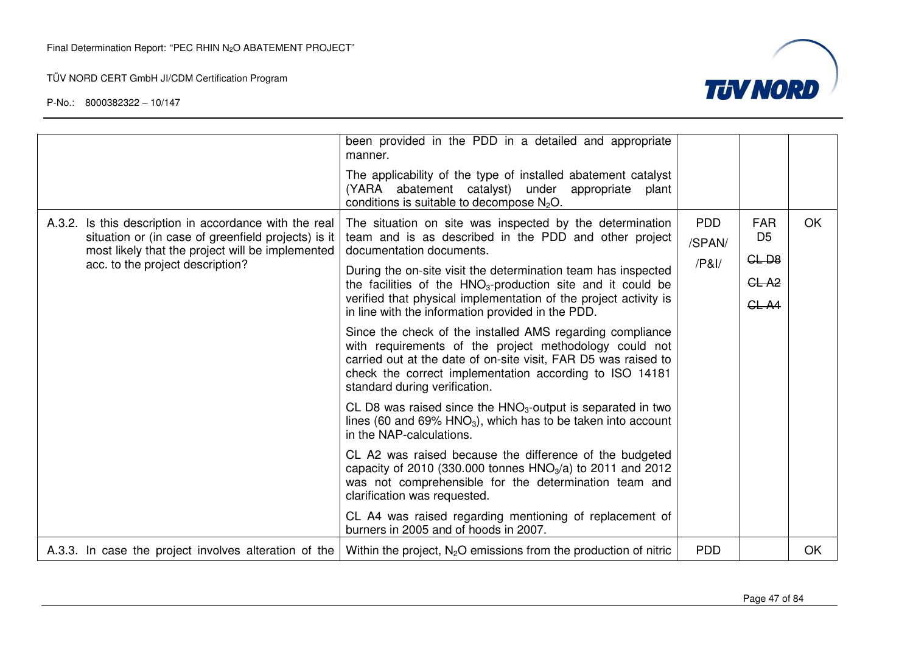| | | | | |
|---|---|---|---|---|
| | been provided in the PDD in a detailed and appropriate manner.<br><br>The applicability of the type of installed abatement catalyst (YARA abatement catalyst) under appropriate plant conditions is suitable to decompose $N_2O$. | | | |
| A.3.2. Is this description in accordance with the real situation or (in case of greenfield projects) is it most likely that the project will be implemented acc. to the project description? | The situation on site was inspected by the determination team and is as described in the PDD and other project documentation documents.<br><br>During the on-site visit the determination team has inspected the facilities of the $HNO_3$-production site and it could be verified that physical implementation of the project activity is in line with the information provided in the PDD.<br><br>Since the check of the installed AMS regarding compliance with requirements of the project methodology could not carried out at the date of on-site visit, FAR D5 was raised to check the correct implementation according to ISO 14181 standard during verification.<br><br>CL D8 was raised since the $HNO_3$-output is separated in two lines (60 and 69% $HNO_3$), which has to be taken into account in the NAP-calculations.<br><br>CL A2 was raised because the difference of the budgeted capacity of 2010 (330.000 tonnes $HNO_3$/a) to 2011 and 2012 was not comprehensible for the determination team and clarification was requested.<br><br>CL A4 was raised regarding mentioning of replacement of burners in 2005 and of hoods in 2007. | PDD /SPAN/ /P&I/ | FAR D5<br><br>~~CL D8~~<br><br>~~CL A2~~<br><br>~~CL A4~~ | OK |
| A.3.3. In case the project involves alteration of the | Within the project, $N_2O$ emissions from the production of nitric | PDD | | OK |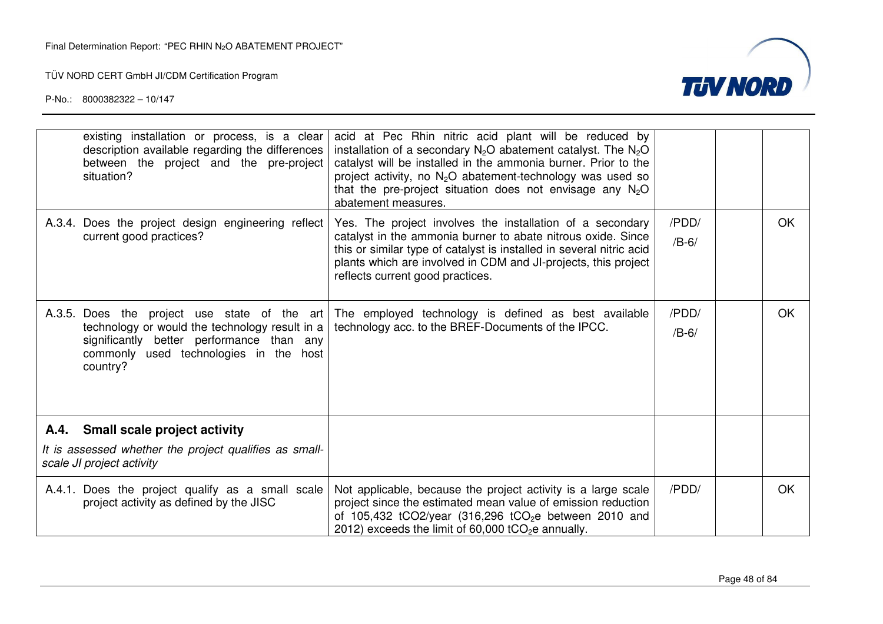| | | | | |
|---|---|---|---|---|
| existing installation or process, is a clear description available regarding the differences between the project and the pre-project situation? | acid at Pec Rhin nitric acid plant will be reduced by installation of a secondary $N_2O$ abatement catalyst. The $N_2O$ catalyst will be installed in the ammonia burner. Prior to the project activity, no $N_2O$ abatement-technology was used so that the pre-project situation does not envisage any $N_2O$ abatement measures. | | | |
| A.3.4. Does the project design engineering reflect current good practices? | Yes. The project involves the installation of a secondary catalyst in the ammonia burner to abate nitrous oxide. Since this or similar type of catalyst is installed in several nitric acid plants which are involved in CDM and JI-projects, this project reflects current good practices. | /PDD/ /B-6/ | | OK |
| A.3.5. Does the project use state of the art technology or would the technology result in a significantly better performance than any commonly used technologies in the host country? | The employed technology is defined as best available technology acc. to the BREF-Documents of the IPCC. | /PDD/ /B-6/ | | OK |
| **A.4. Small scale project activity** *It is assessed whether the project qualifies as small-scale JI project activity* | | | | |
| A.4.1. Does the project qualify as a small scale project activity as defined by the JISC | Not applicable, because the project activity is a large scale project since the estimated mean value of emission reduction of 105,432 tCO2/year (316,296 $tCO_2e$ between 2010 and 2012) exceeds the limit of 60,000 $tCO_2e$ annually. | /PDD/ | | OK |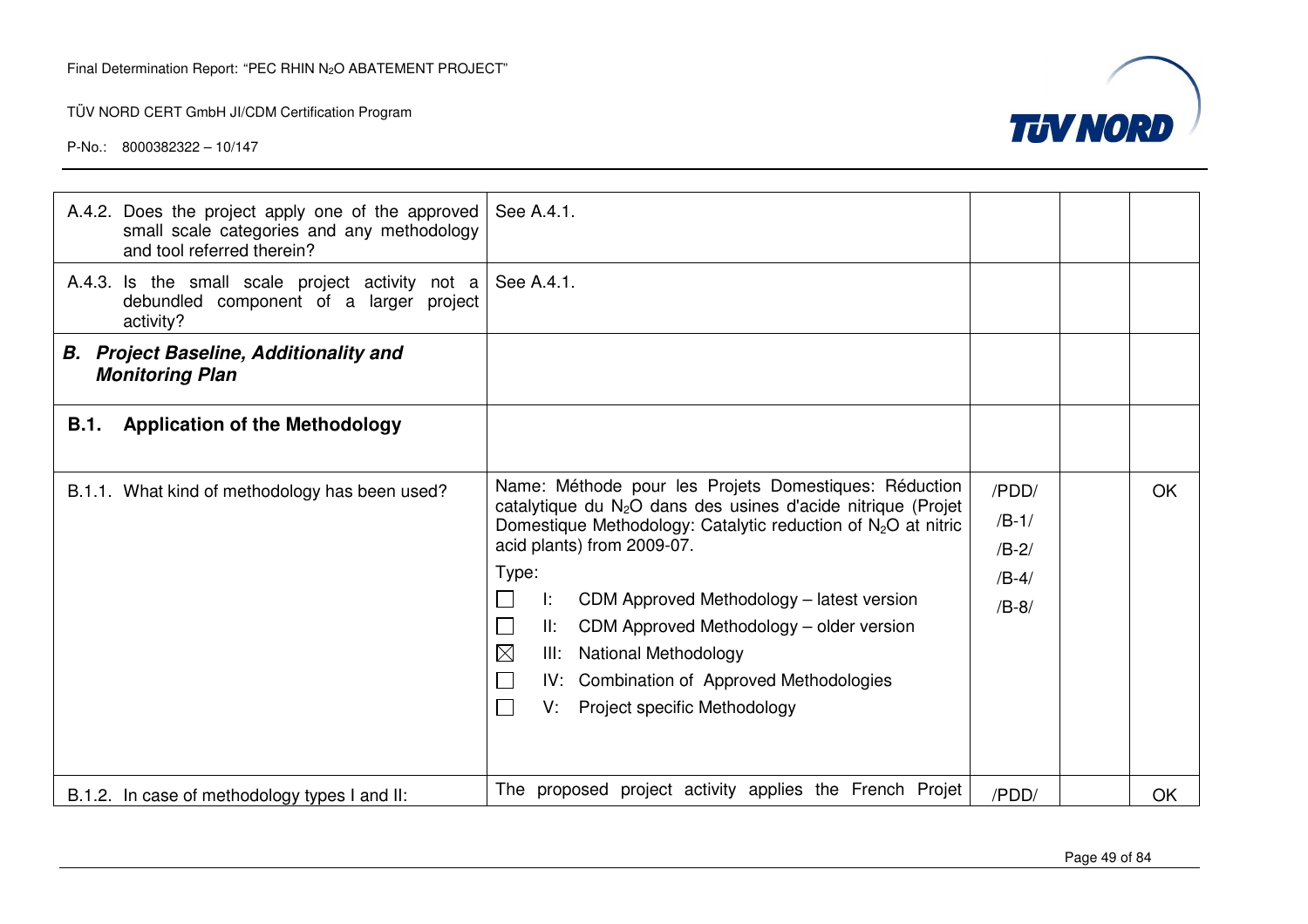| | | | | |
|---|---|---|---|---|
| A.4.2. Does the project apply one of the approved small scale categories and any methodology and tool referred therein? | See A.4.1. | | | |
| A.4.3. Is the small scale project activity not a debundled component of a larger project activity? | See A.4.1. | | | |
| ***B. Project Baseline, Additionality and Monitoring Plan*** | | | | |
| **B.1. Application of the Methodology** | | | | |
| B.1.1. What kind of methodology has been used? | Name: Méthode pour les Projets Domestiques: Réduction catalytique du $N_2O$ dans des usines d'acide nitrique (Projet Domestique Methodology: Catalytic reduction of $N_2O$ at nitric acid plants) from 2009-07.<br><br>Type:<br>☐ I: CDM Approved Methodology – latest version<br>☐ II: CDM Approved Methodology – older version<br>☒ III: National Methodology<br>☐ IV: Combination of Approved Methodologies<br>☐ V: Project specific Methodology | /PDD/<br>/B-1/<br>/B-2/<br>/B-4/<br>/B-8/ | | OK |
| B.1.2. In case of methodology types I and II: | The proposed project activity applies the French Projet | /PDD/ | | OK |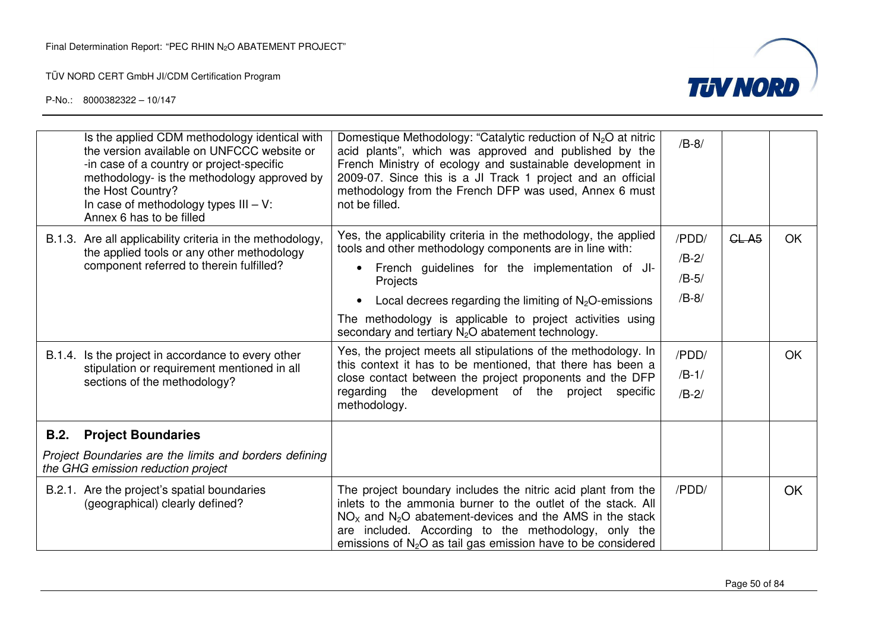| | | | | |
|---|---|---|---|---|
| Is the applied CDM methodology identical with the version available on UNFCCC website or -in case of a country or project-specific methodology- is the methodology approved by the Host Country?<br>In case of methodology types III – V: Annex 6 has to be filled | Domestique Methodology: "Catalytic reduction of $N_2O$ at nitric acid plants", which was approved and published by the French Ministry of ecology and sustainable development in 2009-07. Since this is a JI Track 1 project and an official methodology from the French DFP was used, Annex 6 must not be filled. | /B-8/ | | |
| B.1.3. Are all applicability criteria in the methodology, the applied tools or any other methodology component referred to therein fulfilled? | Yes, the applicability criteria in the methodology, the applied tools and other methodology components are in line with:<br>• French guidelines for the implementation of JI-Projects<br>• Local decrees regarding the limiting of $N_2O$-emissions<br>The methodology is applicable to project activities using secondary and tertiary $N_2O$ abatement technology. | /PDD/<br>/B-2/<br>/B-5/<br>/B-8/ | ~~CL A5~~ | OK |
| B.1.4. Is the project in accordance to every other stipulation or requirement mentioned in all sections of the methodology? | Yes, the project meets all stipulations of the methodology. In this context it has to be mentioned, that there has been a close contact between the project proponents and the DFP regarding the development of the project specific methodology. | /PDD/<br>/B-1/<br>/B-2/ | | OK |
| **B.2. Project Boundaries**<br>*Project Boundaries are the limits and borders defining the GHG emission reduction project* | | | | |
| B.2.1. Are the project's spatial boundaries (geographical) clearly defined? | The project boundary includes the nitric acid plant from the inlets to the ammonia burner to the outlet of the stack. All $NO_X$ and $N_2O$ abatement-devices and the AMS in the stack are included. According to the methodology, only the emissions of $N_2O$ as tail gas emission have to be considered | /PDD/ | | OK |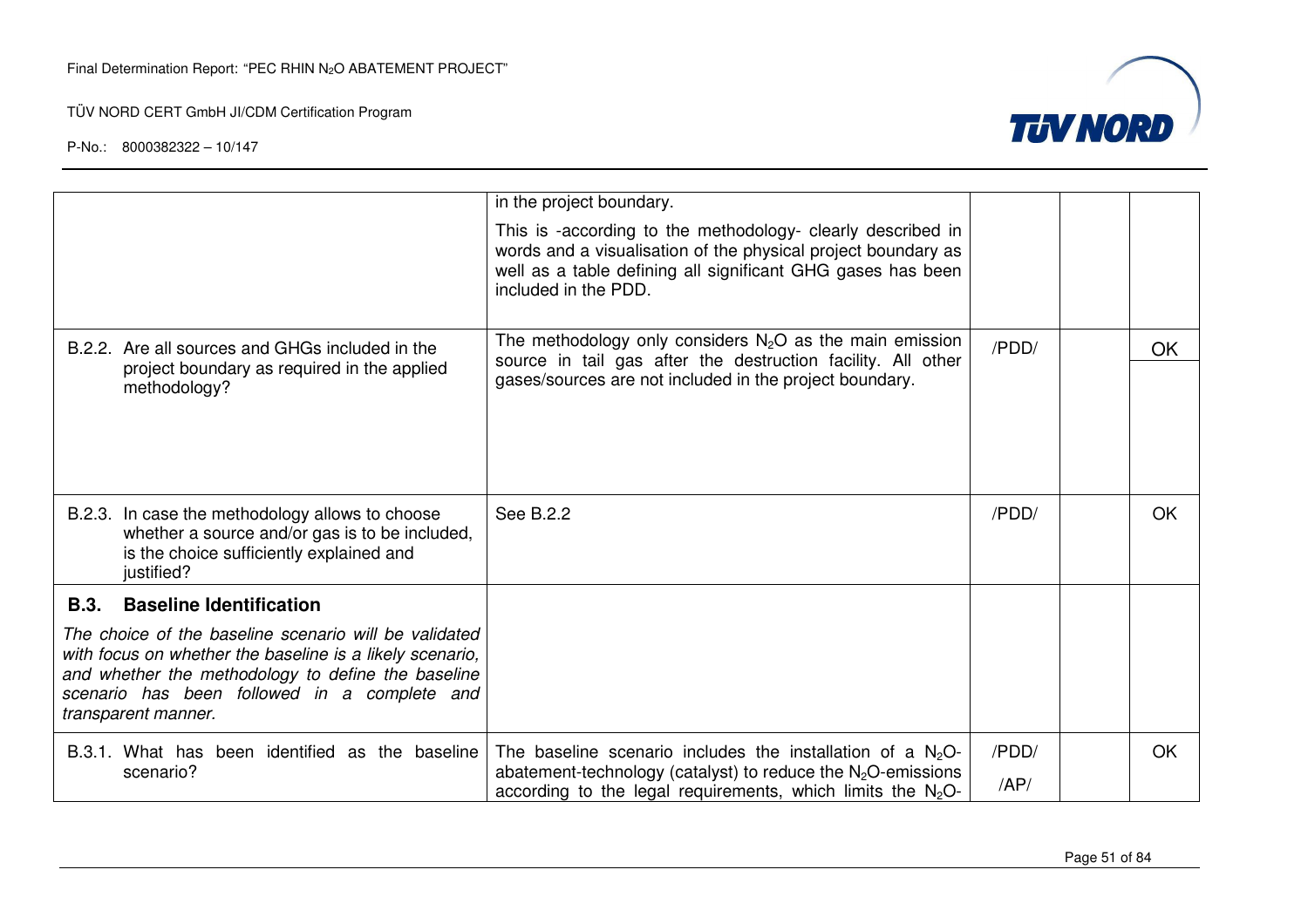| | | | | |
|---|---|---|---|---|
| | in the project boundary.<br><br>This is -according to the methodology- clearly described in words and a visualisation of the physical project boundary as well as a table defining all significant GHG gases has been included in the PDD. | | | |
| B.2.2. Are all sources and GHGs included in the project boundary as required in the applied methodology? | The methodology only considers $N_2O$ as the main emission source in tail gas after the destruction facility. All other gases/sources are not included in the project boundary. | /PDD/ | | OK |
| B.2.3. In case the methodology allows to choose whether a source and/or gas is to be included, is the choice sufficiently explained and justified? | See B.2.2 | /PDD/ | | OK |
| **B.3. Baseline Identification**<br><br>*The choice of the baseline scenario will be validated with focus on whether the baseline is a likely scenario, and whether the methodology to define the baseline scenario has been followed in a complete and transparent manner.* | | | | |
| B.3.1. What has been identified as the baseline scenario? | The baseline scenario includes the installation of a $N_2O$-abatement-technology (catalyst) to reduce the $N_2O$-emissions according to the legal requirements, which limits the $N_2O$- | /PDD/<br><br>/AP/ | | OK |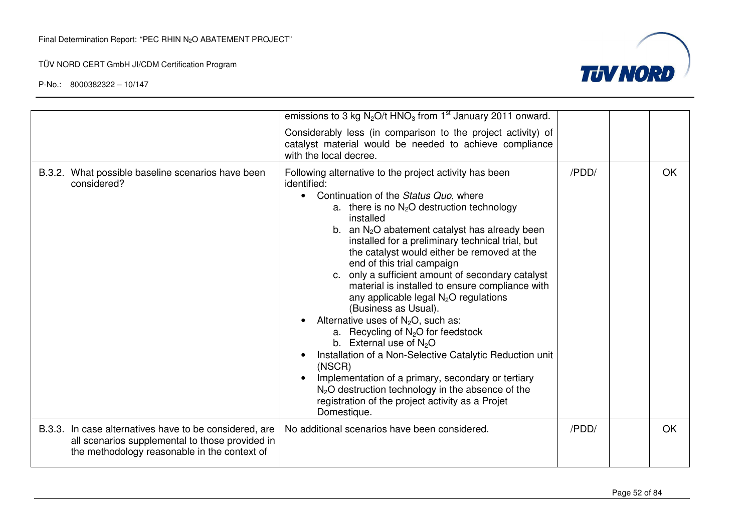| | | | | |
|---|---|---|---|---|
| | emissions to 3 kg $N_2O$/t $HNO_3$ from 1st January 2011 onward.<br><br>Considerably less (in comparison to the project activity) of catalyst material would be needed to achieve compliance with the local decree. | | | |
| B.3.2. What possible baseline scenarios have been considered? | Following alternative to the project activity has been identified:<br>• Continuation of the *Status Quo*, where<br>a. there is no $N_2O$ destruction technology installed<br>b. an $N_2O$ abatement catalyst has already been installed for a preliminary technical trial, but the catalyst would either be removed at the end of this trial campaign<br>c. only a sufficient amount of secondary catalyst material is installed to ensure compliance with any applicable legal $N_2O$ regulations (Business as Usual).<br>• Alternative uses of $N_2O$, such as:<br>a. Recycling of $N_2O$ for feedstock<br>b. External use of $N_2O$<br>• Installation of a Non-Selective Catalytic Reduction unit (NSCR)<br>• Implementation of a primary, secondary or tertiary $N_2O$ destruction technology in the absence of the registration of the project activity as a Projet Domestique. | /PDD/ | | OK |
| B.3.3. In case alternatives have to be considered, are all scenarios supplemental to those provided in the methodology reasonable in the context of | No additional scenarios have been considered. | /PDD/ | | OK |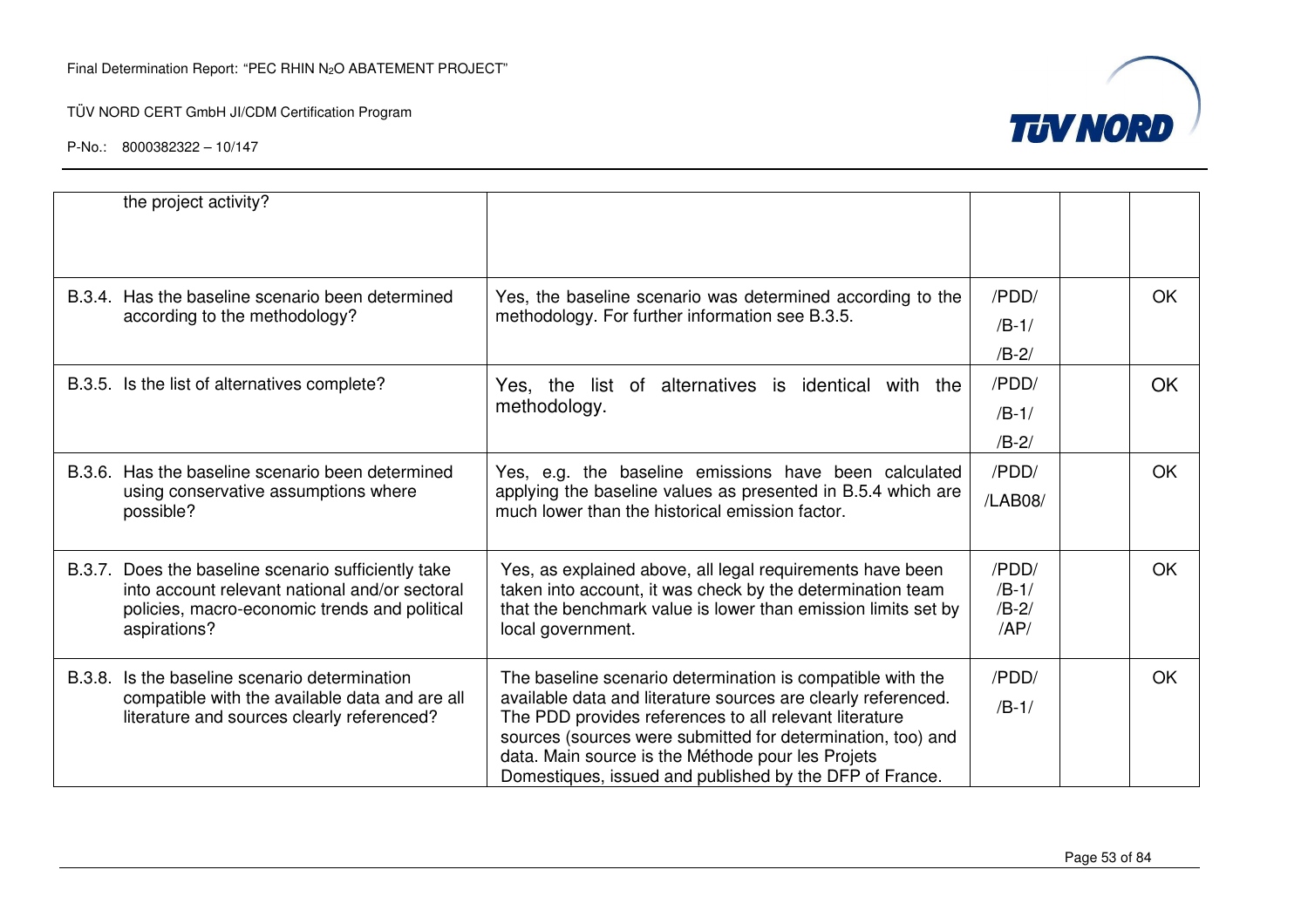| | | | | |
|---|---|---|---|---|
| the project activity? | | | | |
| B.3.4. Has the baseline scenario been determined according to the methodology? | Yes, the baseline scenario was determined according to the methodology. For further information see B.3.5. | /PDD/ /B-1/ /B-2/ | | OK |
| B.3.5. Is the list of alternatives complete? | Yes, the list of alternatives is identical with the methodology. | /PDD/ /B-1/ /B-2/ | | OK |
| B.3.6. Has the baseline scenario been determined using conservative assumptions where possible? | Yes, e.g. the baseline emissions have been calculated applying the baseline values as presented in B.5.4 which are much lower than the historical emission factor. | /PDD/ /LAB08/ | | OK |
| B.3.7. Does the baseline scenario sufficiently take into account relevant national and/or sectoral policies, macro-economic trends and political aspirations? | Yes, as explained above, all legal requirements have been taken into account, it was check by the determination team that the benchmark value is lower than emission limits set by local government. | /PDD/ /B-1/ /B-2/ /AP/ | | OK |
| B.3.8. Is the baseline scenario determination compatible with the available data and are all literature and sources clearly referenced? | The baseline scenario determination is compatible with the available data and literature sources are clearly referenced. The PDD provides references to all relevant literature sources (sources were submitted for determination, too) and data. Main source is the Méthode pour les Projets Domestiques, issued and published by the DFP of France. | /PDD/ /B-1/ | | OK |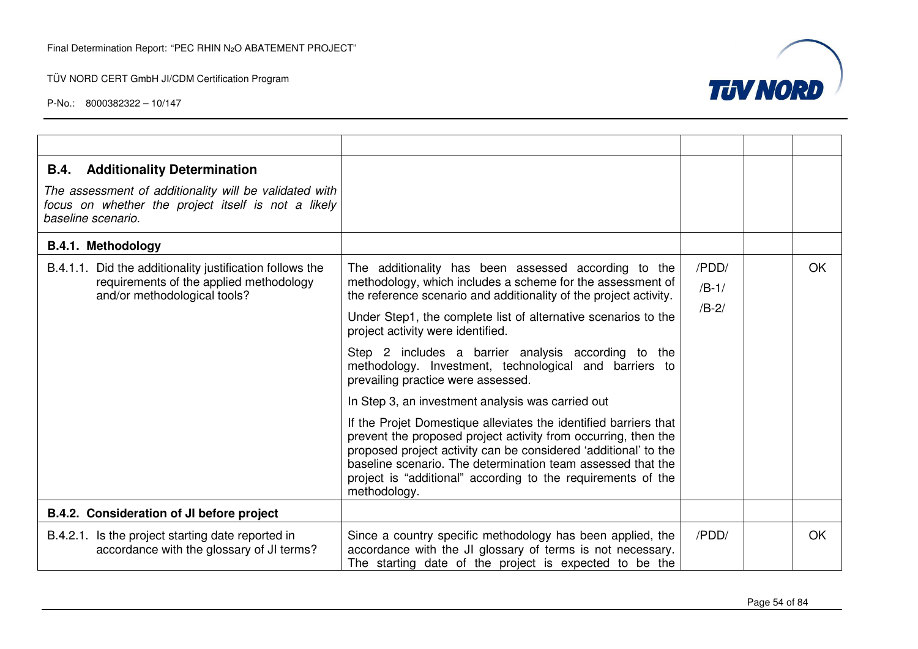| | | | | |
|---|---|---|---|---|
| **B.4. Additionality Determination**<br>*The assessment of additionality will be validated with focus on whether the project itself is not a likely baseline scenario.* | | | | |
| **B.4.1. Methodology** | | | | |
| B.4.1.1. Did the additionality justification follows the requirements of the applied methodology and/or methodological tools? | The additionality has been assessed according to the methodology, which includes a scheme for the assessment of the reference scenario and additionality of the project activity.<br><br>Under Step1, the complete list of alternative scenarios to the project activity were identified.<br><br>Step 2 includes a barrier analysis according to the methodology. Investment, technological and barriers to prevailing practice were assessed.<br><br>In Step 3, an investment analysis was carried out<br><br>If the Projet Domestique alleviates the identified barriers that prevent the proposed project activity from occurring, then the proposed project activity can be considered 'additional' to the baseline scenario. The determination team assessed that the project is "additional" according to the requirements of the methodology. | /PDD/<br>/B-1/<br>/B-2/ | | OK |
| **B.4.2. Consideration of JI before project** | | | | |
| B.4.2.1. Is the project starting date reported in accordance with the glossary of JI terms? | Since a country specific methodology has been applied, the accordance with the JI glossary of terms is not necessary. The starting date of the project is expected to be the | /PDD/ | | OK |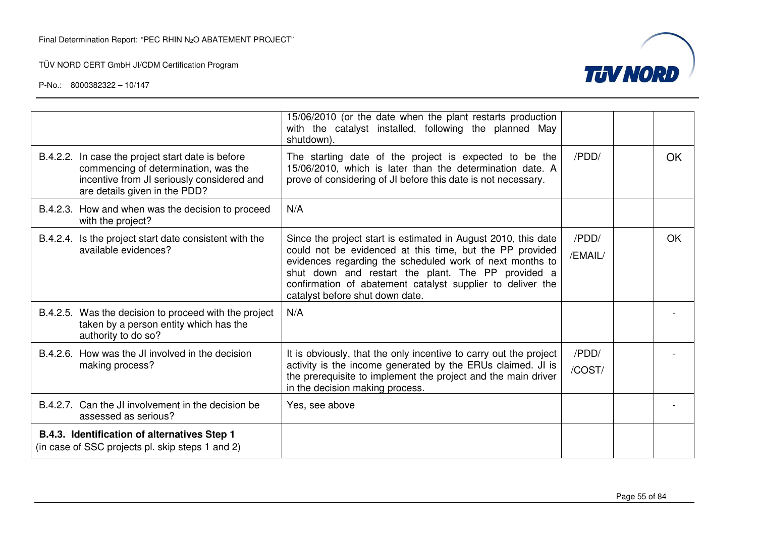| | | | | |
|---|---|---|---|---|
| | 15/06/2010 (or the date when the plant restarts production with the catalyst installed, following the planned May shutdown). | | | |
| B.4.2.2. In case the project start date is before commencing of determination, was the incentive from JI seriously considered and are details given in the PDD? | The starting date of the project is expected to be the 15/06/2010, which is later than the determination date. A prove of considering of JI before this date is not necessary. | /PDD/ | | OK |
| B.4.2.3. How and when was the decision to proceed with the project? | N/A | | | |
| B.4.2.4. Is the project start date consistent with the available evidences? | Since the project start is estimated in August 2010, this date could not be evidenced at this time, but the PP provided evidences regarding the scheduled work of next months to shut down and restart the plant. The PP provided a confirmation of abatement catalyst supplier to deliver the catalyst before shut down date. | /PDD/ /EMAIL/ | | OK |
| B.4.2.5. Was the decision to proceed with the project taken by a person entity which has the authority to do so? | N/A | | | - |
| B.4.2.6. How was the JI involved in the decision making process? | It is obviously, that the only incentive to carry out the project activity is the income generated by the ERUs claimed. JI is the prerequisite to implement the project and the main driver in the decision making process. | /PDD/ /COST/ | | - |
| B.4.2.7. Can the JI involvement in the decision be assessed as serious? | Yes, see above | | | - |
| **B.4.3. Identification of alternatives Step 1** (in case of SSC projects pl. skip steps 1 and 2) | | | | |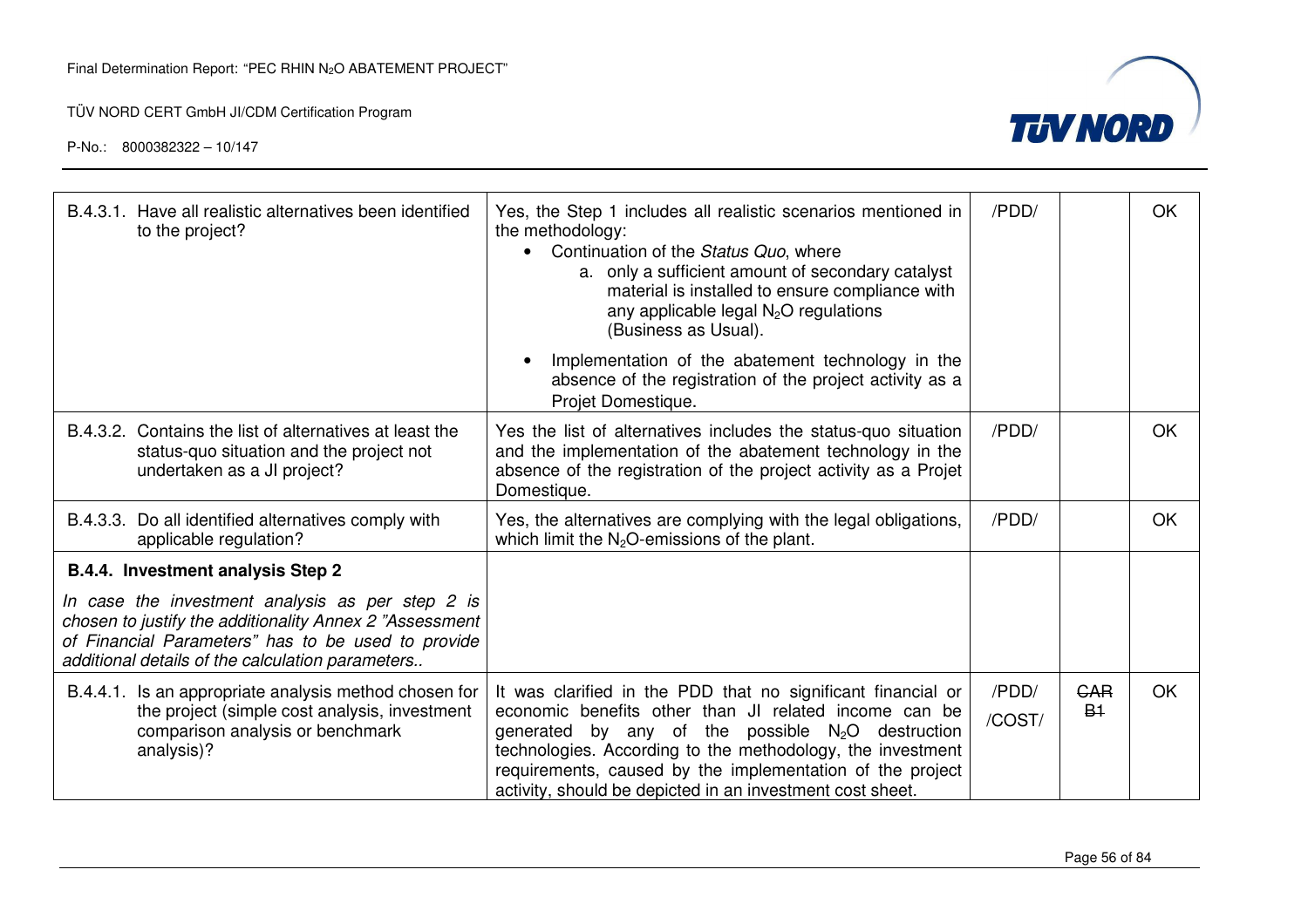| | | | | |
|---|---|---|---|---|
| B.4.3.1. Have all realistic alternatives been identified to the project? | Yes, the Step 1 includes all realistic scenarios mentioned in the methodology:<br>• Continuation of the *Status Quo*, where<br>a. only a sufficient amount of secondary catalyst material is installed to ensure compliance with any applicable legal $N_2O$ regulations (Business as Usual).<br>• Implementation of the abatement technology in the absence of the registration of the project activity as a Projet Domestique. | /PDD/ | | OK |
| B.4.3.2. Contains the list of alternatives at least the status-quo situation and the project not undertaken as a JI project? | Yes the list of alternatives includes the status-quo situation and the implementation of the abatement technology in the absence of the registration of the project activity as a Projet Domestique. | /PDD/ | | OK |
| B.4.3.3. Do all identified alternatives comply with applicable regulation? | Yes, the alternatives are complying with the legal obligations, which limit the $N_2O$-emissions of the plant. | /PDD/ | | OK |
| **B.4.4. Investment analysis Step 2**<br>*In case the investment analysis as per step 2 is chosen to justify the additionality Annex 2 "Assessment of Financial Parameters" has to be used to provide additional details of the calculation parameters..* | | | | |
| B.4.4.1. Is an appropriate analysis method chosen for the project (simple cost analysis, investment comparison analysis or benchmark analysis)? | It was clarified in the PDD that no significant financial or economic benefits other than JI related income can be generated by any of the possible $N_2O$ destruction technologies. According to the methodology, the investment requirements, caused by the implementation of the project activity, should be depicted in an investment cost sheet. | /PDD/<br>/COST/ | ~~CAR B1~~ | OK |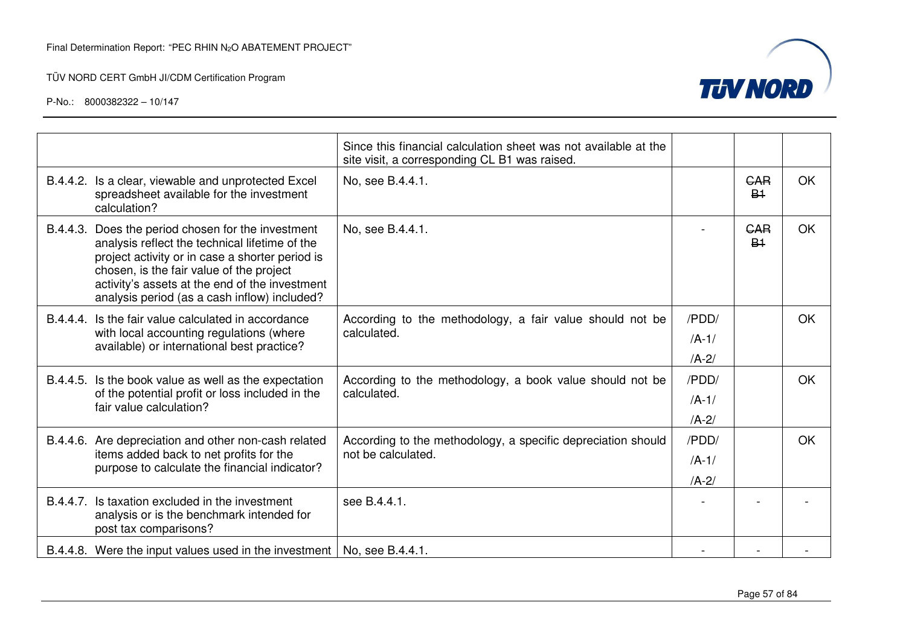| | | | | |
|---|---|---|---|---|
| | Since this financial calculation sheet was not available at the site visit, a corresponding CL B1 was raised. | | | |
| B.4.4.2. Is a clear, viewable and unprotected Excel spreadsheet available for the investment calculation? | No, see B.4.4.1. | | ~~CAR B1~~ | OK |
| B.4.4.3. Does the period chosen for the investment analysis reflect the technical lifetime of the project activity or in case a shorter period is chosen, is the fair value of the project activity's assets at the end of the investment analysis period (as a cash inflow) included? | No, see B.4.4.1. | - | ~~CAR B1~~ | OK |
| B.4.4.4. Is the fair value calculated in accordance with local accounting regulations (where available) or international best practice? | According to the methodology, a fair value should not be calculated. | /PDD/ /A-1/ /A-2/ | | OK |
| B.4.4.5. Is the book value as well as the expectation of the potential profit or loss included in the fair value calculation? | According to the methodology, a book value should not be calculated. | /PDD/ /A-1/ /A-2/ | | OK |
| B.4.4.6. Are depreciation and other non-cash related items added back to net profits for the purpose to calculate the financial indicator? | According to the methodology, a specific depreciation should not be calculated. | /PDD/ /A-1/ /A-2/ | | OK |
| B.4.4.7. Is taxation excluded in the investment analysis or is the benchmark intended for post tax comparisons? | see B.4.4.1. | - | - | - |
| B.4.4.8. Were the input values used in the investment | No, see B.4.4.1. | - | - | - |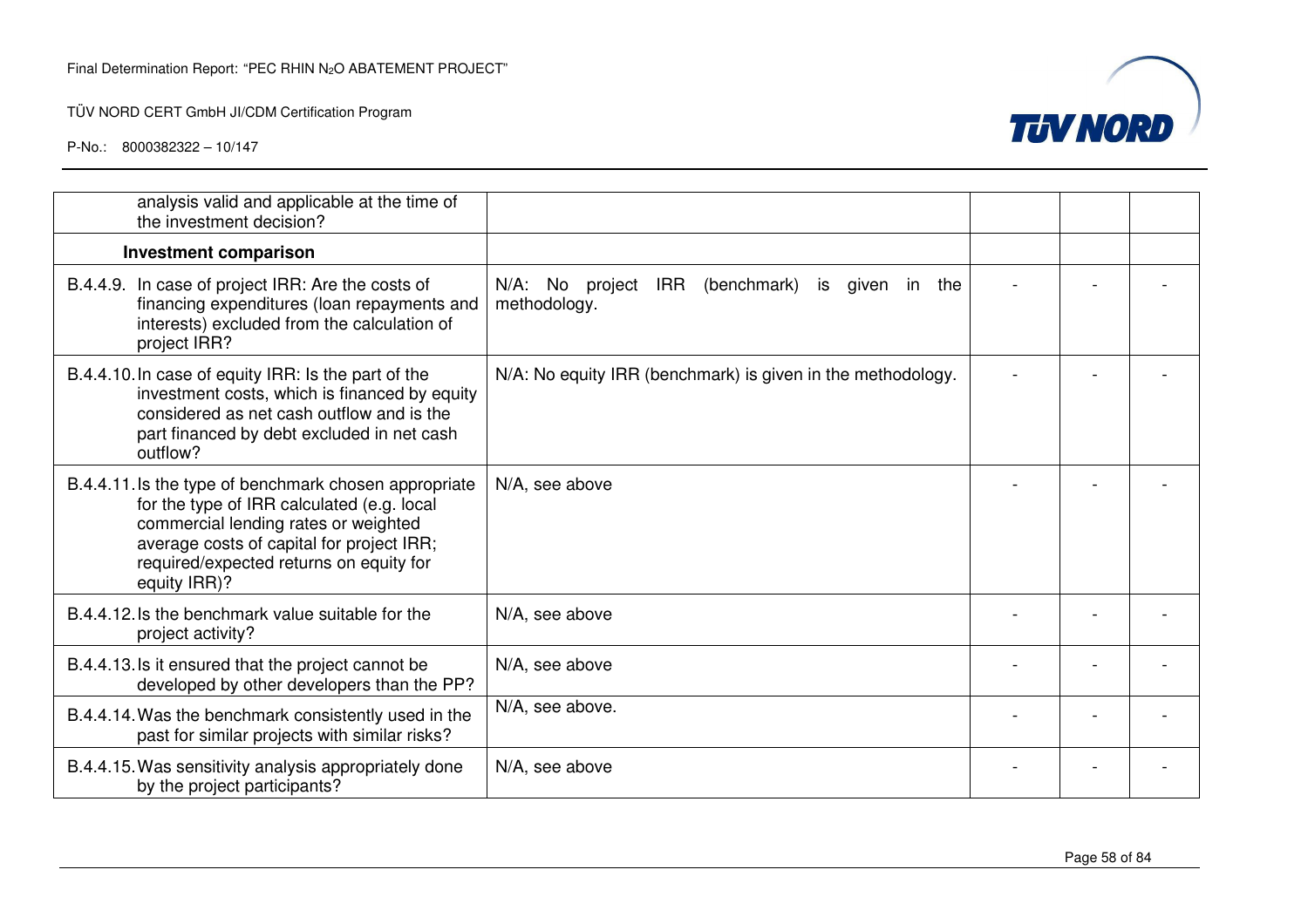| | | | | |
|---|---|---|---|---|
| analysis valid and applicable at the time of the investment decision? | | | | |
| **Investment comparison** | | | | |
| B.4.4.9. In case of project IRR: Are the costs of financing expenditures (loan repayments and interests) excluded from the calculation of project IRR? | N/A: No project IRR (benchmark) is given in the methodology. | - | - | - |
| B.4.4.10. In case of equity IRR: Is the part of the investment costs, which is financed by equity considered as net cash outflow and is the part financed by debt excluded in net cash outflow? | N/A: No equity IRR (benchmark) is given in the methodology. | - | - | - |
| B.4.4.11. Is the type of benchmark chosen appropriate for the type of IRR calculated (e.g. local commercial lending rates or weighted average costs of capital for project IRR; required/expected returns on equity for equity IRR)? | N/A, see above | - | - | - |
| B.4.4.12. Is the benchmark value suitable for the project activity? | N/A, see above | - | - | - |
| B.4.4.13. Is it ensured that the project cannot be developed by other developers than the PP? | N/A, see above | - | - | - |
| B.4.4.14. Was the benchmark consistently used in the past for similar projects with similar risks? | N/A, see above. | - | - | - |
| B.4.4.15. Was sensitivity analysis appropriately done by the project participants? | N/A, see above | - | - | - |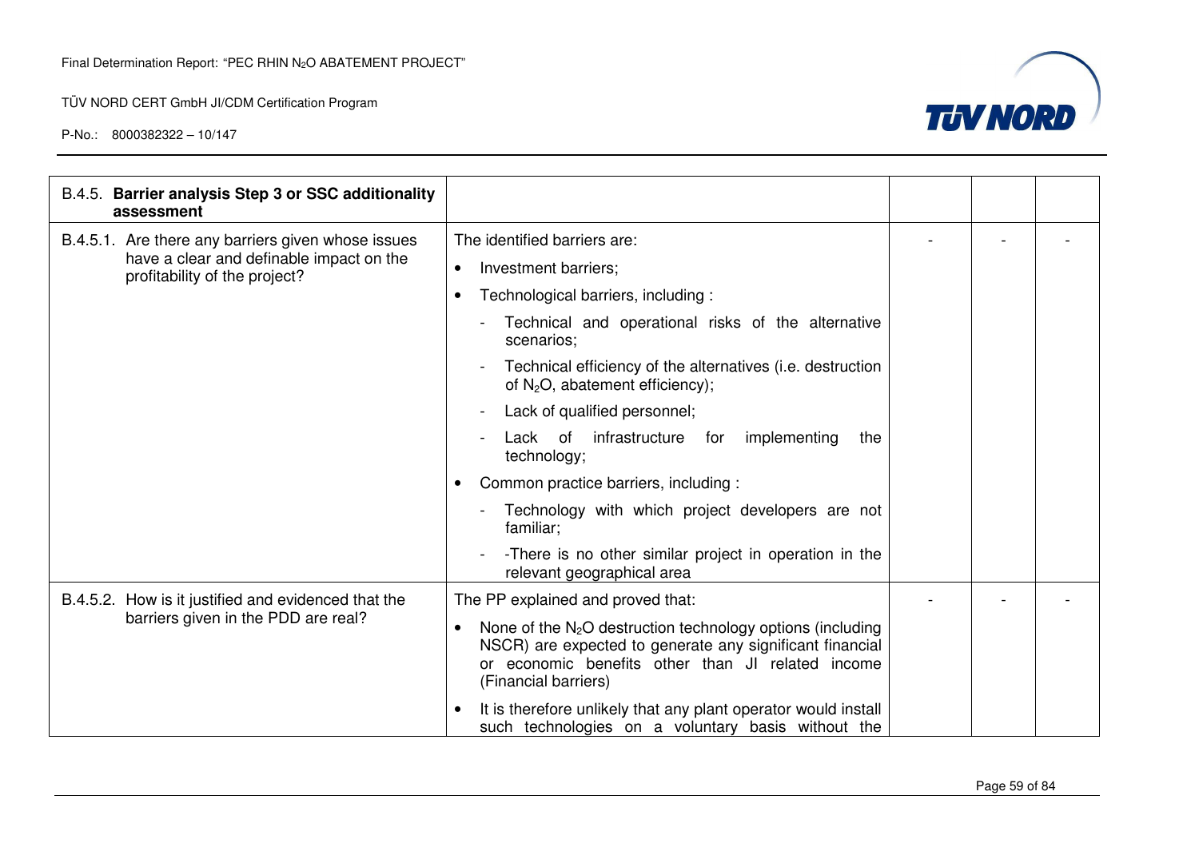| B.4.5. **Barrier analysis Step 3 or SSC additionality assessment** | | | | |
|---|---|---|---|---|
| B.4.5.1. Are there any barriers given whose issues have a clear and definable impact on the profitability of the project? | The identified barriers are:<br>• Investment barriers;<br>• Technological barriers, including :<br>  - Technical and operational risks of the alternative scenarios;<br>  - Technical efficiency of the alternatives (i.e. destruction of $N_2O$, abatement efficiency);<br>  - Lack of qualified personnel;<br>  - Lack of infrastructure for implementing the technology;<br>• Common practice barriers, including :<br>  - Technology with which project developers are not familiar;<br>  - -There is no other similar project in operation in the relevant geographical area | - | - | - |
| B.4.5.2. How is it justified and evidenced that the barriers given in the PDD are real? | The PP explained and proved that:<br>• None of the $N_2O$ destruction technology options (including NSCR) are expected to generate any significant financial or economic benefits other than JI related income (Financial barriers)<br>• It is therefore unlikely that any plant operator would install such technologies on a voluntary basis without the | - | - | - |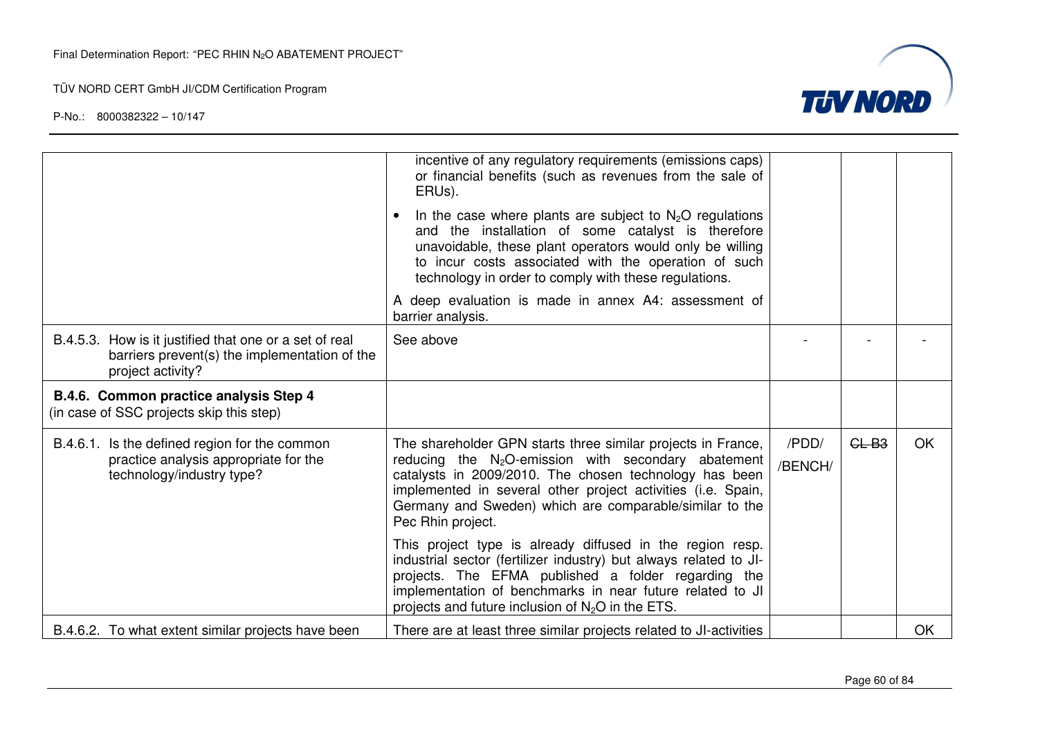| | | | | |
|---|---|---|---|---|
| | incentive of any regulatory requirements (emissions caps) or financial benefits (such as revenues from the sale of ERUs).<br>• In the case where plants are subject to $N_2O$ regulations and the installation of some catalyst is therefore unavoidable, these plant operators would only be willing to incur costs associated with the operation of such technology in order to comply with these regulations.<br>A deep evaluation is made in annex A4: assessment of barrier analysis. | | | |
| B.4.5.3. How is it justified that one or a set of real barriers prevent(s) the implementation of the project activity? | See above | - | - | - |
| **B.4.6. Common practice analysis Step 4** (in case of SSC projects skip this step) | | | | |
| B.4.6.1. Is the defined region for the common practice analysis appropriate for the technology/industry type? | The shareholder GPN starts three similar projects in France, reducing the $N_2O$-emission with secondary abatement catalysts in 2009/2010. The chosen technology has been implemented in several other project activities (i.e. Spain, Germany and Sweden) which are comparable/similar to the Pec Rhin project.<br>This project type is already diffused in the region resp. industrial sector (fertilizer industry) but always related to JI-projects. The EFMA published a folder regarding the implementation of benchmarks in near future related to JI projects and future inclusion of $N_2O$ in the ETS. | /PDD/ /BENCH/ | ~~CL B3~~ | OK |
| B.4.6.2. To what extent similar projects have been | There are at least three similar projects related to JI-activities | | | OK |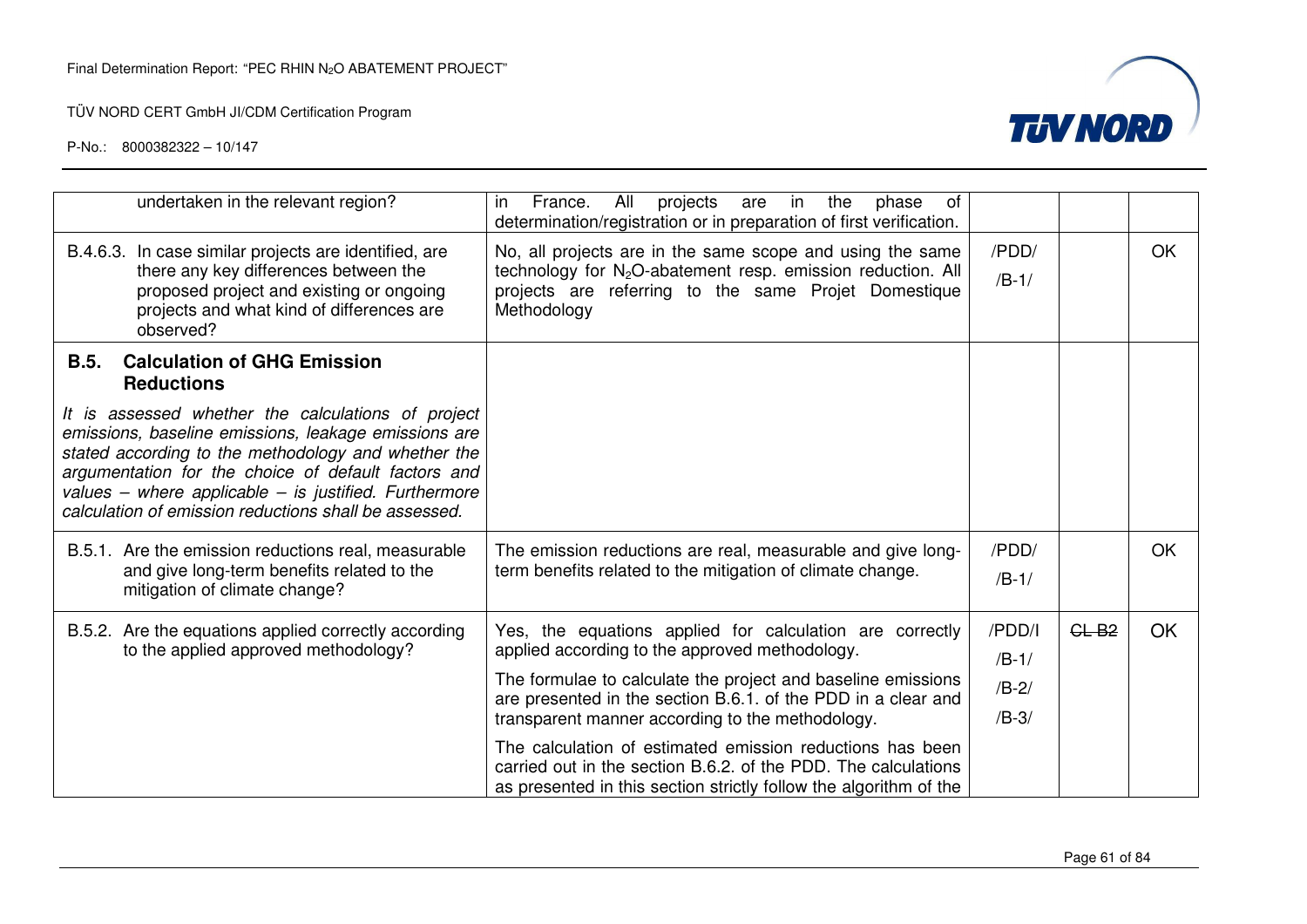| | | | | |
|---|---|---|---|---|
| undertaken in the relevant region? | in France. All projects are in the phase of determination/registration or in preparation of first verification. | | | |
| B.4.6.3. In case similar projects are identified, are there any key differences between the proposed project and existing or ongoing projects and what kind of differences are observed? | No, all projects are in the same scope and using the same technology for $N_2O$-abatement resp. emission reduction. All projects are referring to the same Projet Domestique Methodology | /PDD/ /B-1/ | | OK |
| **B.5. Calculation of GHG Emission Reductions** *It is assessed whether the calculations of project emissions, baseline emissions, leakage emissions are stated according to the methodology and whether the argumentation for the choice of default factors and values – where applicable – is justified. Furthermore calculation of emission reductions shall be assessed.* | | | | |
| B.5.1. Are the emission reductions real, measurable and give long-term benefits related to the mitigation of climate change? | The emission reductions are real, measurable and give long-term benefits related to the mitigation of climate change. | /PDD/ /B-1/ | | OK |
| B.5.2. Are the equations applied correctly according to the applied approved methodology? | Yes, the equations applied for calculation are correctly applied according to the approved methodology. The formulae to calculate the project and baseline emissions are presented in the section B.6.1. of the PDD in a clear and transparent manner according to the methodology. The calculation of estimated emission reductions has been carried out in the section B.6.2. of the PDD. The calculations as presented in this section strictly follow the algorithm of the | /PDD/I /B-1/ /B-2/ /B-3/ | ~~CL B2~~ | OK |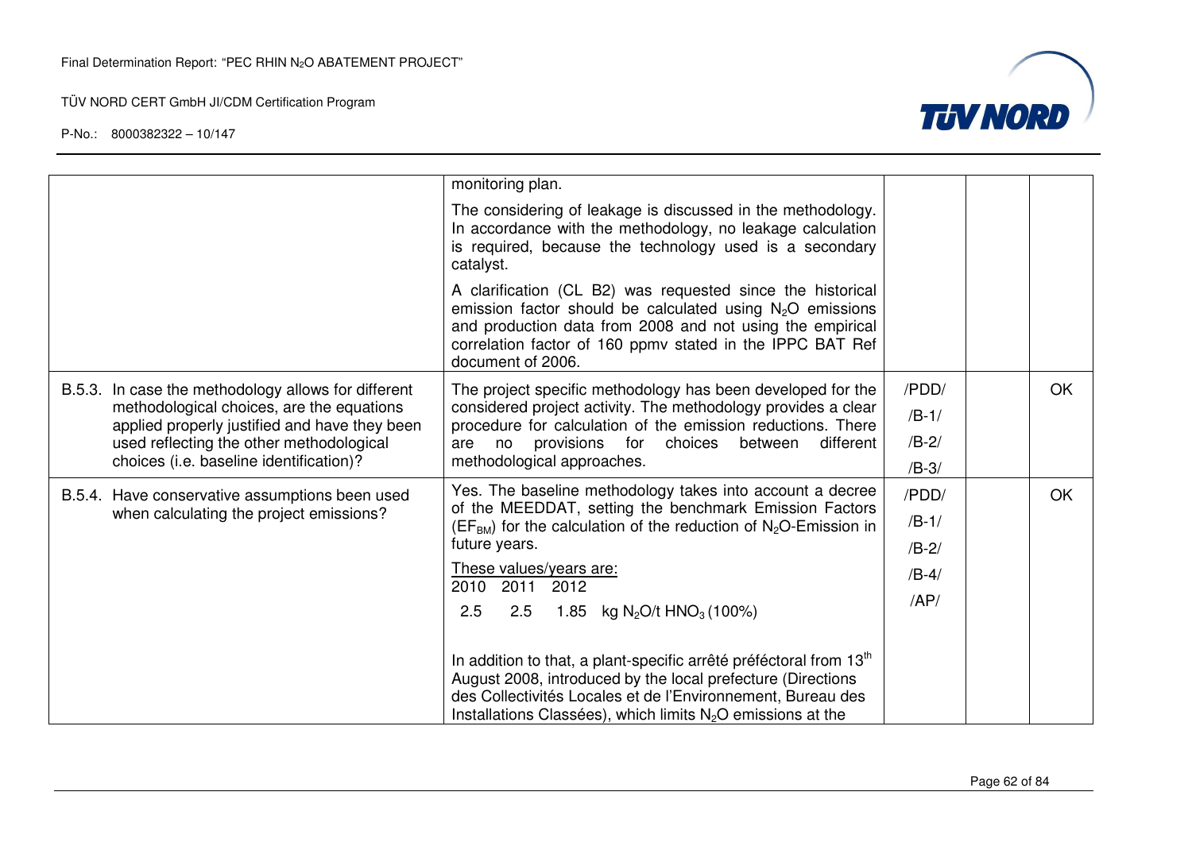| | | | | |
|---|---|---|---|---|
| | monitoring plan.<br><br>The considering of leakage is discussed in the methodology. In accordance with the methodology, no leakage calculation is required, because the technology used is a secondary catalyst.<br><br>A clarification (CL B2) was requested since the historical emission factor should be calculated using $N_2O$ emissions and production data from 2008 and not using the empirical correlation factor of 160 ppmv stated in the IPPC BAT Ref document of 2006. | | | |
| B.5.3. In case the methodology allows for different methodological choices, are the equations applied properly justified and have they been used reflecting the other methodological choices (i.e. baseline identification)? | The project specific methodology has been developed for the considered project activity. The methodology provides a clear procedure for calculation of the emission reductions. There are no provisions for choices between different methodological approaches. | /PDD/<br>/B-1/<br>/B-2/<br>/B-3/ | | OK |
| B.5.4. Have conservative assumptions been used when calculating the project emissions? | Yes. The baseline methodology takes into account a decree of the MEEDDAT, setting the benchmark Emission Factors ($EF_{BM}$) for the calculation of the reduction of $N_2O$-Emission in future years.<br><br><u>These values/years are:</u><br>2010 2011 2012<br>2.5 2.5 1.85 kg $N_2O$/t $HNO_3$ (100%)<br><br>In addition to that, a plant-specific arrêté préféctoral from 13th August 2008, introduced by the local prefecture (Directions des Collectivités Locales et de l'Environnement, Bureau des Installations Classées), which limits $N_2O$ emissions at the | /PDD/<br>/B-1/<br>/B-2/<br>/B-4/<br>/AP/ | | OK |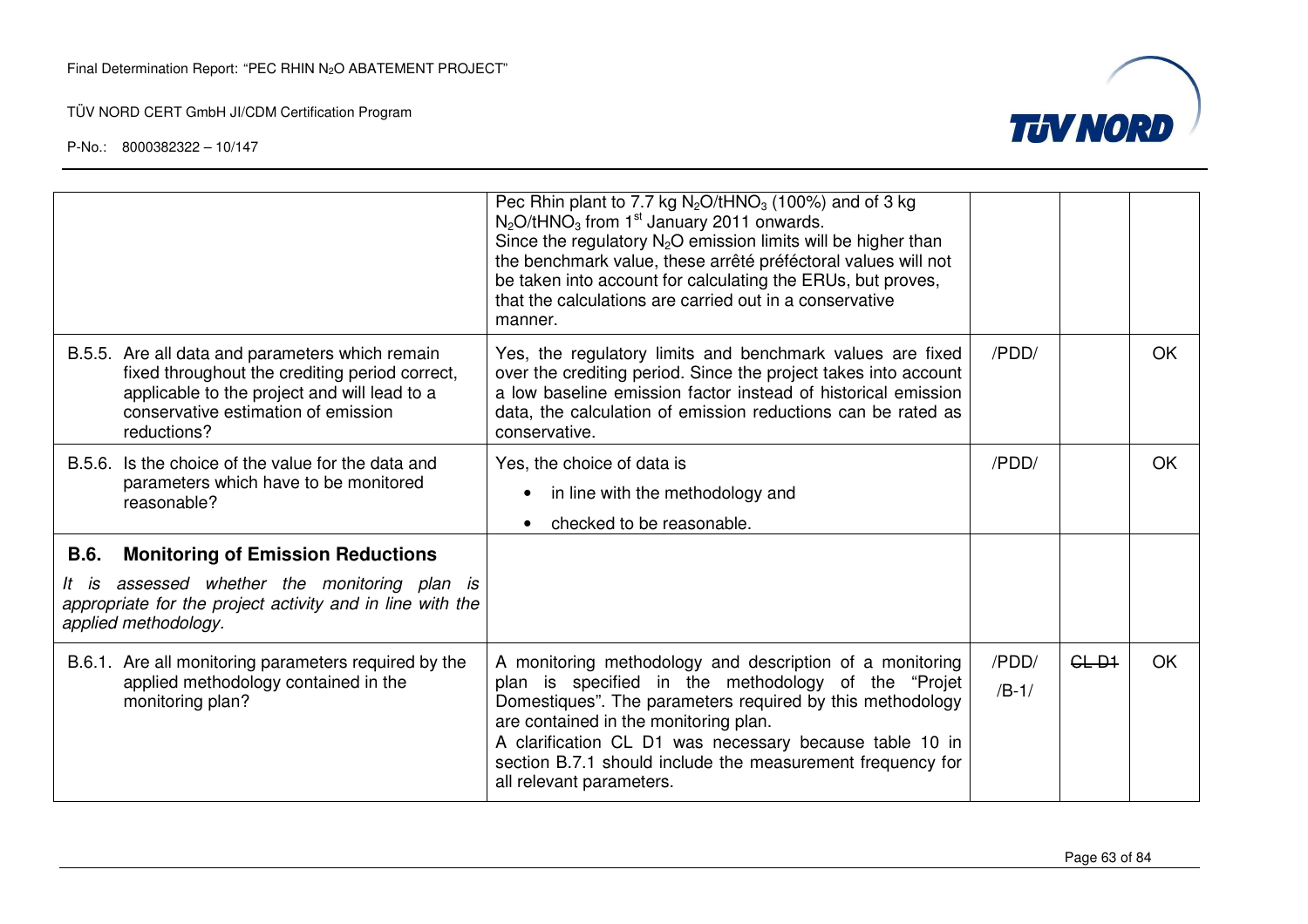| | | | | |
|---|---|---|---|---|
| | Pec Rhin plant to 7.7 kg $N_2O/tHNO_3$ (100%) and of 3 kg $N_2O/tHNO_3$ from 1st January 2011 onwards. Since the regulatory $N_2O$ emission limits will be higher than the benchmark value, these arrêté préféctoral values will not be taken into account for calculating the ERUs, but proves, that the calculations are carried out in a conservative manner. | | | |
| B.5.5. Are all data and parameters which remain fixed throughout the crediting period correct, applicable to the project and will lead to a conservative estimation of emission reductions? | Yes, the regulatory limits and benchmark values are fixed over the crediting period. Since the project takes into account a low baseline emission factor instead of historical emission data, the calculation of emission reductions can be rated as conservative. | /PDD/ | | OK |
| B.5.6. Is the choice of the value for the data and parameters which have to be monitored reasonable? | Yes, the choice of data is<br>• in line with the methodology and<br>• checked to be reasonable. | /PDD/ | | OK |
| **B.6. Monitoring of Emission Reductions**<br>*It is assessed whether the monitoring plan is appropriate for the project activity and in line with the applied methodology.* | | | | |
| B.6.1. Are all monitoring parameters required by the applied methodology contained in the monitoring plan? | A monitoring methodology and description of a monitoring plan is specified in the methodology of the "Projet Domestiques". The parameters required by this methodology are contained in the monitoring plan.<br>A clarification CL D1 was necessary because table 10 in section B.7.1 should include the measurement frequency for all relevant parameters. | /PDD/<br>/B-1/ | ~~CL D1~~ | OK |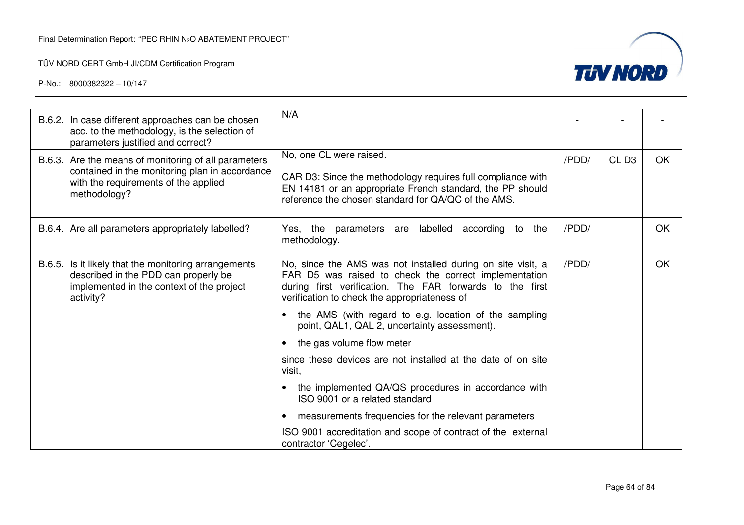| | | | | |
|---|---|---|---|---|
| B.6.2. In case different approaches can be chosen acc. to the methodology, is the selection of parameters justified and correct? | N/A | - | - | - |
| B.6.3. Are the means of monitoring of all parameters contained in the monitoring plan in accordance with the requirements of the applied methodology? | No, one CL were raised.<br><br>CAR D3: Since the methodology requires full compliance with EN 14181 or an appropriate French standard, the PP should reference the chosen standard for QA/QC of the AMS. | /PDD/ | ~~CL D3~~ | OK |
| B.6.4. Are all parameters appropriately labelled? | Yes, the parameters are labelled according to the methodology. | /PDD/ | | OK |
| B.6.5. Is it likely that the monitoring arrangements described in the PDD can properly be implemented in the context of the project activity? | No, since the AMS was not installed during on site visit, a FAR D5 was raised to check the correct implementation during first verification. The FAR forwards to the first verification to check the appropriateness of<br><br>• the AMS (with regard to e.g. location of the sampling point, QAL1, QAL 2, uncertainty assessment).<br><br>• the gas volume flow meter<br><br>since these devices are not installed at the date of on site visit,<br><br>• the implemented QA/QS procedures in accordance with ISO 9001 or a related standard<br><br>• measurements frequencies for the relevant parameters<br><br>ISO 9001 accreditation and scope of contract of the external contractor 'Cegelec'. | /PDD/ | | OK |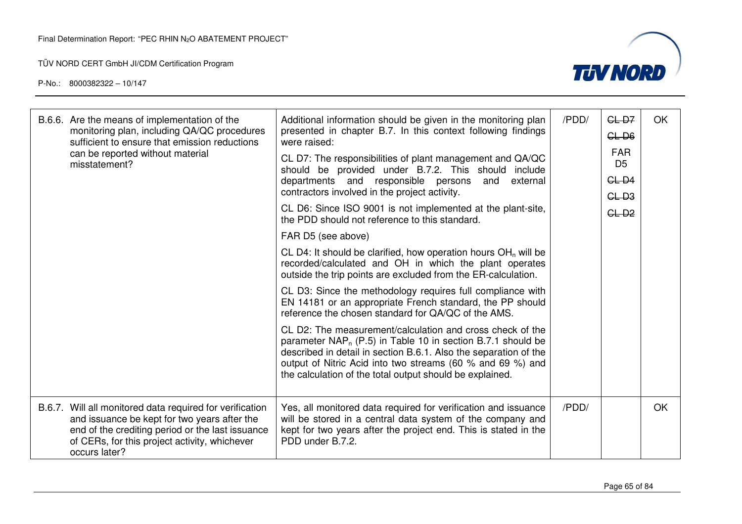| | | | | |
|---|---|---|---|---|
| B.6.6. Are the means of implementation of the monitoring plan, including QA/QC procedures sufficient to ensure that emission reductions can be reported without material misstatement? | Additional information should be given in the monitoring plan presented in chapter B.7. In this context following findings were raised:<br>CL D7: The responsibilities of plant management and QA/QC should be provided under B.7.2. This should include departments and responsible persons and external contractors involved in the project activity.<br>CL D6: Since ISO 9001 is not implemented at the plant-site, the PDD should not reference to this standard.<br>FAR D5 (see above)<br>CL D4: It should be clarified, how operation hours $OH_n$ will be recorded/calculated and OH in which the plant operates outside the trip points are excluded from the ER-calculation.<br>CL D3: Since the methodology requires full compliance with EN 14181 or an appropriate French standard, the PP should reference the chosen standard for QA/QC of the AMS.<br>CL D2: The measurement/calculation and cross check of the parameter $NAP_n$ (P.5) in Table 10 in section B.7.1 should be described in detail in section B.6.1. Also the separation of the output of Nitric Acid into two streams (60 % and 69 %) and the calculation of the total output should be explained. | /PDD/ | ~~CL D7~~<br>~~CL D6~~<br>FAR D5<br>~~CL D4~~<br>~~CL D3~~<br>~~CL D2~~ | OK |
| B.6.7. Will all monitored data required for verification and issuance be kept for two years after the end of the crediting period or the last issuance of CERs, for this project activity, whichever occurs later? | Yes, all monitored data required for verification and issuance will be stored in a central data system of the company and kept for two years after the project end. This is stated in the PDD under B.7.2. | /PDD/ | | OK |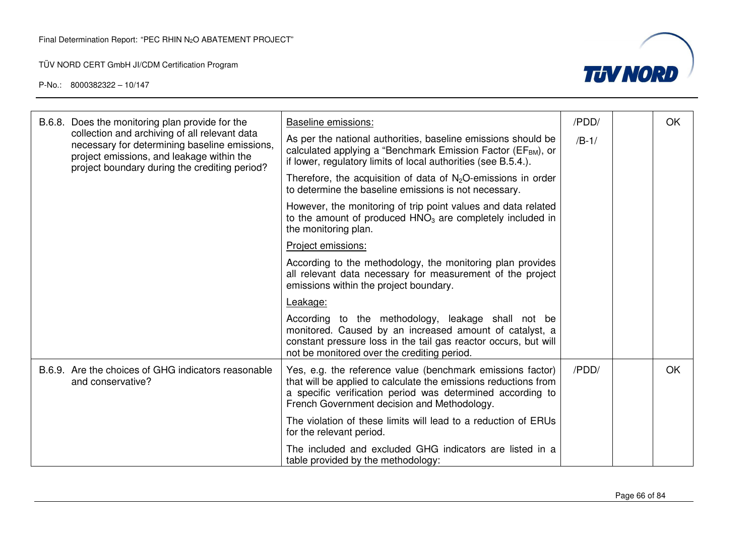| | | | | |
|---|---|---|---|---|
| B.6.8. Does the monitoring plan provide for the collection and archiving of all relevant data necessary for determining baseline emissions, project emissions, and leakage within the project boundary during the crediting period? | Baseline emissions:<br>As per the national authorities, baseline emissions should be calculated applying a "Benchmark Emission Factor ($EF_{BM}$), or if lower, regulatory limits of local authorities (see B.5.4.).<br>Therefore, the acquisition of data of $N_2O$-emissions in order to determine the baseline emissions is not necessary.<br>However, the monitoring of trip point values and data related to the amount of produced $HNO_3$ are completely included in the monitoring plan.<br>Project emissions:<br>According to the methodology, the monitoring plan provides all relevant data necessary for measurement of the project emissions within the project boundary.<br>Leakage:<br>According to the methodology, leakage shall not be monitored. Caused by an increased amount of catalyst, a constant pressure loss in the tail gas reactor occurs, but will not be monitored over the crediting period. | /PDD/<br>/B-1/ | | OK |
| B.6.9. Are the choices of GHG indicators reasonable and conservative? | Yes, e.g. the reference value (benchmark emissions factor) that will be applied to calculate the emissions reductions from a specific verification period was determined according to French Government decision and Methodology.<br>The violation of these limits will lead to a reduction of ERUs for the relevant period.<br>The included and excluded GHG indicators are listed in a table provided by the methodology: | /PDD/ | | OK |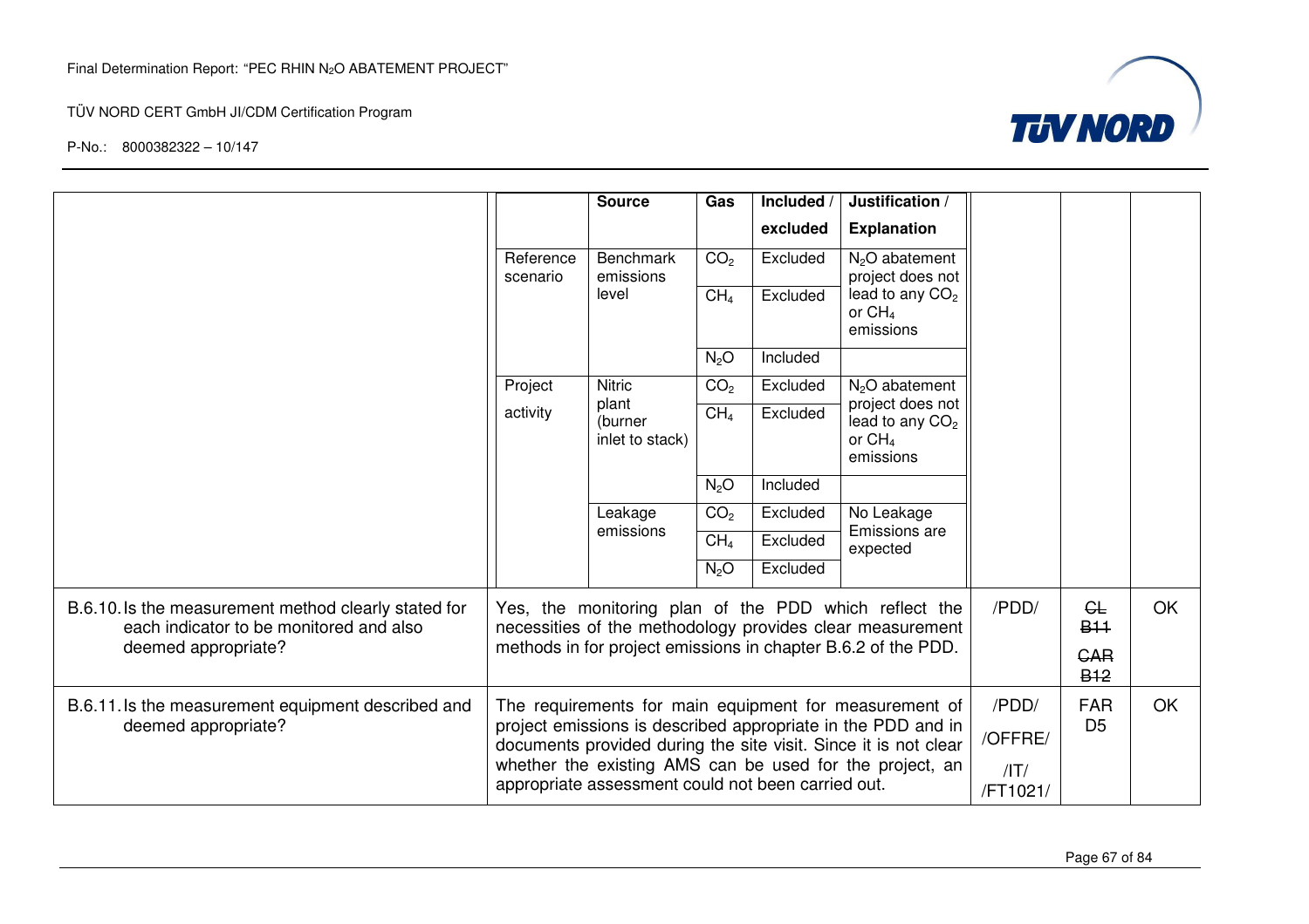| Checklist Item | Comment | Ref. | Draft Concl. | Final Concl. |
|---|---|---|---|---|
| | (table continued below) | | | |

| | Source | Gas | Included / excluded | Justification / Explanation |
|---|---|---|---|---|
| Reference scenario | Benchmark emissions level | $CO_2$ | Excluded | $N_2O$ abatement project does not lead to any $CO_2$ or $CH_4$ emissions |
| | | $CH_4$ | Excluded | |
| | | $N_2O$ | Included | |
| Project activity | Nitric plant (burner inlet to stack) | $CO_2$ | Excluded | $N_2O$ abatement project does not lead to any $CO_2$ or $CH_4$ emissions |
| | | $CH_4$ | Excluded | |
| | | $N_2O$ | Included | |
| | Leakage emissions | $CO_2$ | Excluded | No Leakage Emissions are expected |
| | | $CH_4$ | Excluded | |
| | | $N_2O$ | Excluded | |

| Checklist Item | Comment | Ref. | Draft Concl. | Final Concl. |
|---|---|---|---|---|
| B.6.10. Is the measurement method clearly stated for each indicator to be monitored and also deemed appropriate? | Yes, the monitoring plan of the PDD which reflect the necessities of the methodology provides clear measurement methods in for project emissions in chapter B.6.2 of the PDD. | /PDD/ | ~~CL B11~~ ~~CAR B12~~ | OK |
| B.6.11. Is the measurement equipment described and deemed appropriate? | The requirements for main equipment for measurement of project emissions is described appropriate in the PDD and in documents provided during the site visit. Since it is not clear whether the existing AMS can be used for the project, an appropriate assessment could not been carried out. | /PDD/ /OFFRE/ /IT/ /FT1021/ | FAR D5 | OK |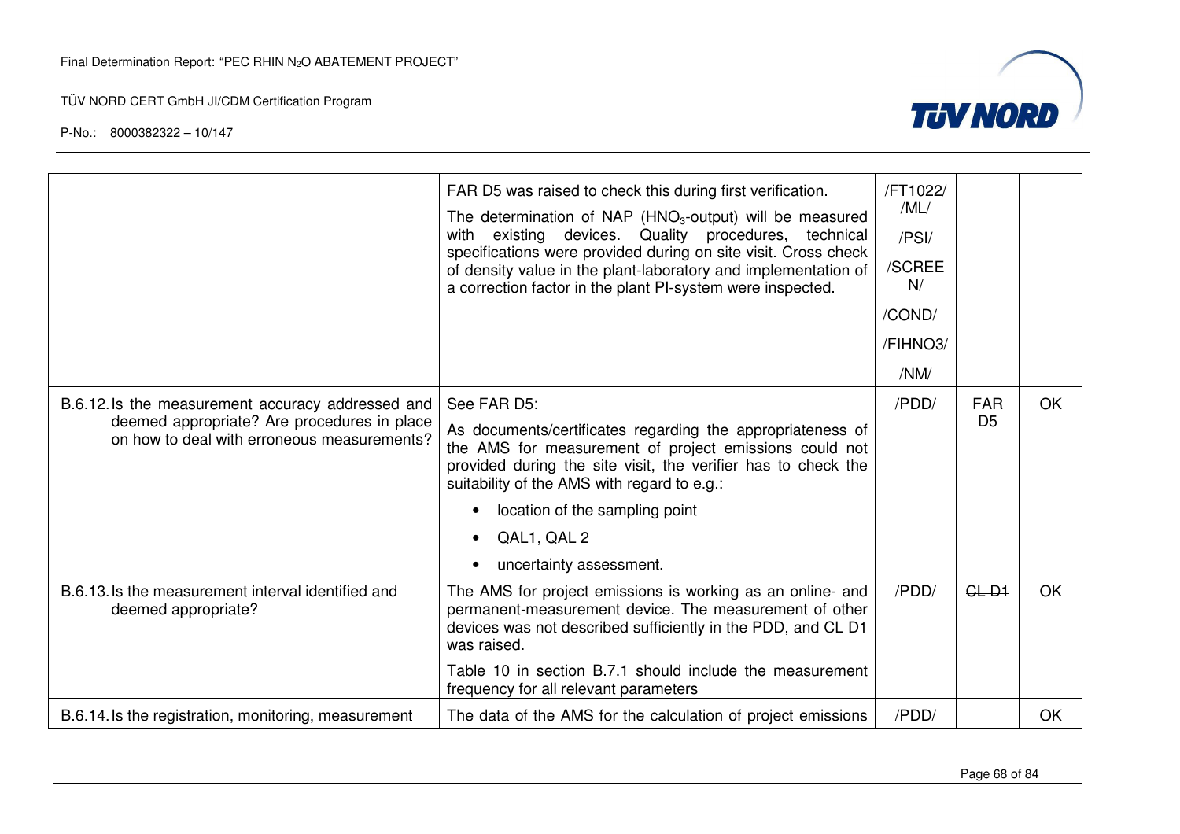| | | | | |
|---|---|---|---|---|
| | FAR D5 was raised to check this during first verification.<br>The determination of NAP ($HNO_3$-output) will be measured with existing devices. Quality procedures, technical specifications were provided during on site visit. Cross check of density value in the plant-laboratory and implementation of a correction factor in the plant PI-system were inspected. | /FT1022/ /ML/<br>/PSI/<br>/SCREEN/<br>/COND/<br>/FIHNO3/<br>/NM/ | | |
| B.6.12. Is the measurement accuracy addressed and deemed appropriate? Are procedures in place on how to deal with erroneous measurements? | See FAR D5:<br>As documents/certificates regarding the appropriateness of the AMS for measurement of project emissions could not provided during the site visit, the verifier has to check the suitability of the AMS with regard to e.g.:<br>• location of the sampling point<br>• QAL1, QAL 2<br>• uncertainty assessment. | /PDD/ | FAR D5 | OK |
| B.6.13. Is the measurement interval identified and deemed appropriate? | The AMS for project emissions is working as an online- and permanent-measurement device. The measurement of other devices was not described sufficiently in the PDD, and CL D1 was raised.<br>Table 10 in section B.7.1 should include the measurement frequency for all relevant parameters | /PDD/ | ~~CL D1~~ | OK |
| B.6.14. Is the registration, monitoring, measurement | The data of the AMS for the calculation of project emissions | /PDD/ | | OK |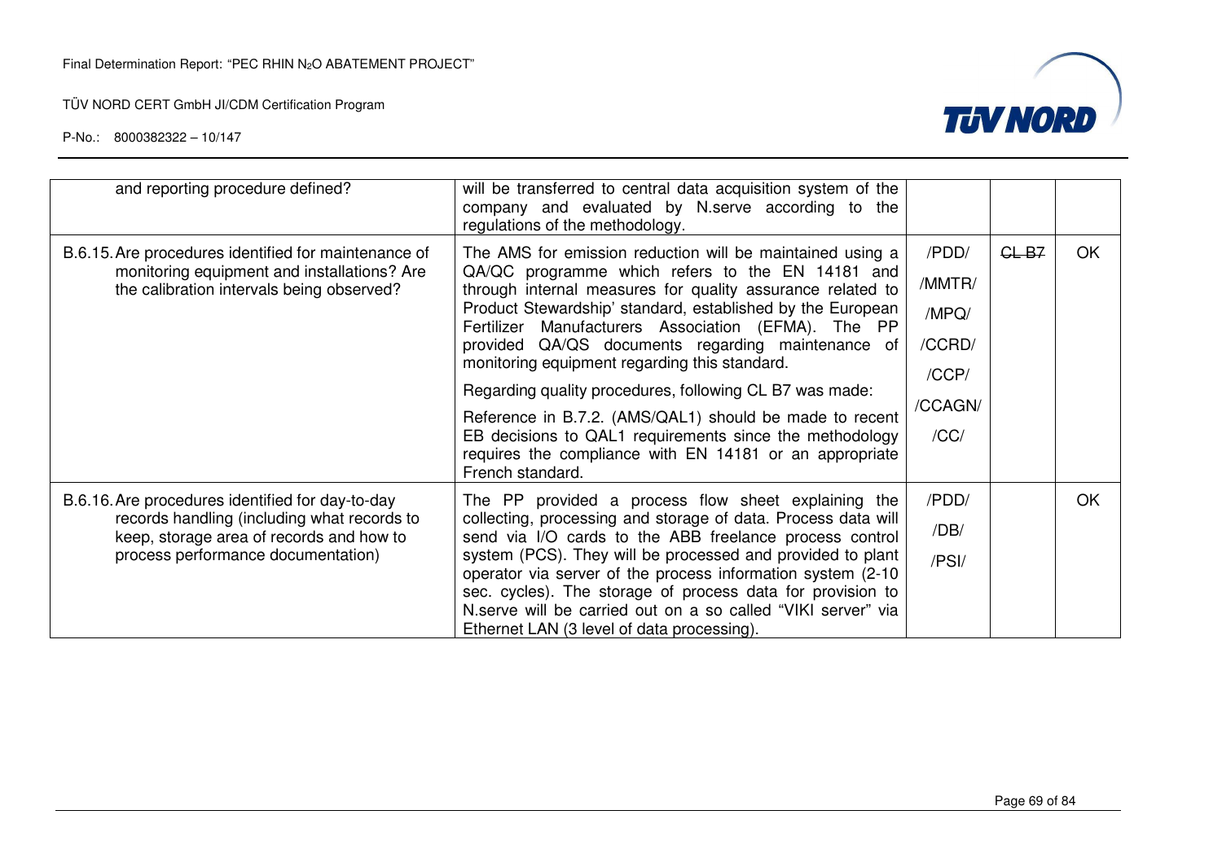| | | | | |
|---|---|---|---|---|
| and reporting procedure defined? | will be transferred to central data acquisition system of the company and evaluated by N.serve according to the regulations of the methodology. | | | |
| B.6.15. Are procedures identified for maintenance of monitoring equipment and installations? Are the calibration intervals being observed? | The AMS for emission reduction will be maintained using a QA/QC programme which refers to the EN 14181 and through internal measures for quality assurance related to Product Stewardship' standard, established by the European Fertilizer Manufacturers Association (EFMA). The PP provided QA/QS documents regarding maintenance of monitoring equipment regarding this standard.<br><br>Regarding quality procedures, following CL B7 was made:<br><br>Reference in B.7.2. (AMS/QAL1) should be made to recent EB decisions to QAL1 requirements since the methodology requires the compliance with EN 14181 or an appropriate French standard. | /PDD/<br>/MMTR/<br>/MPQ/<br>/CCRD/<br>/CCP/<br>/CCAGN/<br>/CC/ | ~~CL B7~~ | OK |
| B.6.16. Are procedures identified for day-to-day records handling (including what records to keep, storage area of records and how to process performance documentation) | The PP provided a process flow sheet explaining the collecting, processing and storage of data. Process data will send via I/O cards to the ABB freelance process control system (PCS). They will be processed and provided to plant operator via server of the process information system (2-10 sec. cycles). The storage of process data for provision to N.serve will be carried out on a so called "VIKI server" via Ethernet LAN (3 level of data processing). | /PDD/<br>/DB/<br>/PSI/ | | OK |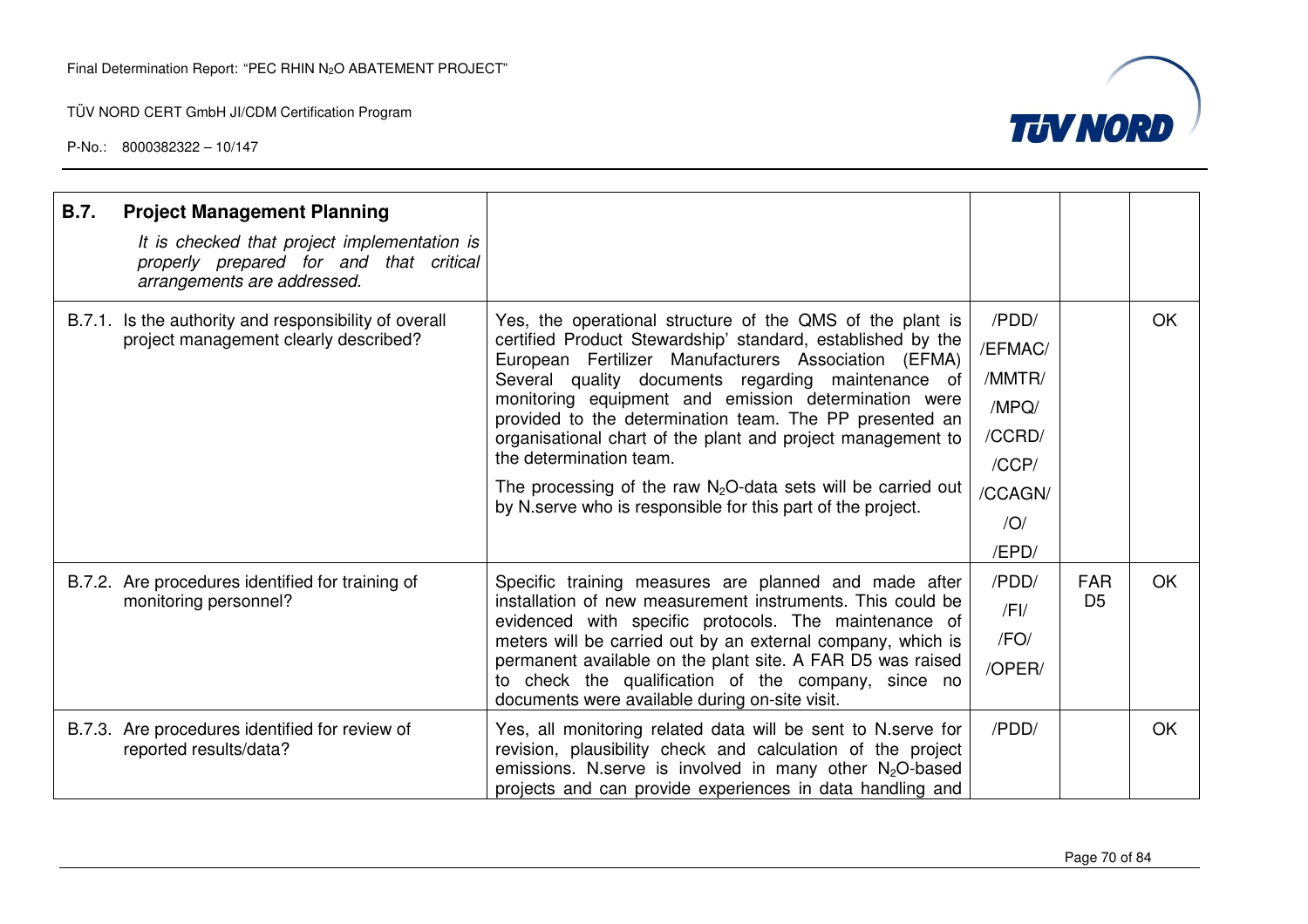| B.7. Project Management Planning<br>*It is checked that project implementation is properly prepared for and that critical arrangements are addressed.* | | | | |
|---|---|---|---|---|
| B.7.1. Is the authority and responsibility of overall project management clearly described? | Yes, the operational structure of the QMS of the plant is certified Product Stewardship' standard, established by the European Fertilizer Manufacturers Association (EFMA) Several quality documents regarding maintenance of monitoring equipment and emission determination were provided to the determination team. The PP presented an organisational chart of the plant and project management to the determination team.<br>The processing of the raw $N_2O$-data sets will be carried out by N.serve who is responsible for this part of the project. | /PDD/<br>/EFMAC/<br>/MMTR/<br>/MPQ/<br>/CCRD/<br>/CCP/<br>/CCAGN/<br>/O/<br>/EPD/ | | OK |
| B.7.2. Are procedures identified for training of monitoring personnel? | Specific training measures are planned and made after installation of new measurement instruments. This could be evidenced with specific protocols. The maintenance of meters will be carried out by an external company, which is permanent available on the plant site. A FAR D5 was raised to check the qualification of the company, since no documents were available during on-site visit. | /PDD/<br>/FI/<br>/FO/<br>/OPER/ | FAR D5 | OK |
| B.7.3. Are procedures identified for review of reported results/data? | Yes, all monitoring related data will be sent to N.serve for revision, plausibility check and calculation of the project emissions. N.serve is involved in many other $N_2O$-based projects and can provide experiences in data handling and | /PDD/ | | OK |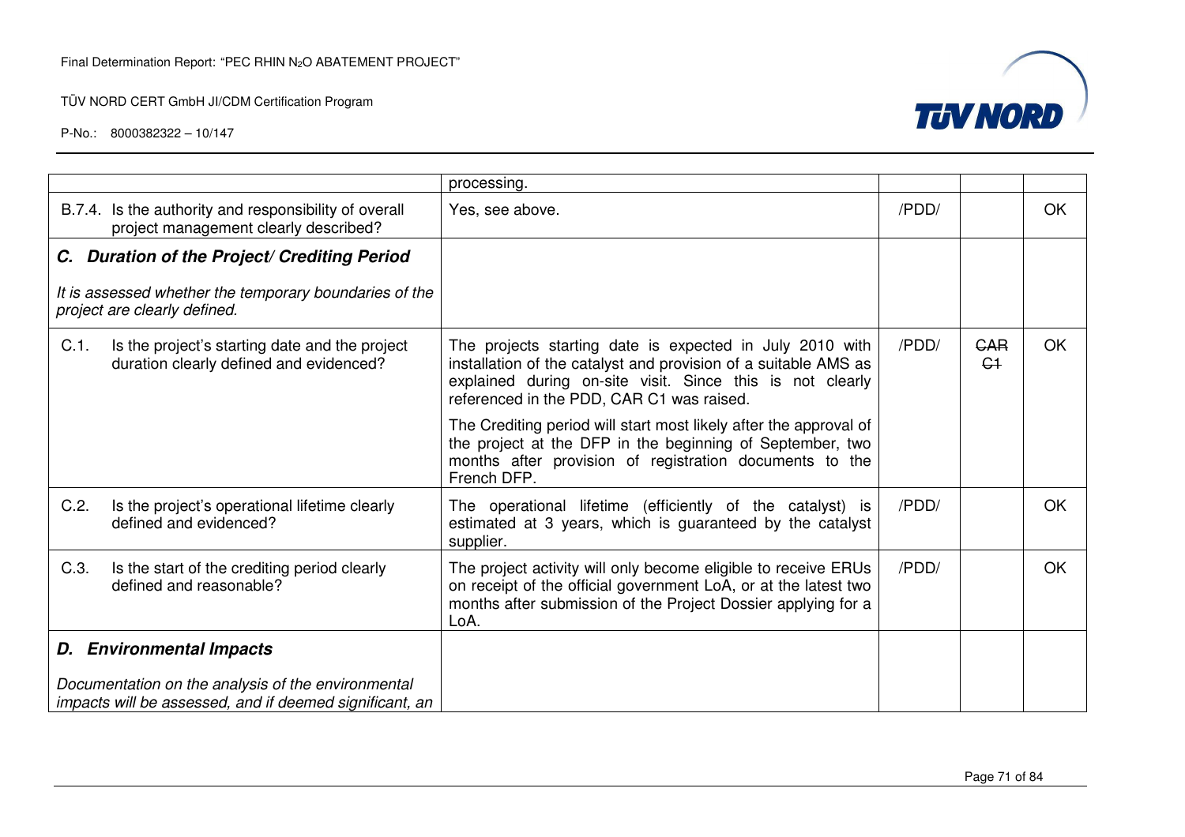| | | | | |
|---|---|---|---|---|
| | processing. | | | |
| B.7.4. Is the authority and responsibility of overall project management clearly described? | Yes, see above. | /PDD/ | | OK |
| ***C. Duration of the Project/ Crediting Period***<br><br>*It is assessed whether the temporary boundaries of the project are clearly defined.* | | | | |
| C.1. Is the project's starting date and the project duration clearly defined and evidenced? | The projects starting date is expected in July 2010 with installation of the catalyst and provision of a suitable AMS as explained during on-site visit. Since this is not clearly referenced in the PDD, CAR C1 was raised.<br><br>The Crediting period will start most likely after the approval of the project at the DFP in the beginning of September, two months after provision of registration documents to the French DFP. | /PDD/ | ~~CAR C1~~ | OK |
| C.2. Is the project's operational lifetime clearly defined and evidenced? | The operational lifetime (efficiently of the catalyst) is estimated at 3 years, which is guaranteed by the catalyst supplier. | /PDD/ | | OK |
| C.3. Is the start of the crediting period clearly defined and reasonable? | The project activity will only become eligible to receive ERUs on receipt of the official government LoA, or at the latest two months after submission of the Project Dossier applying for a LoA. | /PDD/ | | OK |
| ***D. Environmental Impacts***<br><br>*Documentation on the analysis of the environmental impacts will be assessed, and if deemed significant, an* | | | | |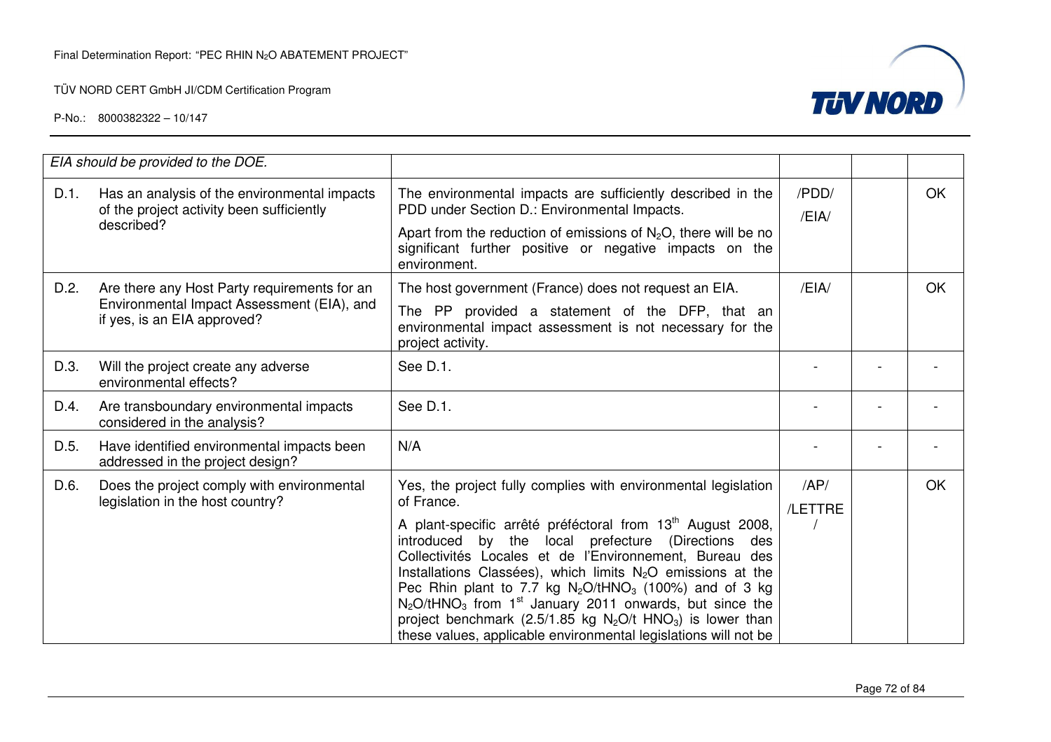| | | | | | |
|---|---|---|---|---|---|
| | *EIA should be provided to the DOE.* | | | | |
| D.1. | Has an analysis of the environmental impacts of the project activity been sufficiently described? | The environmental impacts are sufficiently described in the PDD under Section D.: Environmental Impacts.<br><br>Apart from the reduction of emissions of $N_2O$, there will be no significant further positive or negative impacts on the environment. | /PDD/<br>/EIA/ | | OK |
| D.2. | Are there any Host Party requirements for an Environmental Impact Assessment (EIA), and if yes, is an EIA approved? | The host government (France) does not request an EIA.<br><br>The PP provided a statement of the DFP, that an environmental impact assessment is not necessary for the project activity. | /EIA/ | | OK |
| D.3. | Will the project create any adverse environmental effects? | See D.1. | - | - | - |
| D.4. | Are transboundary environmental impacts considered in the analysis? | See D.1. | - | - | - |
| D.5. | Have identified environmental impacts been addressed in the project design? | N/A | - | - | - |
| D.6. | Does the project comply with environmental legislation in the host country? | Yes, the project fully complies with environmental legislation of France.<br><br>A plant-specific arrêté préféctoral from 13th August 2008, introduced by the local prefecture (Directions des Collectivités Locales et de l'Environnement, Bureau des Installations Classées), which limits $N_2O$ emissions at the Pec Rhin plant to 7.7 kg $N_2O/tHNO_3$ (100%) and of 3 kg $N_2O/tHNO_3$ from 1st January 2011 onwards, but since the project benchmark (2.5/1.85 kg $N_2O/t\ HNO_3$) is lower than these values, applicable environmental legislations will not be | /AP/<br>/LETTRE/ | | OK |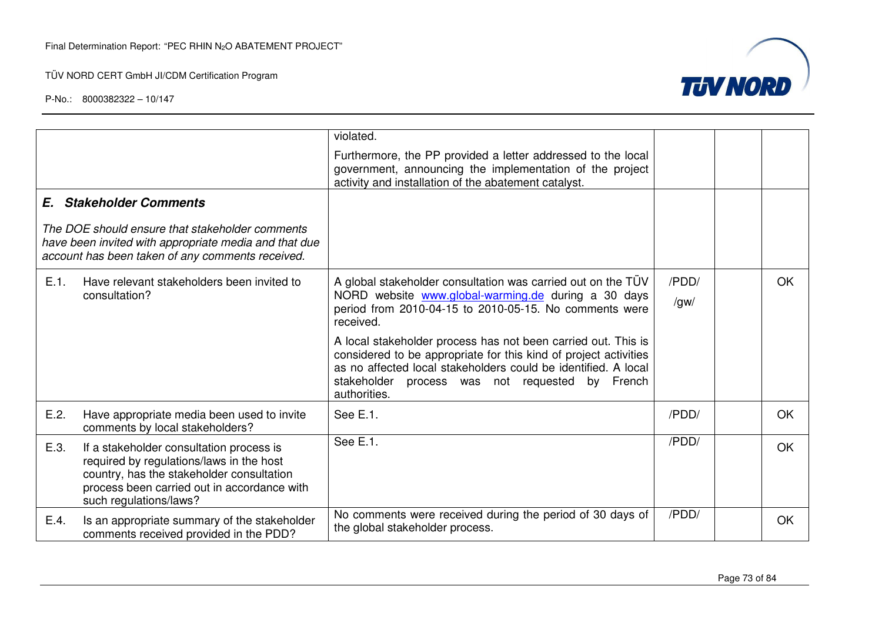| | | | | |
|---|---|---|---|---|
| | violated.<br><br>Furthermore, the PP provided a letter addressed to the local government, announcing the implementation of the project activity and installation of the abatement catalyst. | | | |
| ***E. Stakeholder Comments***<br><br>*The DOE should ensure that stakeholder comments have been invited with appropriate media and that due account has been taken of any comments received.* | | | | |
| E.1. Have relevant stakeholders been invited to consultation? | A global stakeholder consultation was carried out on the TÜV NORD website [www.global-warming.de](www.global-warming.de) during a 30 days period from 2010-04-15 to 2010-05-15. No comments were received.<br><br>A local stakeholder process has not been carried out. This is considered to be appropriate for this kind of project activities as no affected local stakeholders could be identified. A local stakeholder process was not requested by French authorities. | /PDD/<br><br>/gw/ | | OK |
| E.2. Have appropriate media been used to invite comments by local stakeholders? | See E.1. | /PDD/ | | OK |
| E.3. If a stakeholder consultation process is required by regulations/laws in the host country, has the stakeholder consultation process been carried out in accordance with such regulations/laws? | See E.1. | /PDD/ | | OK |
| E.4. Is an appropriate summary of the stakeholder comments received provided in the PDD? | No comments were received during the period of 30 days of the global stakeholder process. | /PDD/ | | OK |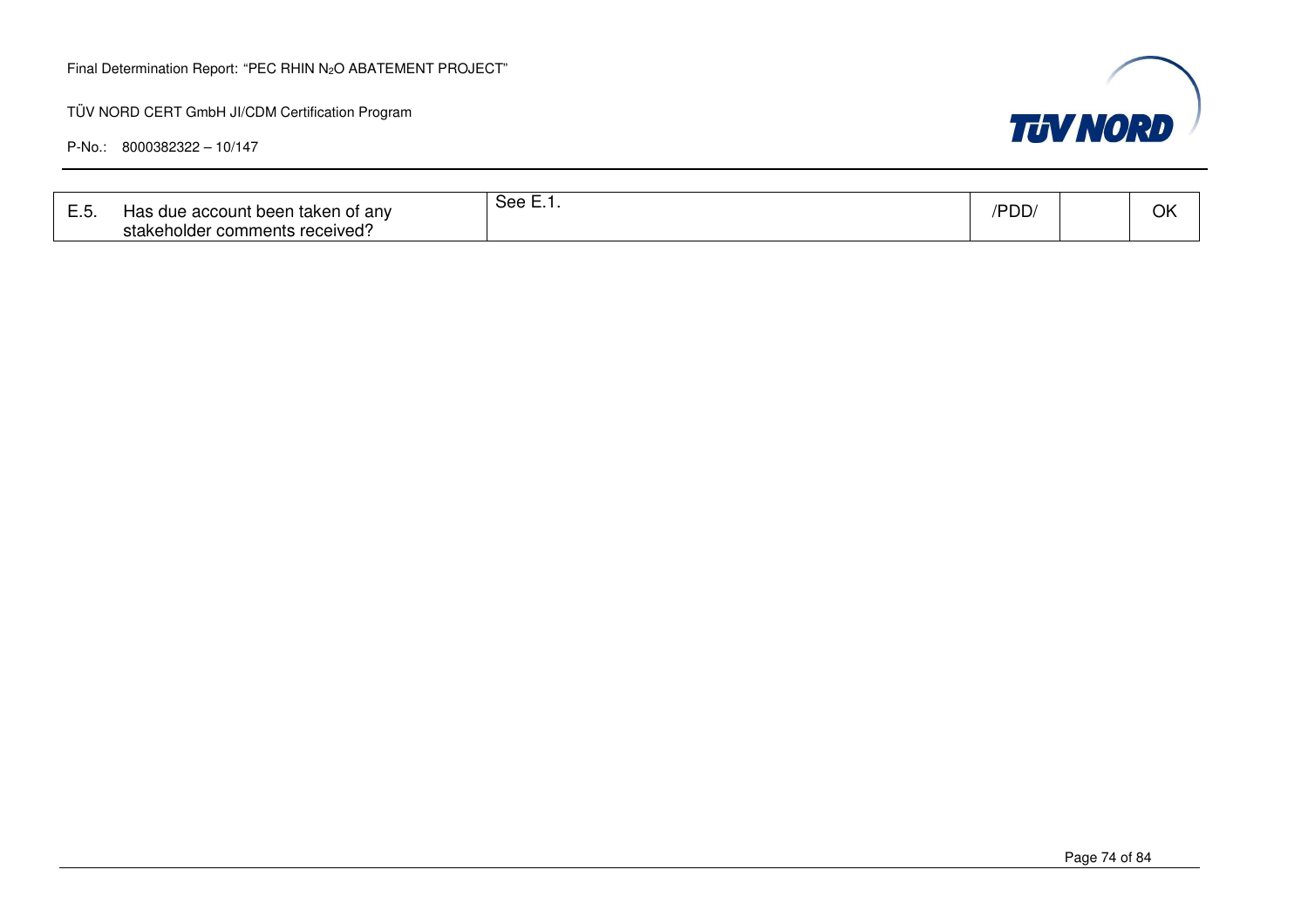| E.5. | Has due account been taken of any stakeholder comments received? | See E.1. | /PDD/ | | OK |
|---|---|---|---|---|---|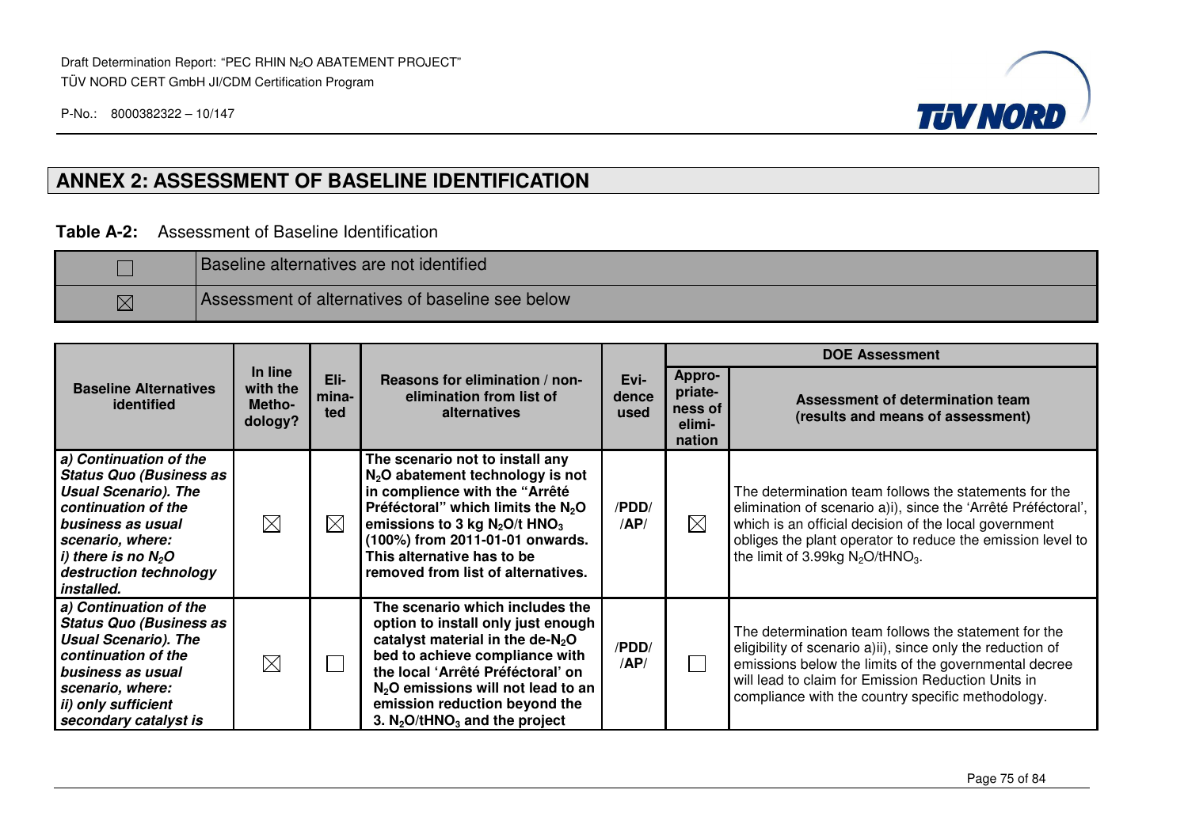## ANNEX 2: ASSESSMENT OF BASELINE IDENTIFICATION

**Table A-2:** Assessment of Baseline Identification

| | |
|---|---|
| ☐ | Baseline alternatives are not identified |
| ☒ | Assessment of alternatives of baseline see below |

| Baseline Alternatives identified | In line with the Metho-dology? | Eli-mina-ted | Reasons for elimination / non-elimination from list of alternatives | Evi-dence used | DOE Assessment | |
|---|---|---|---|---|---|---|
| | | | | | Appro-priate-ness of elimi-nation | Assessment of determination team (results and means of assessment) |
| ***a) Continuation of the Status Quo (Business as Usual Scenario). The continuation of the business as usual scenario, where: i) there is no $N_2O$ destruction technology installed.*** | ☒ | ☒ | **The scenario not to install any $N_2O$ abatement technology is not in complience with the "Arrêté Préféctoral" which limits the $N_2O$ emissions to 3 kg $N_2O$/t $HNO_3$ (100%) from 2011-01-01 onwards. This alternative has to be removed from list of alternatives.** | **/PDD/ /AP/** | ☒ | The determination team follows the statements for the elimination of scenario a)i), since the 'Arrêté Préféctoral', which is an official decision of the local government obliges the plant operator to reduce the emission level to the limit of 3.99kg $N_2O$/t$HNO_3$. |
| ***a) Continuation of the Status Quo (Business as Usual Scenario). The continuation of the business as usual scenario, where: ii) only sufficient secondary catalyst is*** | ☒ | ☐ | **The scenario which includes the option to install only just enough catalyst material in the de-$N_2O$ bed to achieve compliance with the local 'Arrêté Préféctoral' on $N_2O$ emissions will not lead to an emission reduction beyond the 3. $N_2O$/t$HNO_3$ and the project** | **/PDD/ /AP/** | ☐ | The determination team follows the statement for the eligibility of scenario a)ii), since only the reduction of emissions below the limits of the governmental decree will lead to claim for Emission Reduction Units in compliance with the country specific methodology. |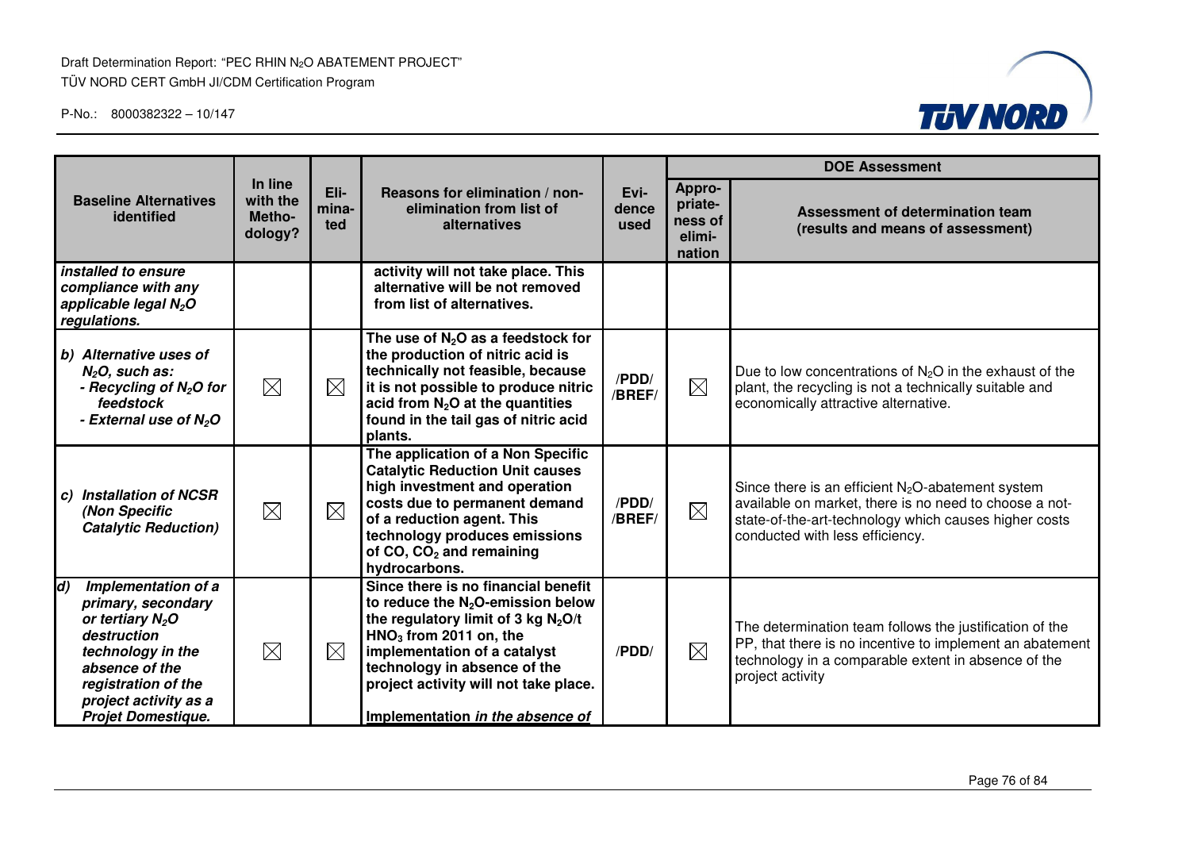| **Baseline Alternatives identified** | **In line with the Metho-dology?** | **Eli-mina-ted** | **Reasons for elimination / non-elimination from list of alternatives** | **Evi-dence used** | **DOE Assessment** | |
|---|---|---|---|---|---|---|
| | | | | | **Appro-priate-ness of elimi-nation** | **Assessment of determination team (results and means of assessment)** |
| ***installed to ensure compliance with any applicable legal $N_2O$ regulations.*** | | | **activity will not take place. This alternative will be not removed from list of alternatives.** | | | |
| ***b) Alternative uses of $N_2O$, such as: - Recycling of $N_2O$ for feedstock - External use of $N_2O$*** | ☒ | ☒ | **The use of $N_2O$ as a feedstock for the production of nitric acid is technically not feasible, because it is not possible to produce nitric acid from $N_2O$ at the quantities found in the tail gas of nitric acid plants.** | **/PDD/ /BREF/** | ☒ | Due to low concentrations of $N_2O$ in the exhaust of the plant, the recycling is not a technically suitable and economically attractive alternative. |
| ***c) Installation of NCSR (Non Specific Catalytic Reduction)*** | ☒ | ☒ | **The application of a Non Specific Catalytic Reduction Unit causes high investment and operation costs due to permanent demand of a reduction agent. This technology produces emissions of CO, $CO_2$ and remaining hydrocarbons.** | **/PDD/ /BREF/** | ☒ | Since there is an efficient $N_2O$-abatement system available on market, there is no need to choose a not-state-of-the-art-technology which causes higher costs conducted with less efficiency. |
| ***d) Implementation of a primary, secondary or tertiary $N_2O$ destruction technology in the absence of the registration of the project activity as a Projet Domestique.*** | ☒ | ☒ | **Since there is no financial benefit to reduce the $N_2O$-emission below the regulatory limit of 3 kg $N_2O$/t $HNO_3$ from 2011 on, the implementation of a catalyst technology in absence of the project activity will not take place.** <br><br> **Implementation *in the absence of*** | **/PDD/** | ☒ | The determination team follows the justification of the PP, that there is no incentive to implement an abatement technology in a comparable extent in absence of the project activity |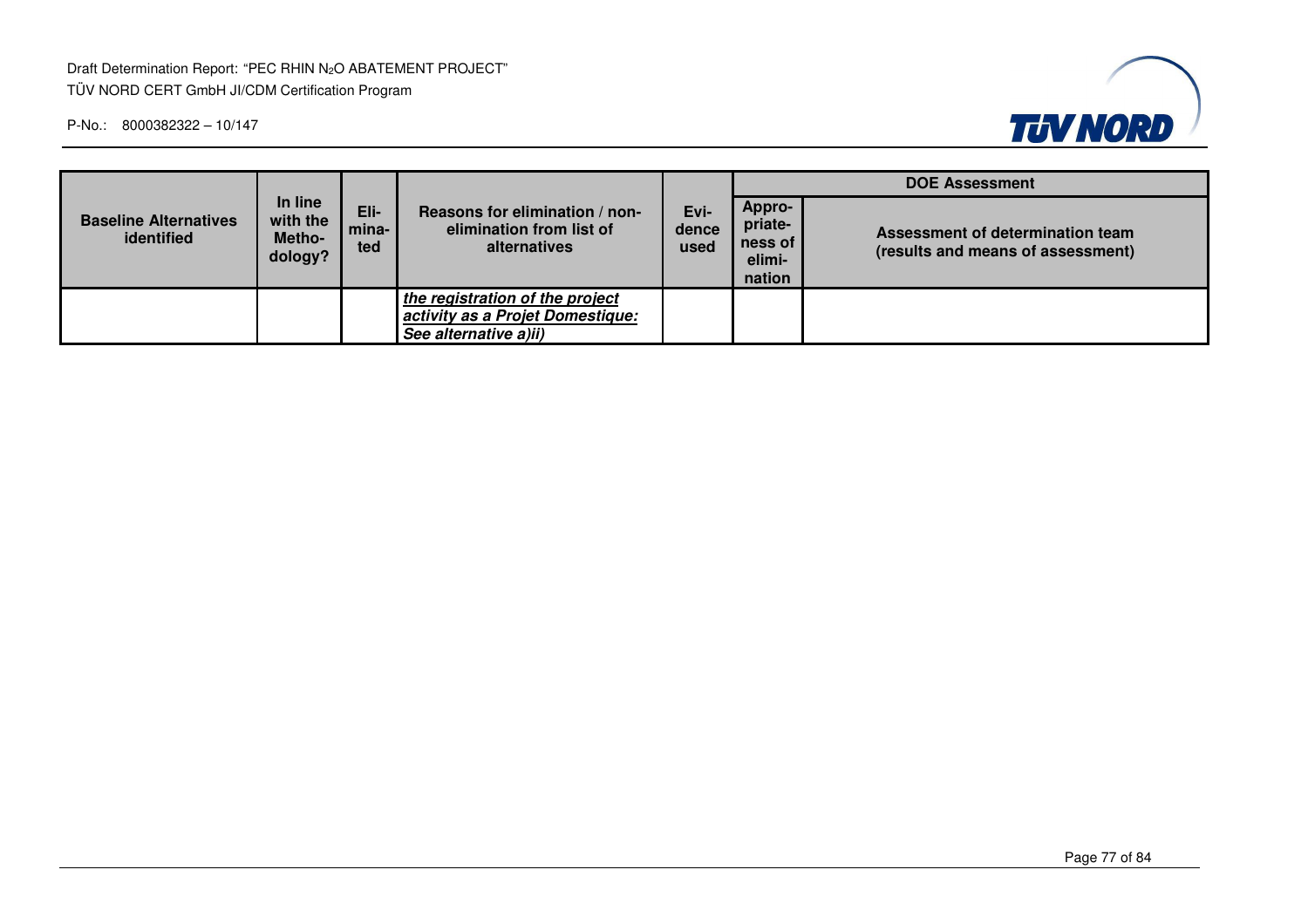| Baseline Alternatives identified | In line with the Metho-dology? | Eli-mina-ted | Reasons for elimination / non-elimination from list of alternatives | Evi-dence used | DOE Assessment | |
|---|---|---|---|---|---|---|
| | | | | | Appro-priate-ness of elimi-nation | Assessment of determination team (results and means of assessment) |
| | | | ***the registration of the project activity as a Projet Domestique: See alternative a)ii)*** | | | |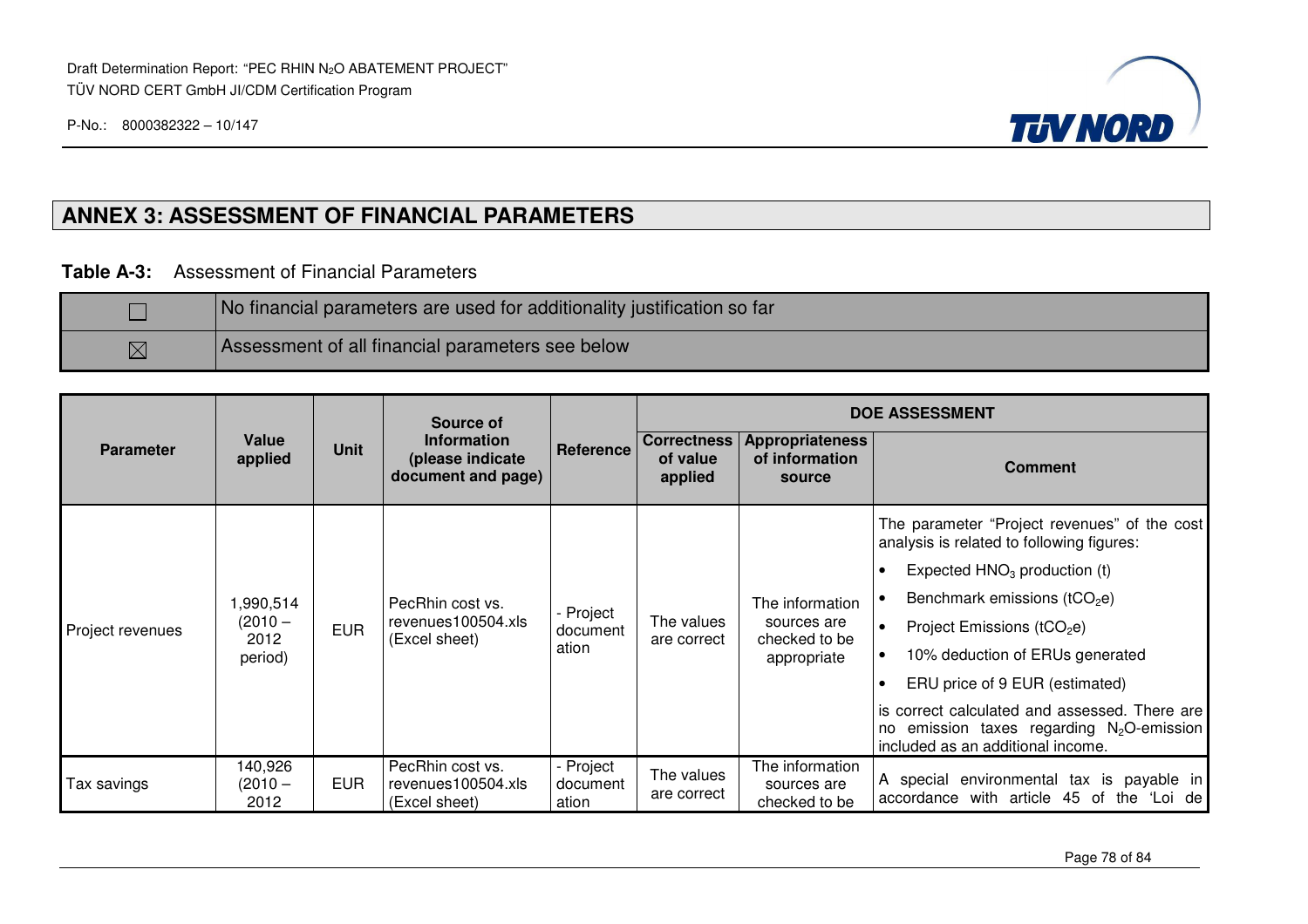## ANNEX 3: ASSESSMENT OF FINANCIAL PARAMETERS

**Table A-3:** Assessment of Financial Parameters

| | |
|---|---|
| ☐ | No financial parameters are used for additionality justification so far |
| ☒ | Assessment of all financial parameters see below |

| Parameter | Value applied | Unit | Source of Information (please indicate document and page) | Reference | DOE ASSESSMENT | | |
|---|---|---|---|---|---|---|---|
| | | | | | **Correctness of value applied** | **Appropriateness of information source** | **Comment** |
| Project revenues | 1,990,514 (2010 – 2012 period) | EUR | PecRhin cost vs. revenues100504.xls (Excel sheet) | - Project documentation | The values are correct | The information sources are checked to be appropriate | The parameter "Project revenues" of the cost analysis is related to following figures: <br>• Expected $HNO_3$ production (t) <br>• Benchmark emissions ($tCO_2e$) <br>• Project Emissions ($tCO_2e$) <br>• 10% deduction of ERUs generated <br>• ERU price of 9 EUR (estimated) <br>is correct calculated and assessed. There are no emission taxes regarding $N_2O$-emission included as an additional income. |
| Tax savings | 140,926 (2010 – 2012 | EUR | PecRhin cost vs. revenues100504.xls (Excel sheet) | - Project documentation | The values are correct | The information sources are checked to be | A special environmental tax is payable in accordance with article 45 of the 'Loi de |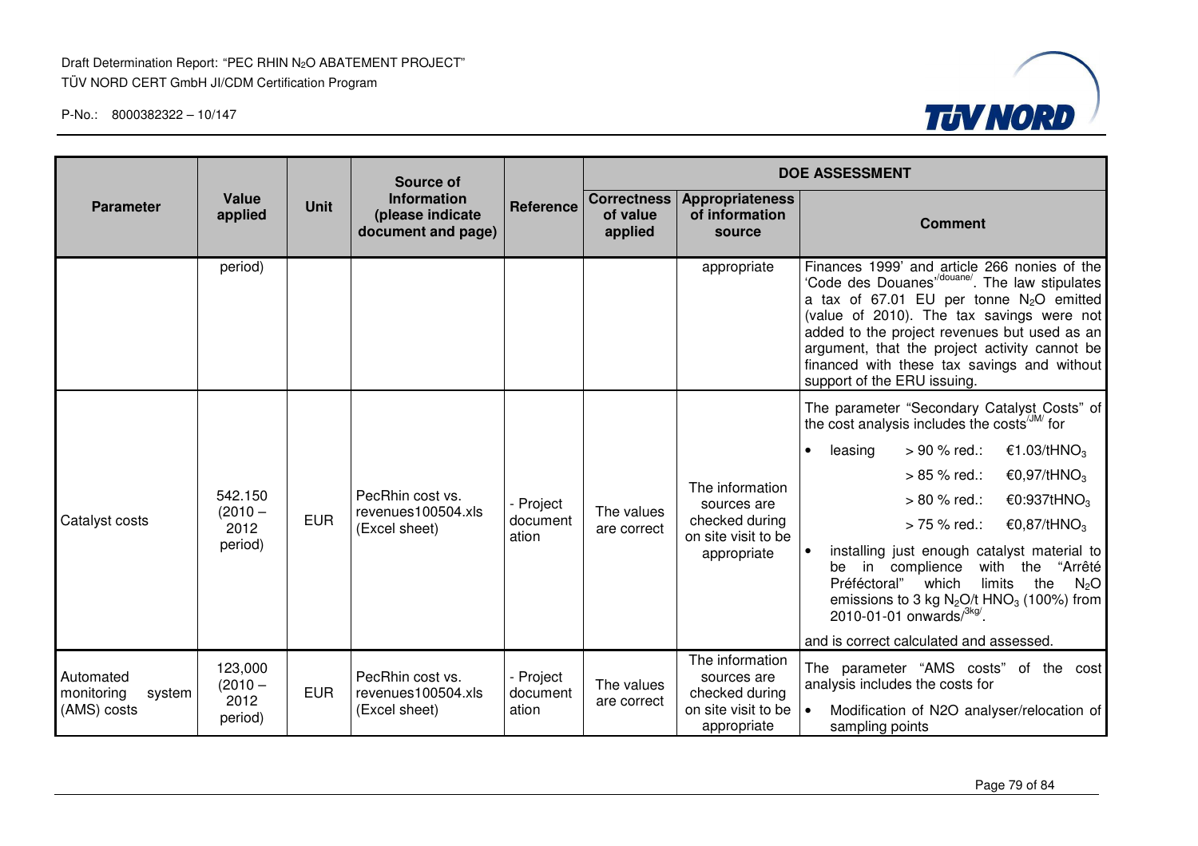| Parameter | Value applied | Unit | Source of Information (please indicate document and page) | Reference | DOE ASSESSMENT | | |
|---|---|---|---|---|---|---|---|
| | | | | | Correctness of value applied | Appropriateness of information source | Comment |
| | period) | | | | | appropriate | Finances 1999' and article 266 nonies of the 'Code des Douanes'[/douane/]. The law stipulates a tax of 67.01 EU per tonne $N_2O$ emitted (value of 2010). The tax savings were not added to the project revenues but used as an argument, that the project activity cannot be financed with these tax savings and without support of the ERU issuing. |
| Catalyst costs | 542.150 (2010 – 2012 period) | EUR | PecRhin cost vs. revenues100504.xls (Excel sheet) | - Project documentation | The values are correct | The information sources are checked during on site visit to be appropriate | The parameter "Secondary Catalyst Costs" of the cost analysis includes the costs[/JM/] for<br>• leasing > 90 % red.: €1.03/t$HNO_3$; > 85 % red.: €0,97/t$HNO_3$; > 80 % red.: €0:937t$HNO_3$; > 75 % red.: €0,87/t$HNO_3$<br>• installing just enough catalyst material to be in complience with the "Arrêté Préféctoral" which limits the $N_2O$ emissions to 3 kg $N_2O$/t $HNO_3$ (100%) from 2010-01-01 onwards[/3kg/].<br>and is correct calculated and assessed. |
| Automated monitoring system (AMS) costs | 123,000 (2010 – 2012 period) | EUR | PecRhin cost vs. revenues100504.xls (Excel sheet) | - Project documentation | The values are correct | The information sources are checked during on site visit to be appropriate | The parameter "AMS costs" of the cost analysis includes the costs for<br>• Modification of N2O analyser/relocation of sampling points |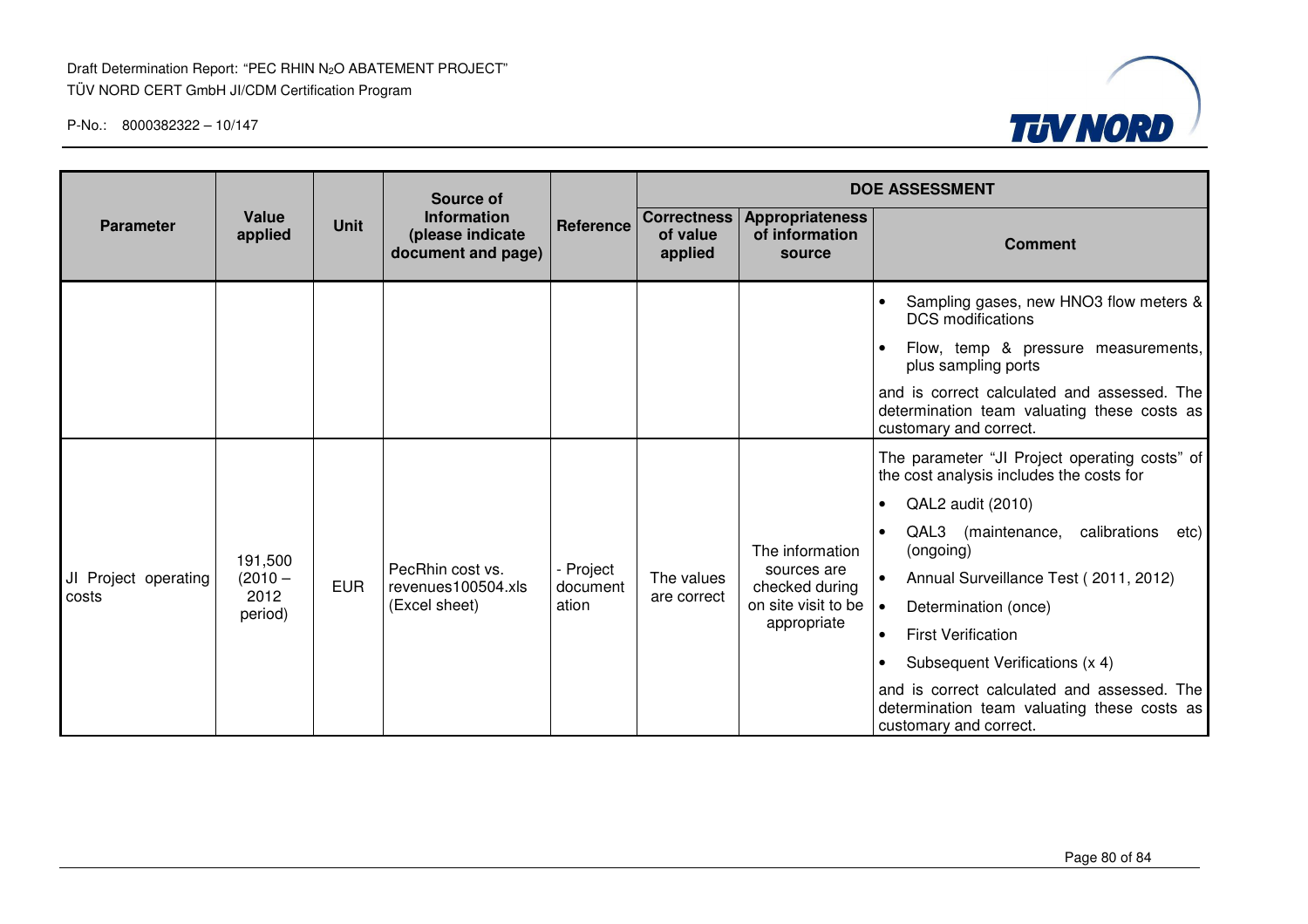| Parameter | Value applied | Unit | Source of Information (please indicate document and page) | Reference | DOE ASSESSMENT | | |
|---|---|---|---|---|---|---|---|
| | | | | | Correctness of value applied | Appropriateness of information source | Comment |
| | | | | | | | • Sampling gases, new HNO3 flow meters & DCS modifications<br>• Flow, temp & pressure measurements, plus sampling ports<br>and is correct calculated and assessed. The determination team valuating these costs as customary and correct. |
| JI Project operating costs | 191,500 (2010 – 2012 period) | EUR | PecRhin cost vs. revenues100504.xls (Excel sheet) | - Project documentation | The values are correct | The information sources are checked during on site visit to be appropriate | The parameter "JI Project operating costs" of the cost analysis includes the costs for<br>• QAL2 audit (2010)<br>• QAL3 (maintenance, calibrations etc) (ongoing)<br>• Annual Surveillance Test ( 2011, 2012)<br>• Determination (once)<br>• First Verification<br>• Subsequent Verifications (x 4)<br>and is correct calculated and assessed. The determination team valuating these costs as customary and correct. |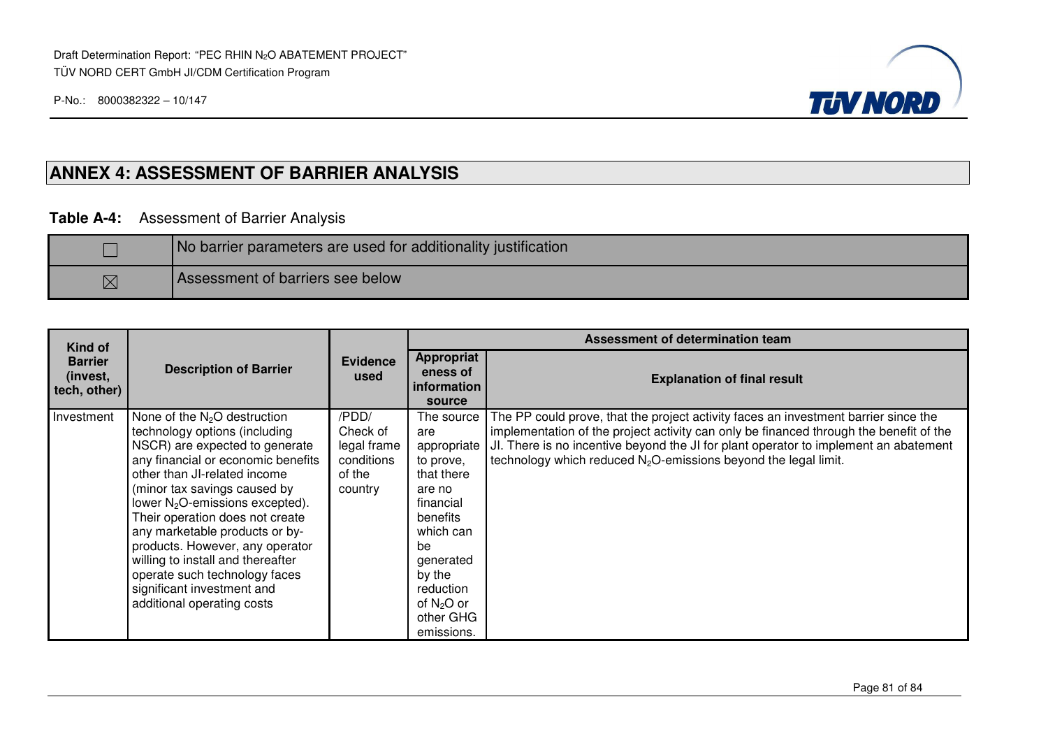## ANNEX 4: ASSESSMENT OF BARRIER ANALYSIS

**Table A-4:** Assessment of Barrier Analysis

| | |
|---|---|
| ☐ | No barrier parameters are used for additionality justification |
| ☒ | Assessment of barriers see below |

| Kind of Barrier (invest, tech, other) | Description of Barrier | Evidence used | Assessment of determination team | |
|---|---|---|---|---|
| | | | **Appropriateness of information source** | **Explanation of final result** |
| Investment | None of the $N_2O$ destruction technology options (including NSCR) are expected to generate any financial or economic benefits other than JI-related income (minor tax savings caused by lower $N_2O$-emissions excepted). Their operation does not create any marketable products or by-products. However, any operator willing to install and thereafter operate such technology faces significant investment and additional operating costs | /PDD/ Check of legal frame conditions of the country | The source are appropriate to prove, that there are no financial benefits which can be generated by the reduction of $N_2O$ or other GHG emissions. | The PP could prove, that the project activity faces an investment barrier since the implementation of the project activity can only be financed through the benefit of the JI. There is no incentive beyond the JI for plant operator to implement an abatement technology which reduced $N_2O$-emissions beyond the legal limit. |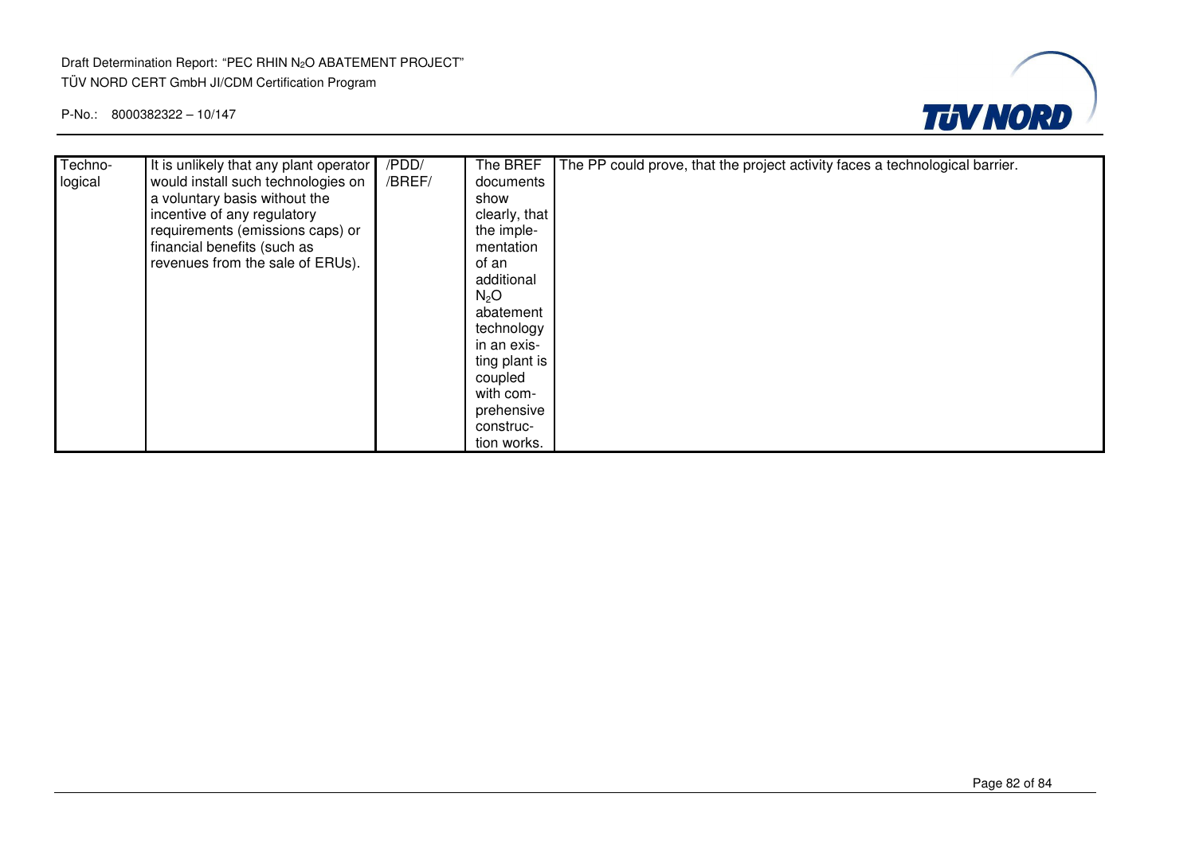| | | | | |
|---|---|---|---|---|
| Techno-logical | It is unlikely that any plant operator would install such technologies on a voluntary basis without the incentive of any regulatory requirements (emissions caps) or financial benefits (such as revenues from the sale of ERUs). | /PDD/ /BREF/ | The BREF documents show clearly, that the imple-mentation of an additional $N_2O$ abatement technology in an exis-ting plant is coupled with com-prehensive construc-tion works. | The PP could prove, that the project activity faces a technological barrier. |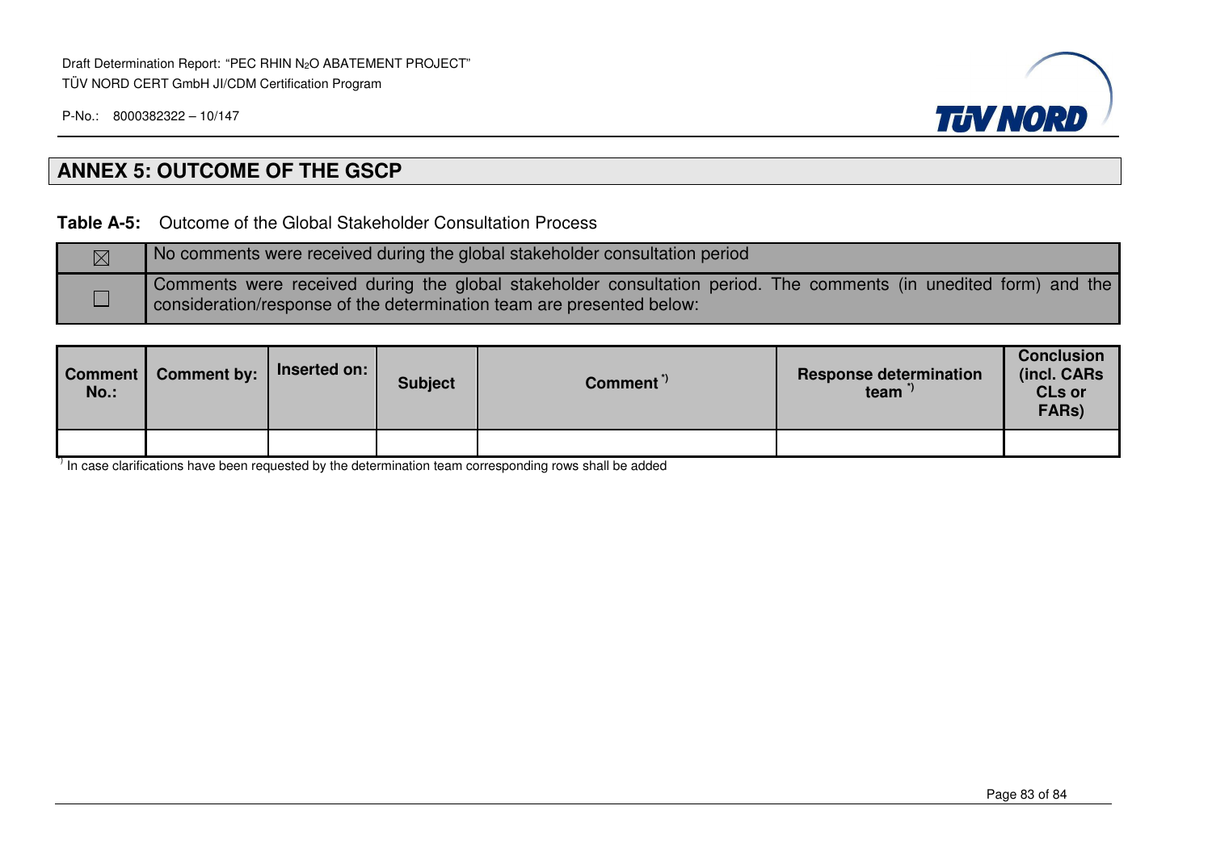## ANNEX 5: OUTCOME OF THE GSCP

**Table A-5:** Outcome of the Global Stakeholder Consultation Process

| | |
|---|---|
| ☒ | No comments were received during the global stakeholder consultation period |
| ☐ | Comments were received during the global stakeholder consultation period. The comments (in unedited form) and the consideration/response of the determination team are presented below: |

| Comment No.: | Comment by: | Inserted on: | Subject | Comment *) | Response determination team *) | Conclusion (incl. CARs CLs or FARs) |
|---|---|---|---|---|---|---|
| | | | | | | |

*) In case clarifications have been requested by the determination team corresponding rows shall be added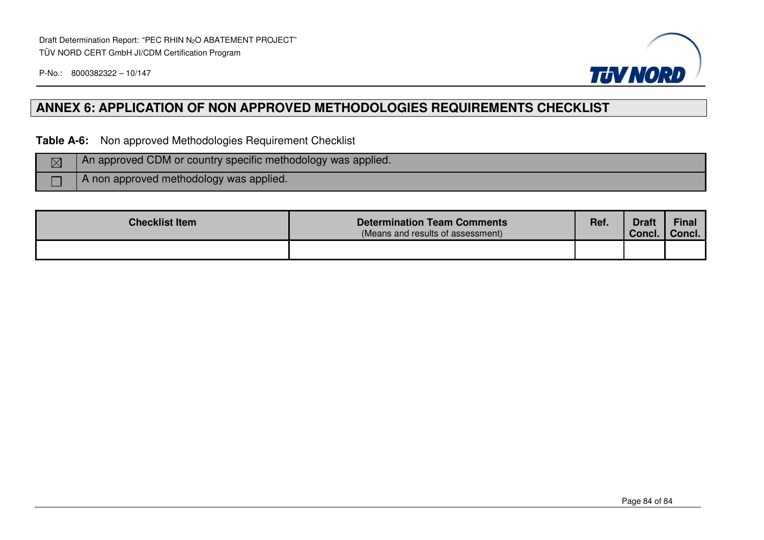## ANNEX 6: APPLICATION OF NON APPROVED METHODOLOGIES REQUIREMENTS CHECKLIST

**Table A-6:** Non approved Methodologies Requirement Checklist

| | |
|---|---|
| ☒ | An approved CDM or country specific methodology was applied. |
| ☐ | A non approved methodology was applied. |

| Checklist Item | Determination Team Comments (Means and results of assessment) | Ref. | Draft Concl. | Final Concl. |
|---|---|---|---|---|
| | | | | |